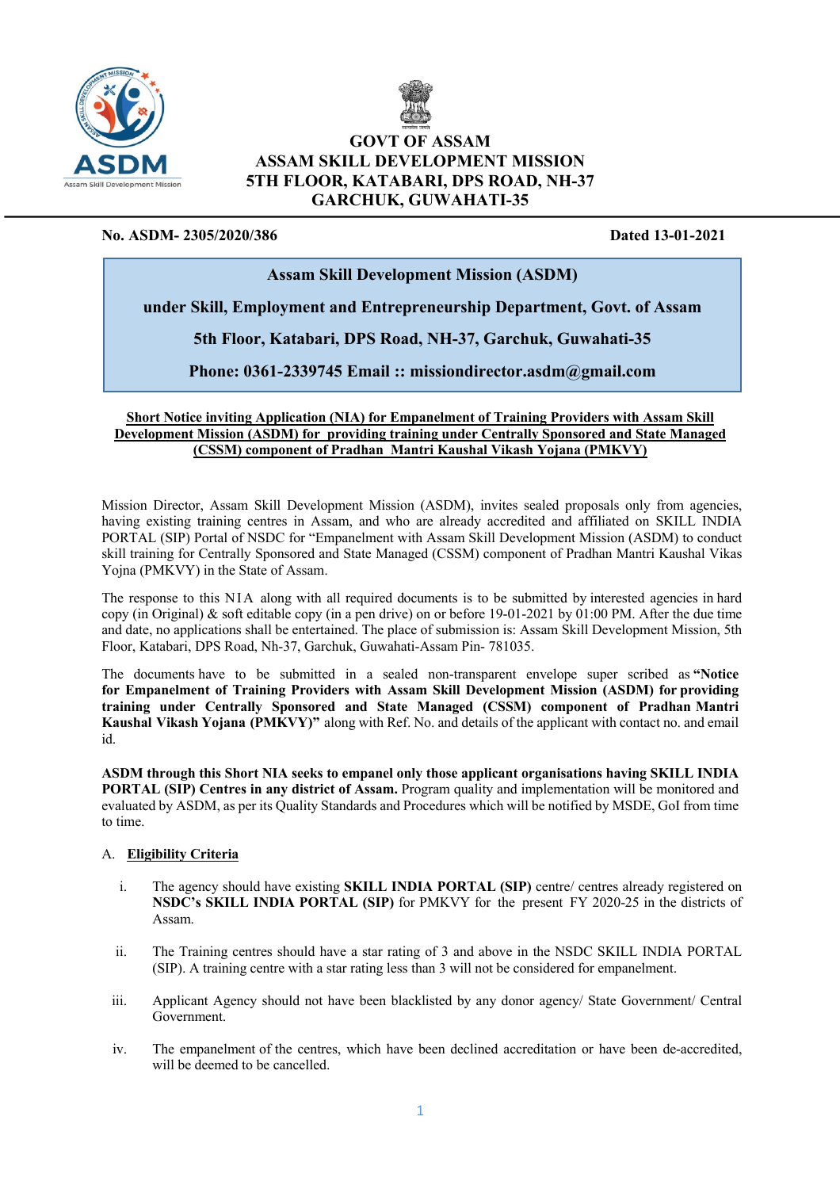**GOVT OF ASSAM**
**ASSAM SKILL DEVELOPMENT MISSION**
**5TH FLOOR, KATABARI, DPS ROAD, NH-37**
**GARCHUK, GUWAHATI-35**

**No. ASDM- 2305/2020/386** **Dated 13-01-2021**

**Assam Skill Development Mission (ASDM)**

**under Skill, Employment and Entrepreneurship Department, Govt. of Assam**

**5th Floor, Katabari, DPS Road, NH-37, Garchuk, Guwahati-35**

**Phone: 0361-2339745 Email :: missiondirector.asdm@gmail.com**

**Short Notice inviting Application (NIA) for Empanelment of Training Providers with Assam Skill Development Mission (ASDM) for providing training under Centrally Sponsored and State Managed (CSSM) component of Pradhan Mantri Kaushal Vikash Yojana (PMKVY)**

Mission Director, Assam Skill Development Mission (ASDM), invites sealed proposals only from agencies, having existing training centres in Assam, and who are already accredited and affiliated on SKILL INDIA PORTAL (SIP) Portal of NSDC for "Empanelment with Assam Skill Development Mission (ASDM) to conduct skill training for Centrally Sponsored and State Managed (CSSM) component of Pradhan Mantri Kaushal Vikas Yojna (PMKVY) in the State of Assam.

The response to this NIA along with all required documents is to be submitted by interested agencies in hard copy (in Original) & soft editable copy (in a pen drive) on or before 19-01-2021 by 01:00 PM. After the due time and date, no applications shall be entertained. The place of submission is: Assam Skill Development Mission, 5th Floor, Katabari, DPS Road, Nh-37, Garchuk, Guwahati-Assam Pin- 781035.

The documents have to be submitted in a sealed non-transparent envelope super scribed as **"Notice for Empanelment of Training Providers with Assam Skill Development Mission (ASDM) for providing training under Centrally Sponsored and State Managed (CSSM) component of Pradhan Mantri Kaushal Vikash Yojana (PMKVY)"** along with Ref. No. and details of the applicant with contact no. and email id.

**ASDM through this Short NIA seeks to empanel only those applicant organisations having SKILL INDIA PORTAL (SIP) Centres in any district of Assam.** Program quality and implementation will be monitored and evaluated by ASDM, as per its Quality Standards and Procedures which will be notified by MSDE, GoI from time to time.

## A. Eligibility Criteria

i. The agency should have existing **SKILL INDIA PORTAL (SIP)** centre/ centres already registered on **NSDC's SKILL INDIA PORTAL (SIP)** for PMKVY for the present FY 2020-25 in the districts of Assam.

ii. The Training centres should have a star rating of 3 and above in the NSDC SKILL INDIA PORTAL (SIP). A training centre with a star rating less than 3 will not be considered for empanelment.

iii. Applicant Agency should not have been blacklisted by any donor agency/ State Government/ Central Government.

iv. The empanelment of the centres, which have been declined accreditation or have been de-accredited, will be deemed to be cancelled.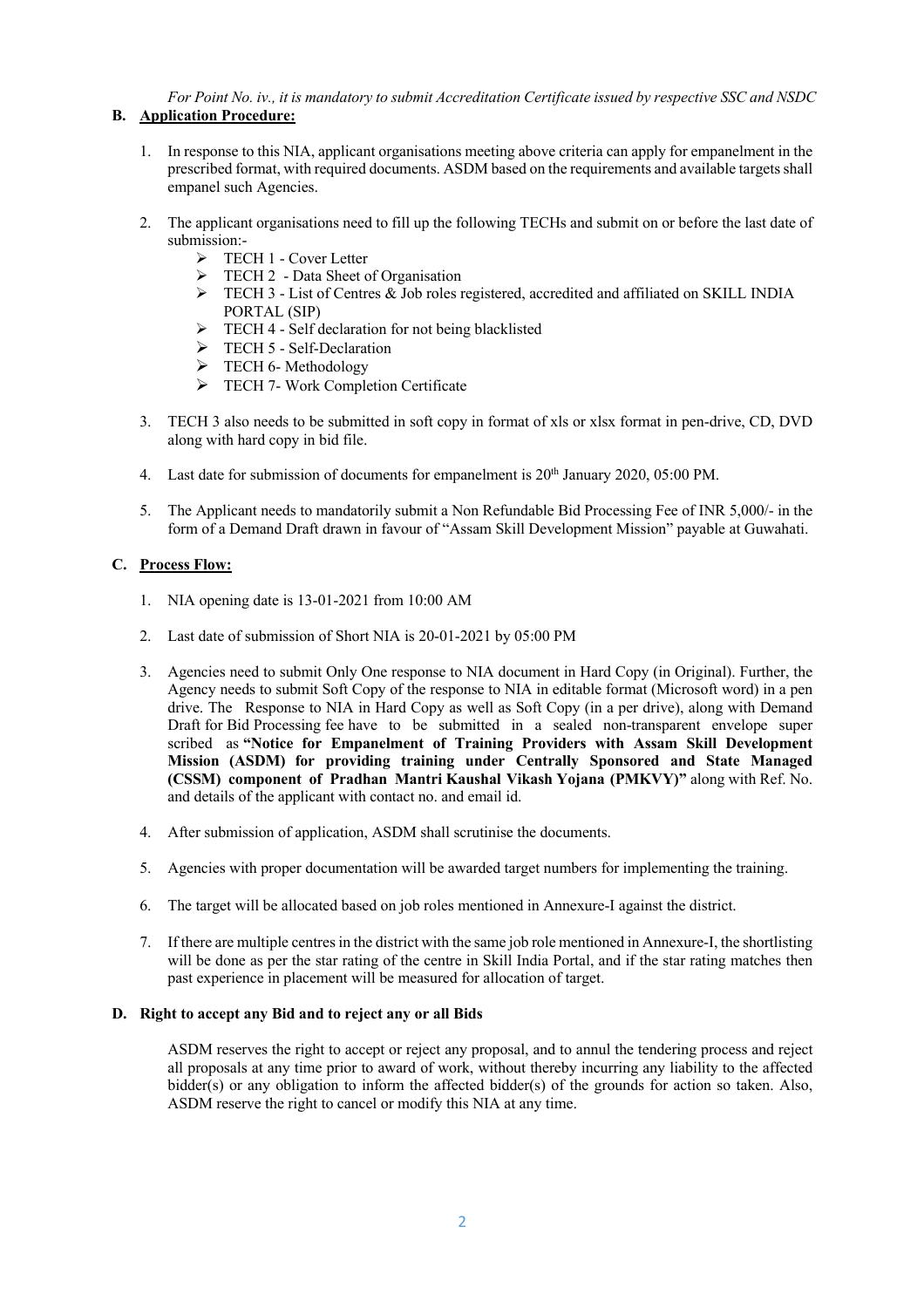*For Point No. iv., it is mandatory to submit Accreditation Certificate issued by respective SSC and NSDC*

**B. Application Procedure:**

1. In response to this NIA, applicant organisations meeting above criteria can apply for empanelment in the prescribed format, with required documents. ASDM based on the requirements and available targets shall empanel such Agencies.

2. The applicant organisations need to fill up the following TECHs and submit on or before the last date of submission:-
   - TECH 1 - Cover Letter
   - TECH 2 - Data Sheet of Organisation
   - TECH 3 - List of Centres & Job roles registered, accredited and affiliated on SKILL INDIA PORTAL (SIP)
   - TECH 4 - Self declaration for not being blacklisted
   - TECH 5 - Self-Declaration
   - TECH 6- Methodology
   - TECH 7- Work Completion Certificate

3. TECH 3 also needs to be submitted in soft copy in format of xls or xlsx format in pen-drive, CD, DVD along with hard copy in bid file.

4. Last date for submission of documents for empanelment is 20th January 2020, 05:00 PM.

5. The Applicant needs to mandatorily submit a Non Refundable Bid Processing Fee of INR 5,000/- in the form of a Demand Draft drawn in favour of "Assam Skill Development Mission" payable at Guwahati.

**C. Process Flow:**

1. NIA opening date is 13-01-2021 from 10:00 AM

2. Last date of submission of Short NIA is 20-01-2021 by 05:00 PM

3. Agencies need to submit Only One response to NIA document in Hard Copy (in Original). Further, the Agency needs to submit Soft Copy of the response to NIA in editable format (Microsoft word) in a pen drive. The Response to NIA in Hard Copy as well as Soft Copy (in a per drive), along with Demand Draft for Bid Processing fee have to be submitted in a sealed non-transparent envelope super scribed as **"Notice for Empanelment of Training Providers with Assam Skill Development Mission (ASDM) for providing training under Centrally Sponsored and State Managed (CSSM) component of Pradhan Mantri Kaushal Vikash Yojana (PMKVY)"** along with Ref. No. and details of the applicant with contact no. and email id.

4. After submission of application, ASDM shall scrutinise the documents.

5. Agencies with proper documentation will be awarded target numbers for implementing the training.

6. The target will be allocated based on job roles mentioned in Annexure-I against the district.

7. If there are multiple centres in the district with the same job role mentioned in Annexure-I, the shortlisting will be done as per the star rating of the centre in Skill India Portal, and if the star rating matches then past experience in placement will be measured for allocation of target.

**D. Right to accept any Bid and to reject any or all Bids**

ASDM reserves the right to accept or reject any proposal, and to annul the tendering process and reject all proposals at any time prior to award of work, without thereby incurring any liability to the affected bidder(s) or any obligation to inform the affected bidder(s) of the grounds for action so taken. Also, ASDM reserve the right to cancel or modify this NIA at any time.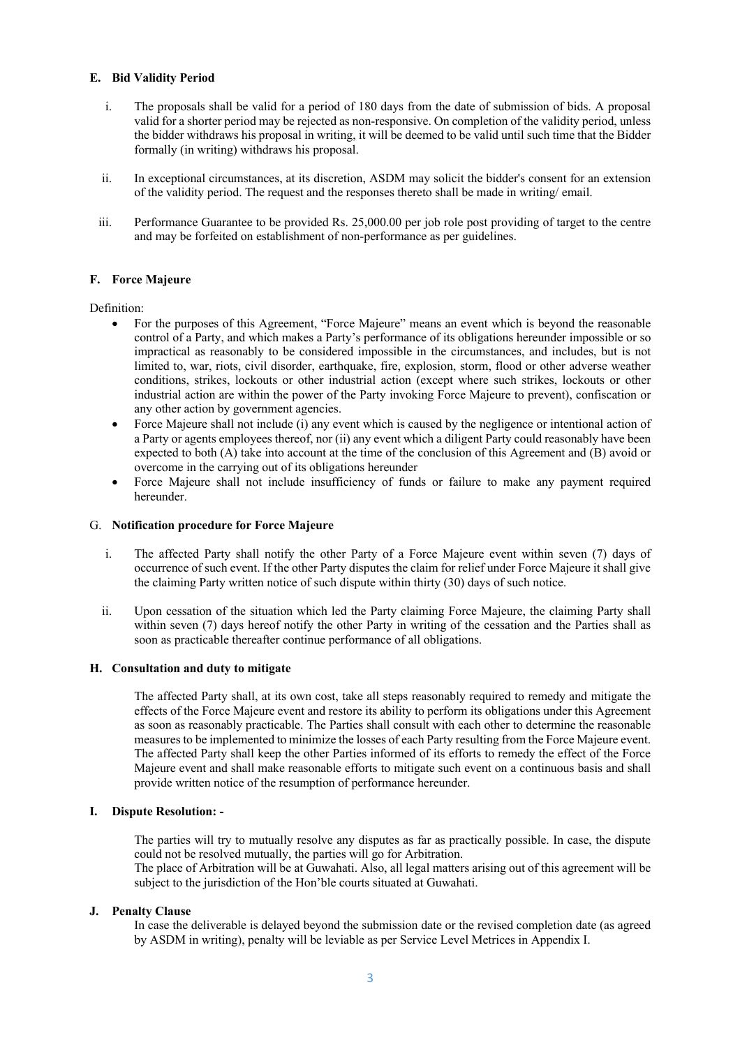### E. Bid Validity Period

i. The proposals shall be valid for a period of 180 days from the date of submission of bids. A proposal valid for a shorter period may be rejected as non-responsive. On completion of the validity period, unless the bidder withdraws his proposal in writing, it will be deemed to be valid until such time that the Bidder formally (in writing) withdraws his proposal.

ii. In exceptional circumstances, at its discretion, ASDM may solicit the bidder's consent for an extension of the validity period. The request and the responses thereto shall be made in writing/ email.

iii. Performance Guarantee to be provided Rs. 25,000.00 per job role post providing of target to the centre and may be forfeited on establishment of non-performance as per guidelines.

### F. Force Majeure

Definition:

- For the purposes of this Agreement, "Force Majeure" means an event which is beyond the reasonable control of a Party, and which makes a Party's performance of its obligations hereunder impossible or so impractical as reasonably to be considered impossible in the circumstances, and includes, but is not limited to, war, riots, civil disorder, earthquake, fire, explosion, storm, flood or other adverse weather conditions, strikes, lockouts or other industrial action (except where such strikes, lockouts or other industrial action are within the power of the Party invoking Force Majeure to prevent), confiscation or any other action by government agencies.
- Force Majeure shall not include (i) any event which is caused by the negligence or intentional action of a Party or agents employees thereof, nor (ii) any event which a diligent Party could reasonably have been expected to both (A) take into account at the time of the conclusion of this Agreement and (B) avoid or overcome in the carrying out of its obligations hereunder
- Force Majeure shall not include insufficiency of funds or failure to make any payment required hereunder.

### G. Notification procedure for Force Majeure

i. The affected Party shall notify the other Party of a Force Majeure event within seven (7) days of occurrence of such event. If the other Party disputes the claim for relief under Force Majeure it shall give the claiming Party written notice of such dispute within thirty (30) days of such notice.

ii. Upon cessation of the situation which led the Party claiming Force Majeure, the claiming Party shall within seven (7) days hereof notify the other Party in writing of the cessation and the Parties shall as soon as practicable thereafter continue performance of all obligations.

### H. Consultation and duty to mitigate

The affected Party shall, at its own cost, take all steps reasonably required to remedy and mitigate the effects of the Force Majeure event and restore its ability to perform its obligations under this Agreement as soon as reasonably practicable. The Parties shall consult with each other to determine the reasonable measures to be implemented to minimize the losses of each Party resulting from the Force Majeure event. The affected Party shall keep the other Parties informed of its efforts to remedy the effect of the Force Majeure event and shall make reasonable efforts to mitigate such event on a continuous basis and shall provide written notice of the resumption of performance hereunder.

### I. Dispute Resolution: -

The parties will try to mutually resolve any disputes as far as practically possible. In case, the dispute could not be resolved mutually, the parties will go for Arbitration.
The place of Arbitration will be at Guwahati. Also, all legal matters arising out of this agreement will be subject to the jurisdiction of the Hon'ble courts situated at Guwahati.

### J. Penalty Clause

In case the deliverable is delayed beyond the submission date or the revised completion date (as agreed by ASDM in writing), penalty will be leviable as per Service Level Metrices in Appendix I.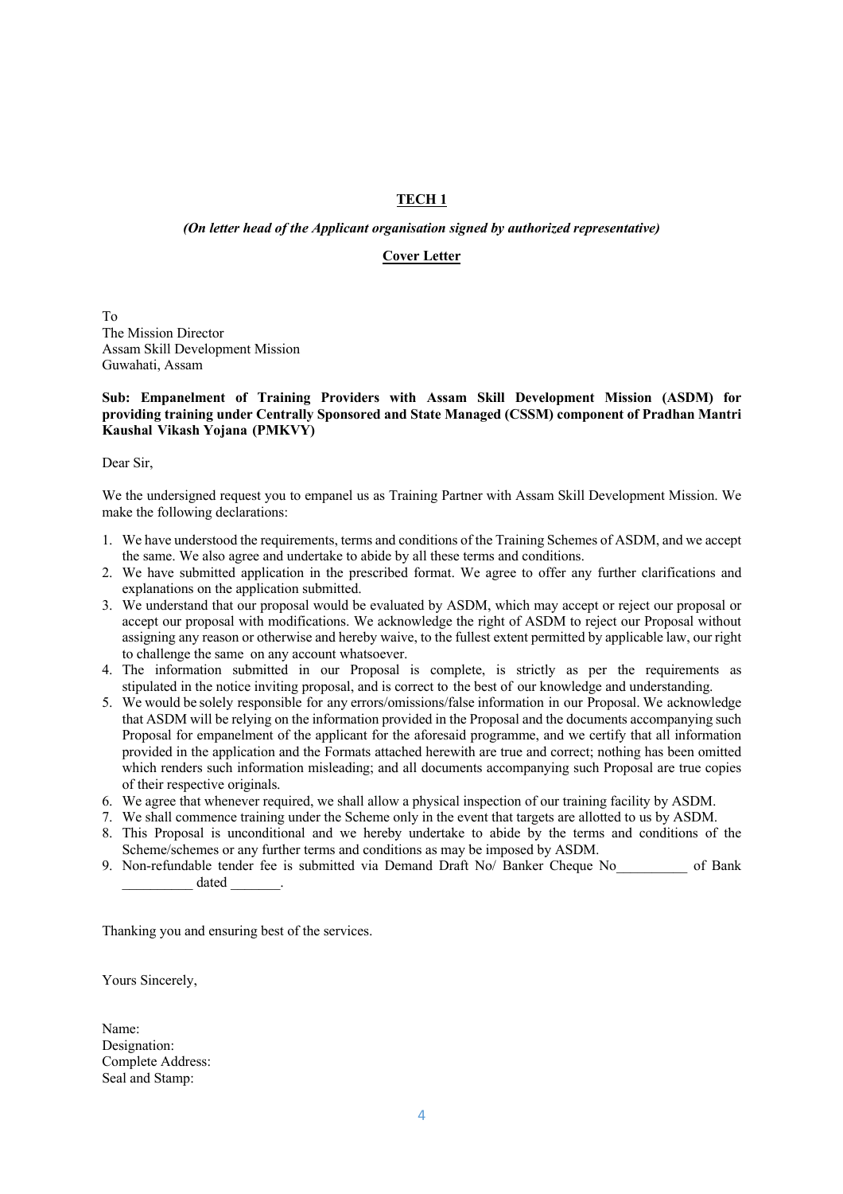**TECH 1**

***(On letter head of the Applicant organisation signed by authorized representative)***

**Cover Letter**

To
The Mission Director
Assam Skill Development Mission
Guwahati, Assam

**Sub: Empanelment of Training Providers with Assam Skill Development Mission (ASDM) for providing training under Centrally Sponsored and State Managed (CSSM) component of Pradhan Mantri Kaushal Vikash Yojana (PMKVY)**

Dear Sir,

We the undersigned request you to empanel us as Training Partner with Assam Skill Development Mission. We make the following declarations:

1. We have understood the requirements, terms and conditions of the Training Schemes of ASDM, and we accept the same. We also agree and undertake to abide by all these terms and conditions.
2. We have submitted application in the prescribed format. We agree to offer any further clarifications and explanations on the application submitted.
3. We understand that our proposal would be evaluated by ASDM, which may accept or reject our proposal or accept our proposal with modifications. We acknowledge the right of ASDM to reject our Proposal without assigning any reason or otherwise and hereby waive, to the fullest extent permitted by applicable law, our right to challenge the same on any account whatsoever.
4. The information submitted in our Proposal is complete, is strictly as per the requirements as stipulated in the notice inviting proposal, and is correct to the best of our knowledge and understanding.
5. We would be solely responsible for any errors/omissions/false information in our Proposal. We acknowledge that ASDM will be relying on the information provided in the Proposal and the documents accompanying such Proposal for empanelment of the applicant for the aforesaid programme, and we certify that all information provided in the application and the Formats attached herewith are true and correct; nothing has been omitted which renders such information misleading; and all documents accompanying such Proposal are true copies of their respective originals.
6. We agree that whenever required, we shall allow a physical inspection of our training facility by ASDM.
7. We shall commence training under the Scheme only in the event that targets are allotted to us by ASDM.
8. This Proposal is unconditional and we hereby undertake to abide by the terms and conditions of the Scheme/schemes or any further terms and conditions as may be imposed by ASDM.
9. Non-refundable tender fee is submitted via Demand Draft No/ Banker Cheque No__________ of Bank __________ dated _______.

Thanking you and ensuring best of the services.

Yours Sincerely,

Name:
Designation:
Complete Address:
Seal and Stamp: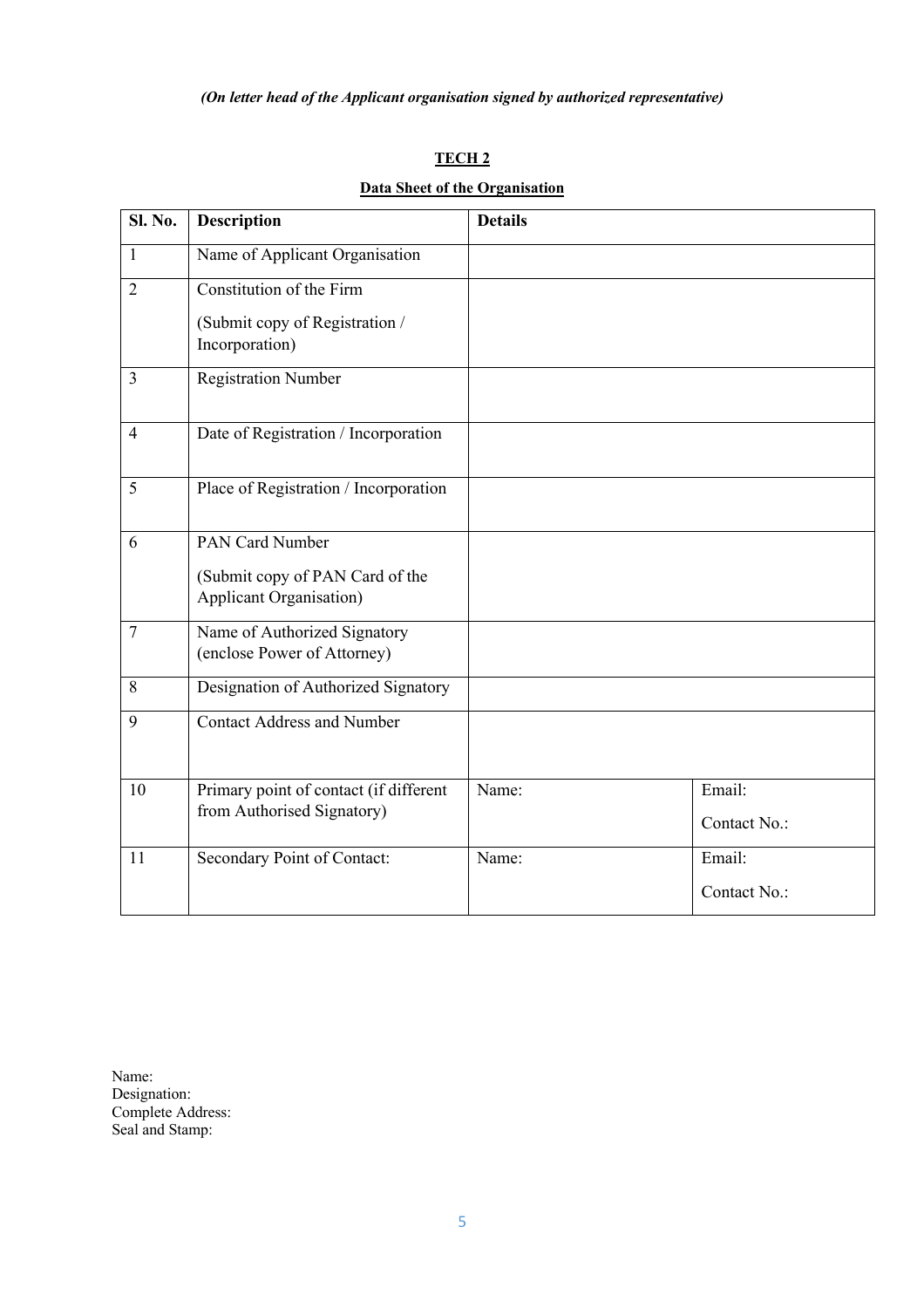*(On letter head of the Applicant organisation signed by authorized representative)*

**TECH 2**

**Data Sheet of the Organisation**

| Sl. No. | Description | Details | |
|---|---|---|---|
| 1 | Name of Applicant Organisation | | |
| 2 | Constitution of the Firm<br><br>(Submit copy of Registration / Incorporation) | | |
| 3 | Registration Number | | |
| 4 | Date of Registration / Incorporation | | |
| 5 | Place of Registration / Incorporation | | |
| 6 | PAN Card Number<br><br>(Submit copy of PAN Card of the Applicant Organisation) | | |
| 7 | Name of Authorized Signatory (enclose Power of Attorney) | | |
| 8 | Designation of Authorized Signatory | | |
| 9 | Contact Address and Number | | |
| 10 | Primary point of contact (if different from Authorised Signatory) | Name: | Email:<br><br>Contact No.: |
| 11 | Secondary Point of Contact: | Name: | Email:<br><br>Contact No.: |

Name:
Designation:
Complete Address:
Seal and Stamp: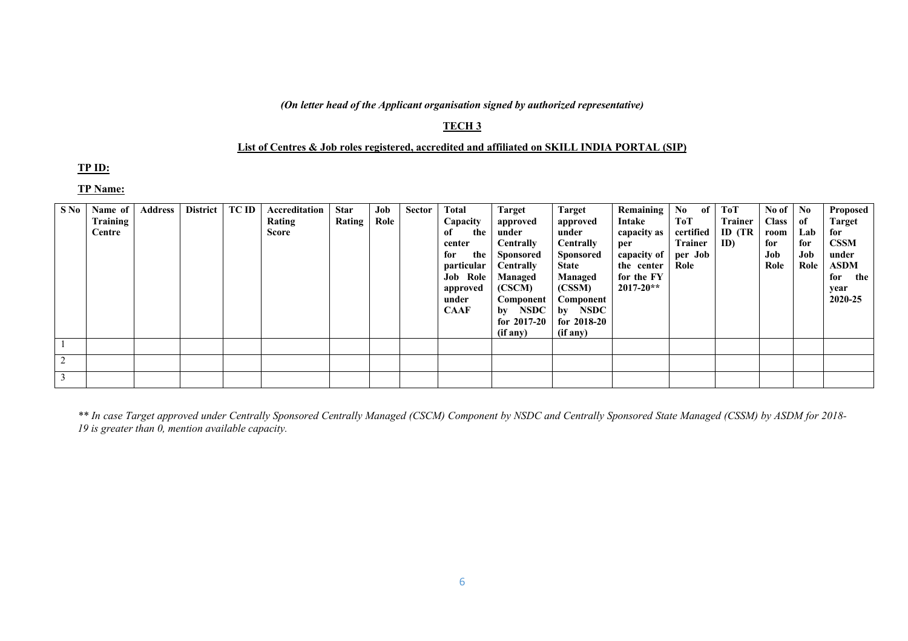*(On letter head of the Applicant organisation signed by authorized representative)*

**TECH 3**

**List of Centres & Job roles registered, accredited and affiliated on SKILL INDIA PORTAL (SIP)**

**TP ID:**

**TP Name:**

| S No | Name of Training Centre | Address | District | TC ID | Accreditation Rating Score | Star Rating | Job Role | Sector | Total Capacity of the center for the particular Job Role approved under CAAF | Target approved under Centrally Sponsored Centrally Managed (CSCM) Component by NSDC for 2017-20 (if any) | Target approved under Centrally Sponsored State Managed (CSSM) Component by NSDC for 2018-20 (if any) | Remaining Intake capacity as per capacity of the center for the FY 2017-20** | No of ToT certified Trainer per Job Role | ToT Trainer ID (TR ID) | No of Class room for Job Role | No of Lab for Job Role | Proposed Target for CSSM under ASDM for the year 2020-25 |
|---|---|---|---|---|---|---|---|---|---|---|---|---|---|---|---|---|---|
| 1 | | | | | | | | | | | | | | | | | |
| 2 | | | | | | | | | | | | | | | | | |
| 3 | | | | | | | | | | | | | | | | | |

*** In case Target approved under Centrally Sponsored Centrally Managed (CSCM) Component by NSDC and Centrally Sponsored State Managed (CSSM) by ASDM for 2018-19 is greater than 0, mention available capacity.*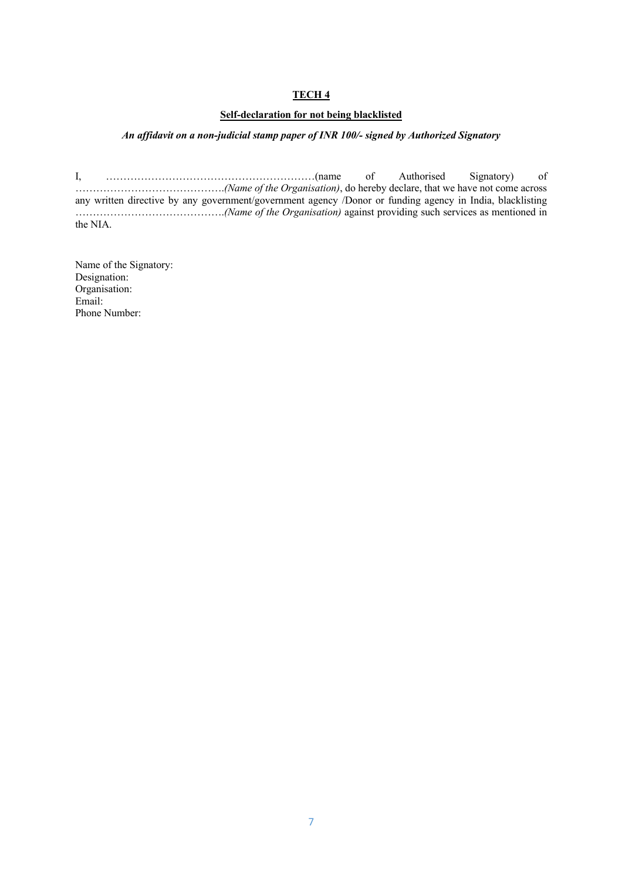**<u>TECH 4</u>**

**<u>Self-declaration for not being blacklisted</u>**

***An affidavit on a non-judicial stamp paper of INR 100/- signed by Authorized Signatory***

I, ………………………………………………………(name of Authorised Signatory) of …………………………………….*(Name of the Organisation)*, do hereby declare, that we have not come across any written directive by any government/government agency /Donor or funding agency in India, blacklisting …………………………………….*(Name of the Organisation)* against providing such services as mentioned in the NIA.

Name of the Signatory:
Designation:
Organisation:
Email:
Phone Number: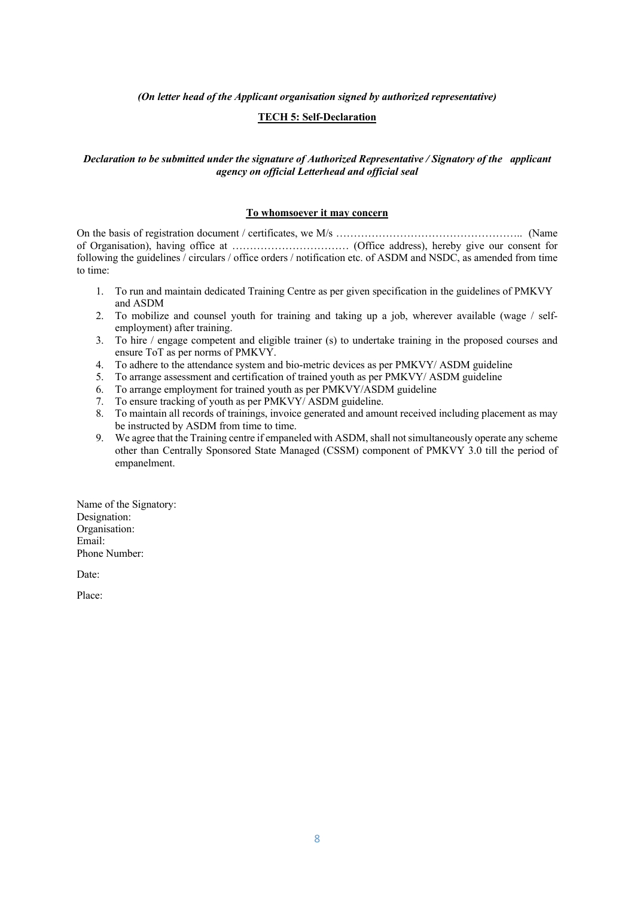*(On letter head of the Applicant organisation signed by authorized representative)*

## TECH 5: Self-Declaration

***Declaration to be submitted under the signature of Authorized Representative / Signatory of the applicant agency on official Letterhead and official seal***

**To whomsoever it may concern**

On the basis of registration document / certificates, we M/s …………………………………………….. (Name of Organisation), having office at …………………………… (Office address), hereby give our consent for following the guidelines / circulars / office orders / notification etc. of ASDM and NSDC, as amended from time to time:

1. To run and maintain dedicated Training Centre as per given specification in the guidelines of PMKVY and ASDM
2. To mobilize and counsel youth for training and taking up a job, wherever available (wage / self-employment) after training.
3. To hire / engage competent and eligible trainer (s) to undertake training in the proposed courses and ensure ToT as per norms of PMKVY.
4. To adhere to the attendance system and bio-metric devices as per PMKVY/ ASDM guideline
5. To arrange assessment and certification of trained youth as per PMKVY/ ASDM guideline
6. To arrange employment for trained youth as per PMKVY/ASDM guideline
7. To ensure tracking of youth as per PMKVY/ ASDM guideline.
8. To maintain all records of trainings, invoice generated and amount received including placement as may be instructed by ASDM from time to time.
9. We agree that the Training centre if empaneled with ASDM, shall not simultaneously operate any scheme other than Centrally Sponsored State Managed (CSSM) component of PMKVY 3.0 till the period of empanelment.

Name of the Signatory:
Designation:
Organisation:
Email:
Phone Number:

Date:

Place: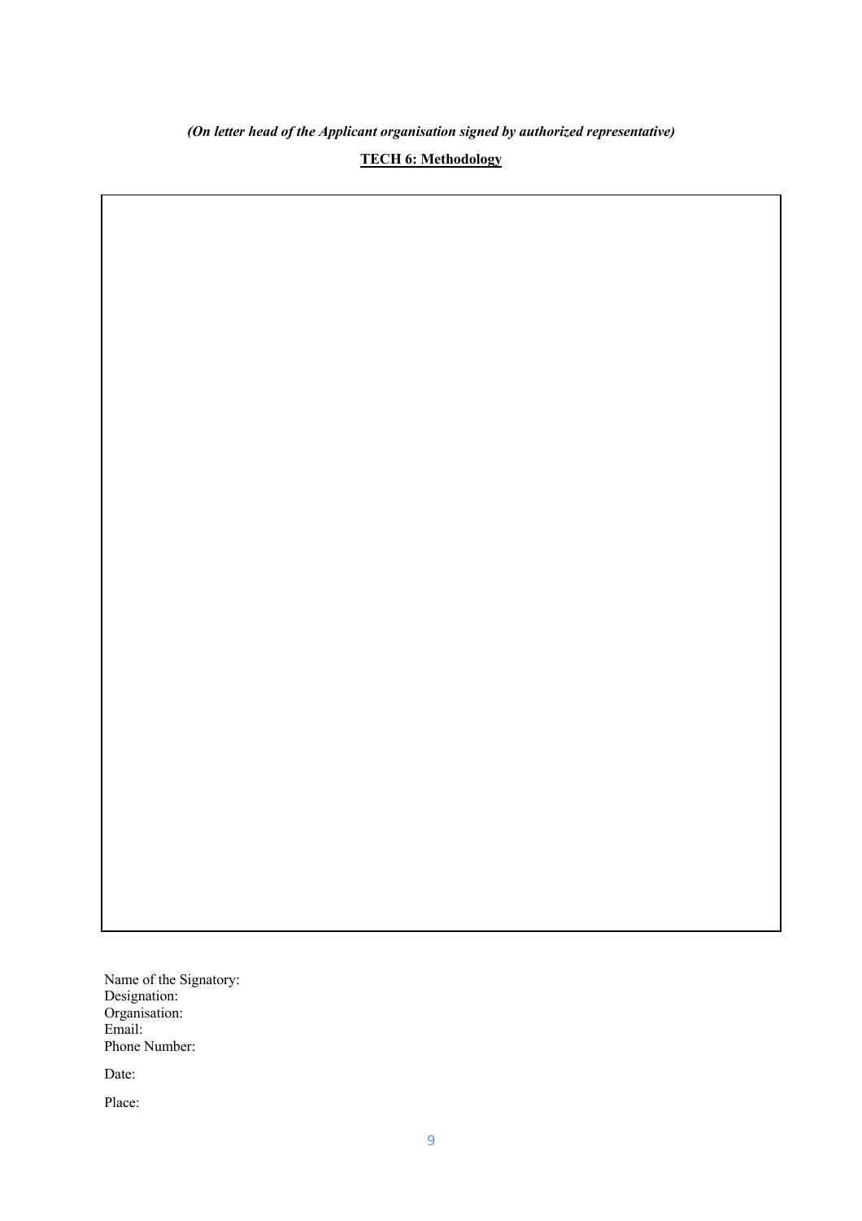*(On letter head of the Applicant organisation signed by authorized representative)*

**TECH 6: Methodology**

|  |
|---|
|  |

Name of the Signatory:
Designation:
Organisation:
Email:
Phone Number:

Date:

Place: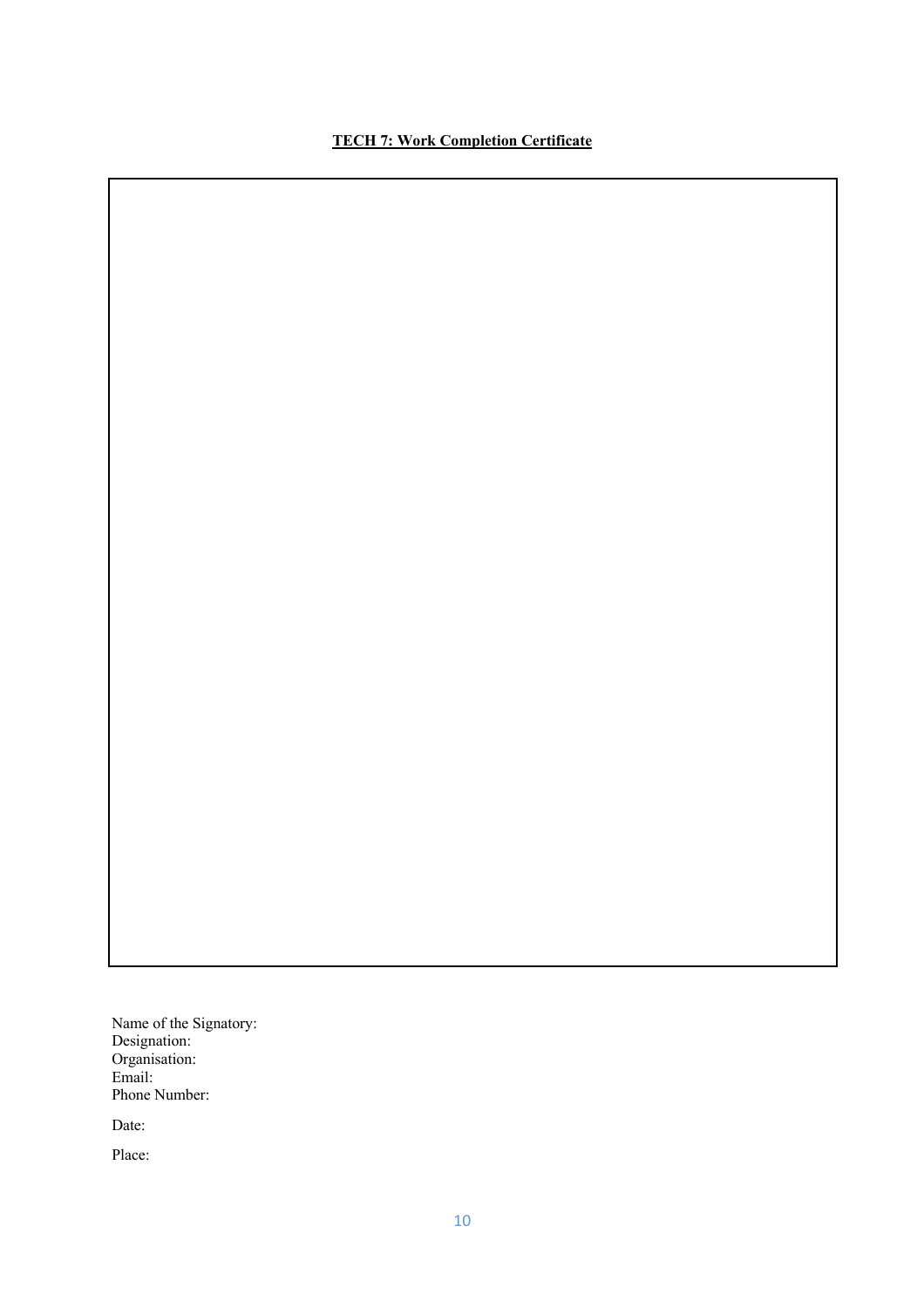**TECH 7: Work Completion Certificate**

Name of the Signatory:
Designation:
Organisation:
Email:
Phone Number:

Date:

Place: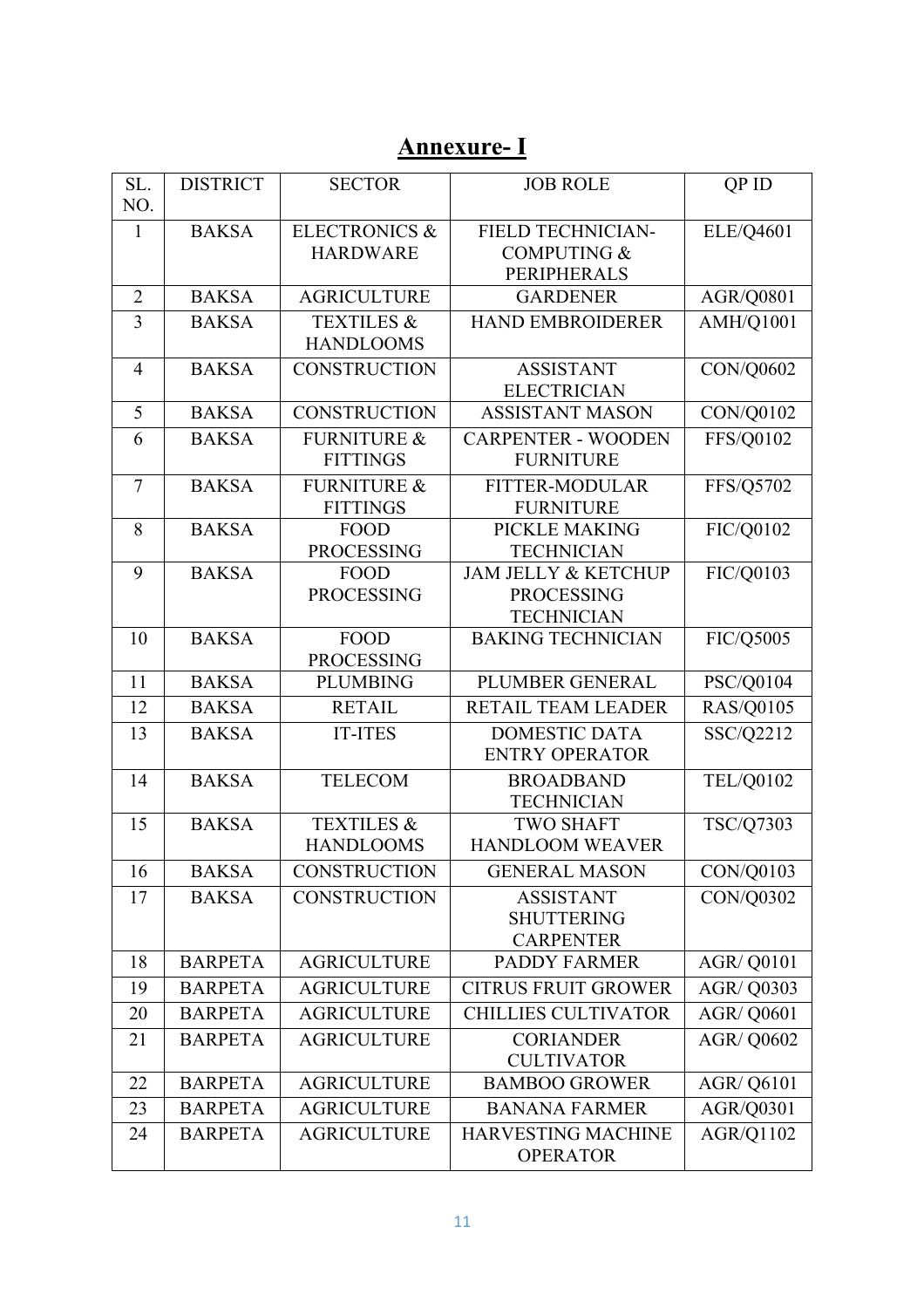# Annexure- I

| SL. NO. | DISTRICT | SECTOR | JOB ROLE | QP ID |
|---|---|---|---|---|
| 1 | BAKSA | ELECTRONICS & HARDWARE | FIELD TECHNICIAN-COMPUTING & PERIPHERALS | ELE/Q4601 |
| 2 | BAKSA | AGRICULTURE | GARDENER | AGR/Q0801 |
| 3 | BAKSA | TEXTILES & HANDLOOMS | HAND EMBROIDERER | AMH/Q1001 |
| 4 | BAKSA | CONSTRUCTION | ASSISTANT ELECTRICIAN | CON/Q0602 |
| 5 | BAKSA | CONSTRUCTION | ASSISTANT MASON | CON/Q0102 |
| 6 | BAKSA | FURNITURE & FITTINGS | CARPENTER - WOODEN FURNITURE | FFS/Q0102 |
| 7 | BAKSA | FURNITURE & FITTINGS | FITTER-MODULAR FURNITURE | FFS/Q5702 |
| 8 | BAKSA | FOOD PROCESSING | PICKLE MAKING TECHNICIAN | FIC/Q0102 |
| 9 | BAKSA | FOOD PROCESSING | JAM JELLY & KETCHUP PROCESSING TECHNICIAN | FIC/Q0103 |
| 10 | BAKSA | FOOD PROCESSING | BAKING TECHNICIAN | FIC/Q5005 |
| 11 | BAKSA | PLUMBING | PLUMBER GENERAL | PSC/Q0104 |
| 12 | BAKSA | RETAIL | RETAIL TEAM LEADER | RAS/Q0105 |
| 13 | BAKSA | IT-ITES | DOMESTIC DATA ENTRY OPERATOR | SSC/Q2212 |
| 14 | BAKSA | TELECOM | BROADBAND TECHNICIAN | TEL/Q0102 |
| 15 | BAKSA | TEXTILES & HANDLOOMS | TWO SHAFT HANDLOOM WEAVER | TSC/Q7303 |
| 16 | BAKSA | CONSTRUCTION | GENERAL MASON | CON/Q0103 |
| 17 | BAKSA | CONSTRUCTION | ASSISTANT SHUTTERING CARPENTER | CON/Q0302 |
| 18 | BARPETA | AGRICULTURE | PADDY FARMER | AGR/ Q0101 |
| 19 | BARPETA | AGRICULTURE | CITRUS FRUIT GROWER | AGR/ Q0303 |
| 20 | BARPETA | AGRICULTURE | CHILLIES CULTIVATOR | AGR/ Q0601 |
| 21 | BARPETA | AGRICULTURE | CORIANDER CULTIVATOR | AGR/ Q0602 |
| 22 | BARPETA | AGRICULTURE | BAMBOO GROWER | AGR/ Q6101 |
| 23 | BARPETA | AGRICULTURE | BANANA FARMER | AGR/Q0301 |
| 24 | BARPETA | AGRICULTURE | HARVESTING MACHINE OPERATOR | AGR/Q1102 |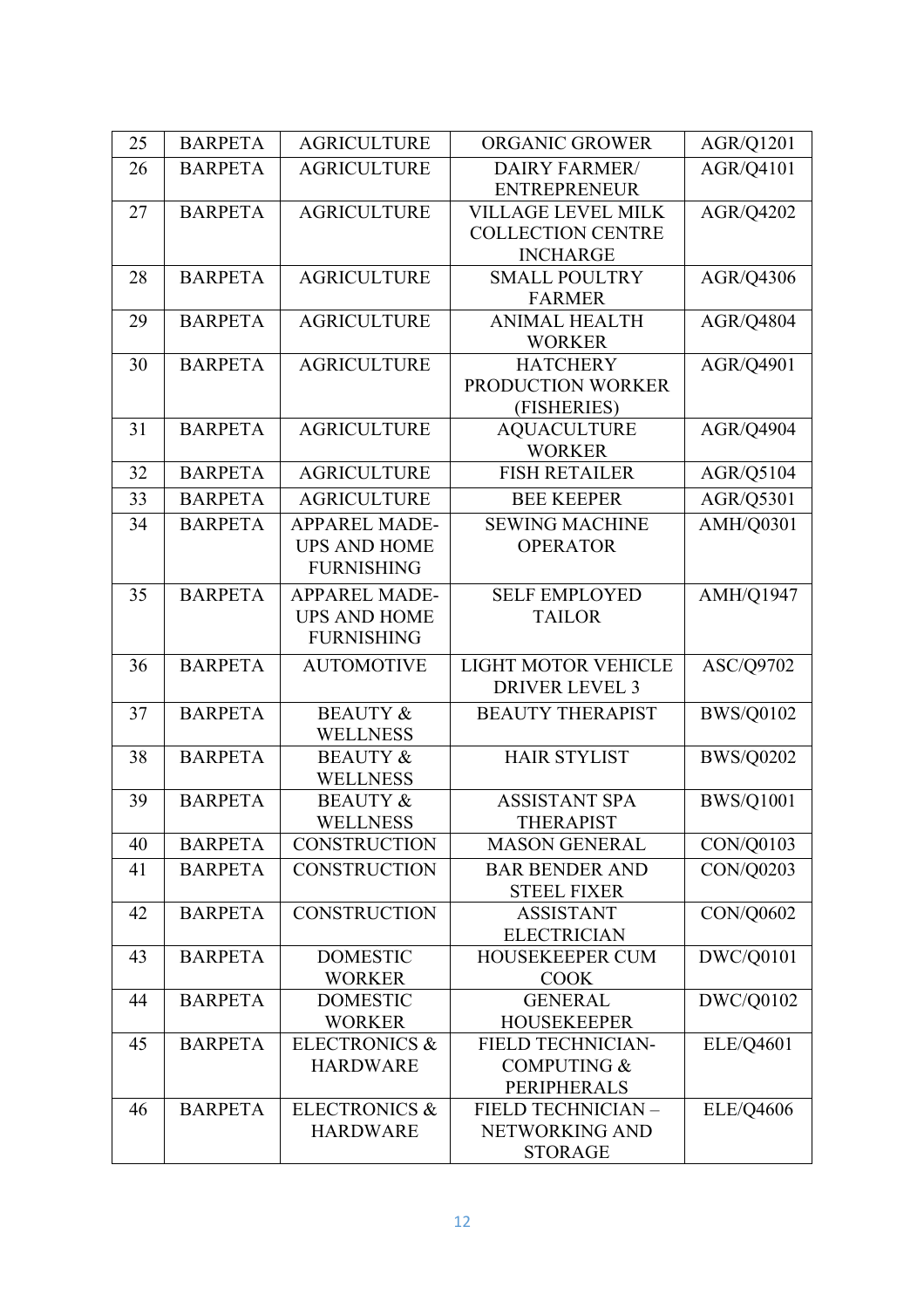| 25 | BARPETA | AGRICULTURE | ORGANIC GROWER | AGR/Q1201 |
|---|---|---|---|---|
| 26 | BARPETA | AGRICULTURE | DAIRY FARMER/ ENTREPRENEUR | AGR/Q4101 |
| 27 | BARPETA | AGRICULTURE | VILLAGE LEVEL MILK COLLECTION CENTRE INCHARGE | AGR/Q4202 |
| 28 | BARPETA | AGRICULTURE | SMALL POULTRY FARMER | AGR/Q4306 |
| 29 | BARPETA | AGRICULTURE | ANIMAL HEALTH WORKER | AGR/Q4804 |
| 30 | BARPETA | AGRICULTURE | HATCHERY PRODUCTION WORKER (FISHERIES) | AGR/Q4901 |
| 31 | BARPETA | AGRICULTURE | AQUACULTURE WORKER | AGR/Q4904 |
| 32 | BARPETA | AGRICULTURE | FISH RETAILER | AGR/Q5104 |
| 33 | BARPETA | AGRICULTURE | BEE KEEPER | AGR/Q5301 |
| 34 | BARPETA | APPAREL MADE-UPS AND HOME FURNISHING | SEWING MACHINE OPERATOR | AMH/Q0301 |
| 35 | BARPETA | APPAREL MADE-UPS AND HOME FURNISHING | SELF EMPLOYED TAILOR | AMH/Q1947 |
| 36 | BARPETA | AUTOMOTIVE | LIGHT MOTOR VEHICLE DRIVER LEVEL 3 | ASC/Q9702 |
| 37 | BARPETA | BEAUTY & WELLNESS | BEAUTY THERAPIST | BWS/Q0102 |
| 38 | BARPETA | BEAUTY & WELLNESS | HAIR STYLIST | BWS/Q0202 |
| 39 | BARPETA | BEAUTY & WELLNESS | ASSISTANT SPA THERAPIST | BWS/Q1001 |
| 40 | BARPETA | CONSTRUCTION | MASON GENERAL | CON/Q0103 |
| 41 | BARPETA | CONSTRUCTION | BAR BENDER AND STEEL FIXER | CON/Q0203 |
| 42 | BARPETA | CONSTRUCTION | ASSISTANT ELECTRICIAN | CON/Q0602 |
| 43 | BARPETA | DOMESTIC WORKER | HOUSEKEEPER CUM COOK | DWC/Q0101 |
| 44 | BARPETA | DOMESTIC WORKER | GENERAL HOUSEKEEPER | DWC/Q0102 |
| 45 | BARPETA | ELECTRONICS & HARDWARE | FIELD TECHNICIAN-COMPUTING & PERIPHERALS | ELE/Q4601 |
| 46 | BARPETA | ELECTRONICS & HARDWARE | FIELD TECHNICIAN – NETWORKING AND STORAGE | ELE/Q4606 |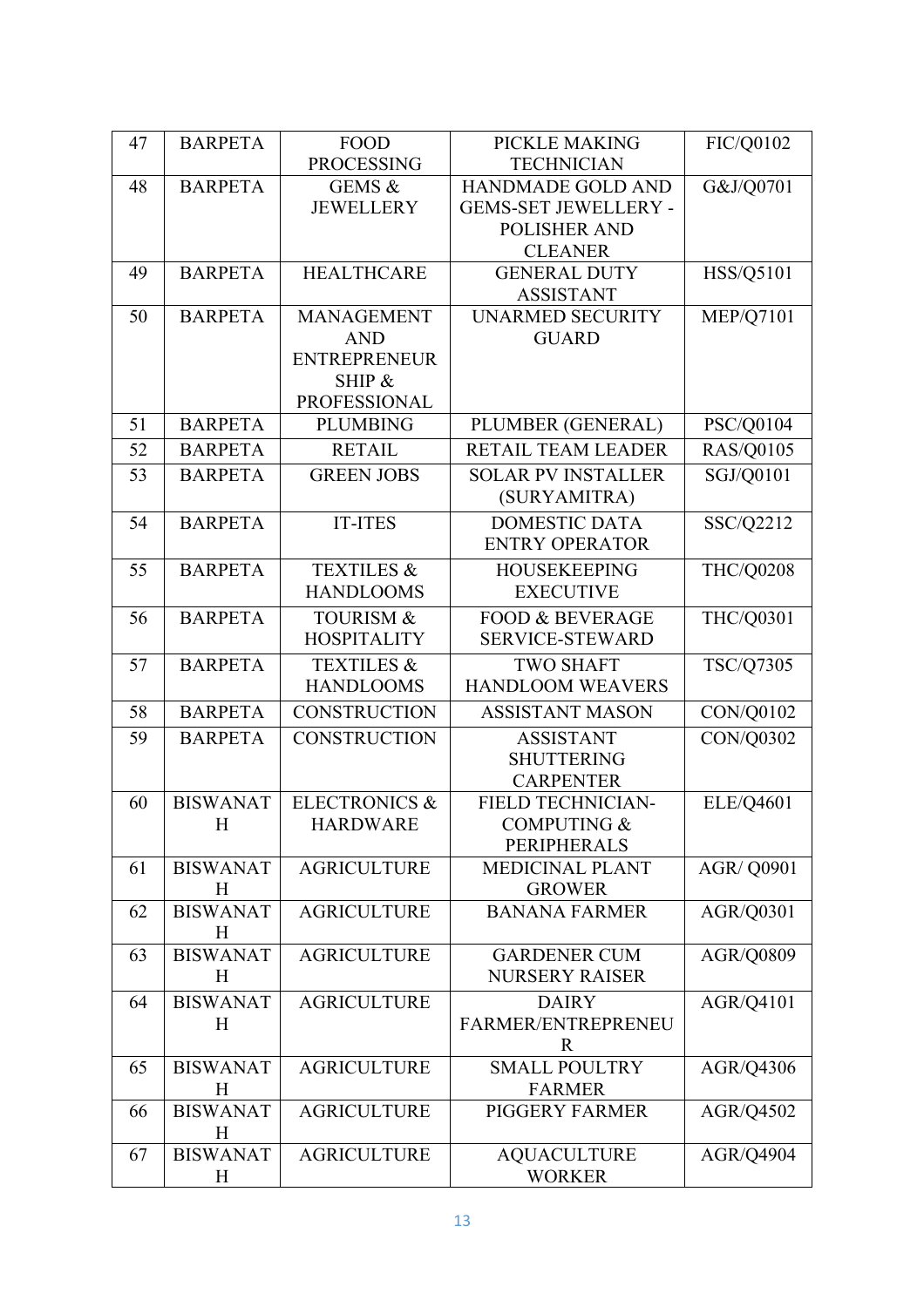| 47 | BARPETA | FOOD PROCESSING | PICKLE MAKING TECHNICIAN | FIC/Q0102 |
|---|---|---|---|---|
| 48 | BARPETA | GEMS & JEWELLERY | HANDMADE GOLD AND GEMS-SET JEWELLERY - POLISHER AND CLEANER | G&J/Q0701 |
| 49 | BARPETA | HEALTHCARE | GENERAL DUTY ASSISTANT | HSS/Q5101 |
| 50 | BARPETA | MANAGEMENT AND ENTREPRENEUR SHIP & PROFESSIONAL | UNARMED SECURITY GUARD | MEP/Q7101 |
| 51 | BARPETA | PLUMBING | PLUMBER (GENERAL) | PSC/Q0104 |
| 52 | BARPETA | RETAIL | RETAIL TEAM LEADER | RAS/Q0105 |
| 53 | BARPETA | GREEN JOBS | SOLAR PV INSTALLER (SURYAMITRA) | SGJ/Q0101 |
| 54 | BARPETA | IT-ITES | DOMESTIC DATA ENTRY OPERATOR | SSC/Q2212 |
| 55 | BARPETA | TEXTILES & HANDLOOMS | HOUSEKEEPING EXECUTIVE | THC/Q0208 |
| 56 | BARPETA | TOURISM & HOSPITALITY | FOOD & BEVERAGE SERVICE-STEWARD | THC/Q0301 |
| 57 | BARPETA | TEXTILES & HANDLOOMS | TWO SHAFT HANDLOOM WEAVERS | TSC/Q7305 |
| 58 | BARPETA | CONSTRUCTION | ASSISTANT MASON | CON/Q0102 |
| 59 | BARPETA | CONSTRUCTION | ASSISTANT SHUTTERING CARPENTER | CON/Q0302 |
| 60 | BISWANATH | ELECTRONICS & HARDWARE | FIELD TECHNICIAN-COMPUTING & PERIPHERALS | ELE/Q4601 |
| 61 | BISWANATH | AGRICULTURE | MEDICINAL PLANT GROWER | AGR/ Q0901 |
| 62 | BISWANATH | AGRICULTURE | BANANA FARMER | AGR/Q0301 |
| 63 | BISWANATH | AGRICULTURE | GARDENER CUM NURSERY RAISER | AGR/Q0809 |
| 64 | BISWANATH | AGRICULTURE | DAIRY FARMER/ENTREPRENEUR | AGR/Q4101 |
| 65 | BISWANATH | AGRICULTURE | SMALL POULTRY FARMER | AGR/Q4306 |
| 66 | BISWANATH | AGRICULTURE | PIGGERY FARMER | AGR/Q4502 |
| 67 | BISWANATH | AGRICULTURE | AQUACULTURE WORKER | AGR/Q4904 |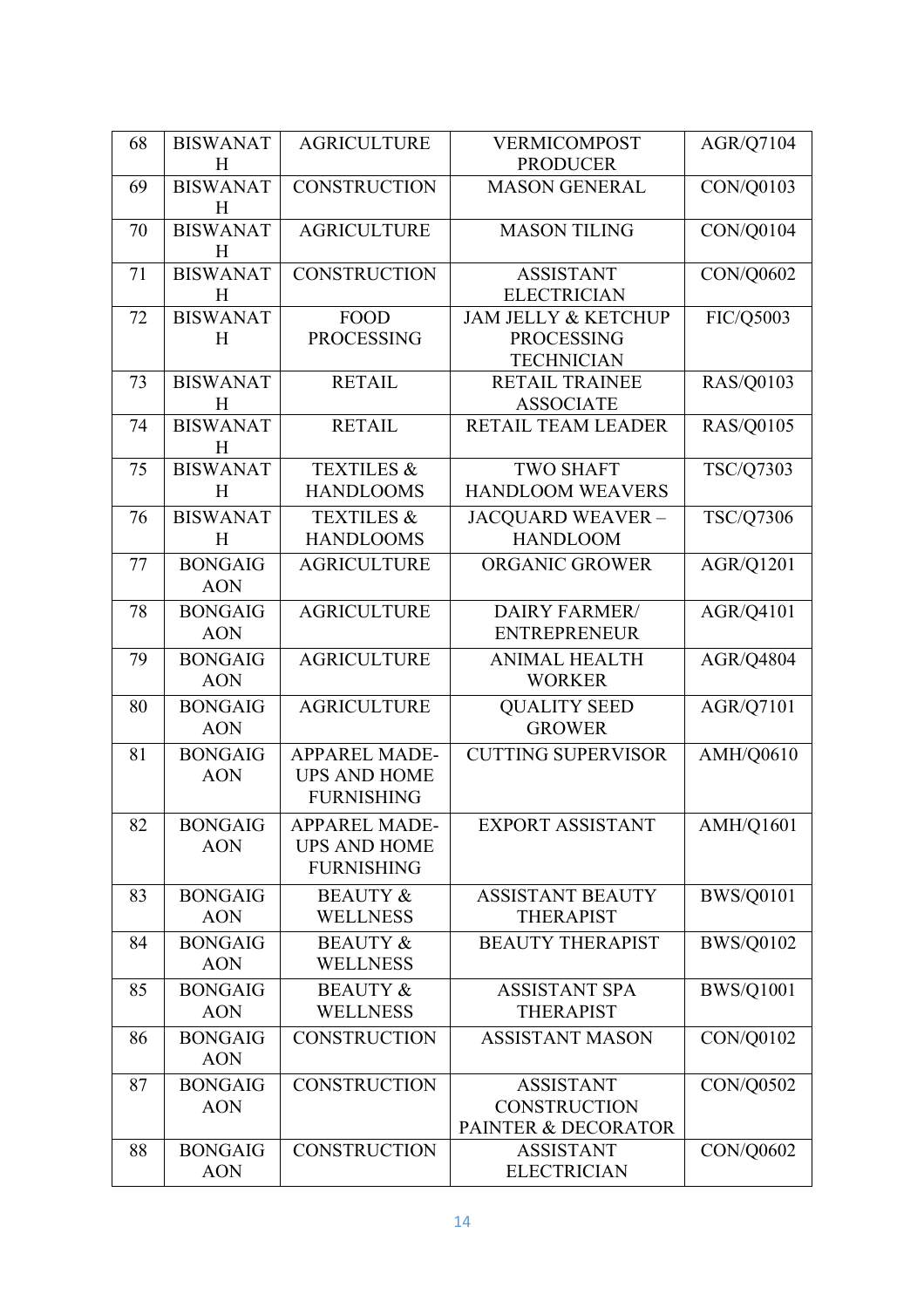| 68 | BISWANATH | AGRICULTURE | VERMICOMPOST PRODUCER | AGR/Q7104 |
|---|---|---|---|---|
| 69 | BISWANATH | CONSTRUCTION | MASON GENERAL | CON/Q0103 |
| 70 | BISWANATH | AGRICULTURE | MASON TILING | CON/Q0104 |
| 71 | BISWANATH | CONSTRUCTION | ASSISTANT ELECTRICIAN | CON/Q0602 |
| 72 | BISWANATH | FOOD PROCESSING | JAM JELLY & KETCHUP PROCESSING TECHNICIAN | FIC/Q5003 |
| 73 | BISWANATH | RETAIL | RETAIL TRAINEE ASSOCIATE | RAS/Q0103 |
| 74 | BISWANATH | RETAIL | RETAIL TEAM LEADER | RAS/Q0105 |
| 75 | BISWANATH | TEXTILES & HANDLOOMS | TWO SHAFT HANDLOOM WEAVERS | TSC/Q7303 |
| 76 | BISWANATH | TEXTILES & HANDLOOMS | JACQUARD WEAVER – HANDLOOM | TSC/Q7306 |
| 77 | BONGAIGAON | AGRICULTURE | ORGANIC GROWER | AGR/Q1201 |
| 78 | BONGAIGAON | AGRICULTURE | DAIRY FARMER/ ENTREPRENEUR | AGR/Q4101 |
| 79 | BONGAIGAON | AGRICULTURE | ANIMAL HEALTH WORKER | AGR/Q4804 |
| 80 | BONGAIGAON | AGRICULTURE | QUALITY SEED GROWER | AGR/Q7101 |
| 81 | BONGAIGAON | APPAREL MADE-UPS AND HOME FURNISHING | CUTTING SUPERVISOR | AMH/Q0610 |
| 82 | BONGAIGAON | APPAREL MADE-UPS AND HOME FURNISHING | EXPORT ASSISTANT | AMH/Q1601 |
| 83 | BONGAIGAON | BEAUTY & WELLNESS | ASSISTANT BEAUTY THERAPIST | BWS/Q0101 |
| 84 | BONGAIGAON | BEAUTY & WELLNESS | BEAUTY THERAPIST | BWS/Q0102 |
| 85 | BONGAIGAON | BEAUTY & WELLNESS | ASSISTANT SPA THERAPIST | BWS/Q1001 |
| 86 | BONGAIGAON | CONSTRUCTION | ASSISTANT MASON | CON/Q0102 |
| 87 | BONGAIGAON | CONSTRUCTION | ASSISTANT CONSTRUCTION PAINTER & DECORATOR | CON/Q0502 |
| 88 | BONGAIGAON | CONSTRUCTION | ASSISTANT ELECTRICIAN | CON/Q0602 |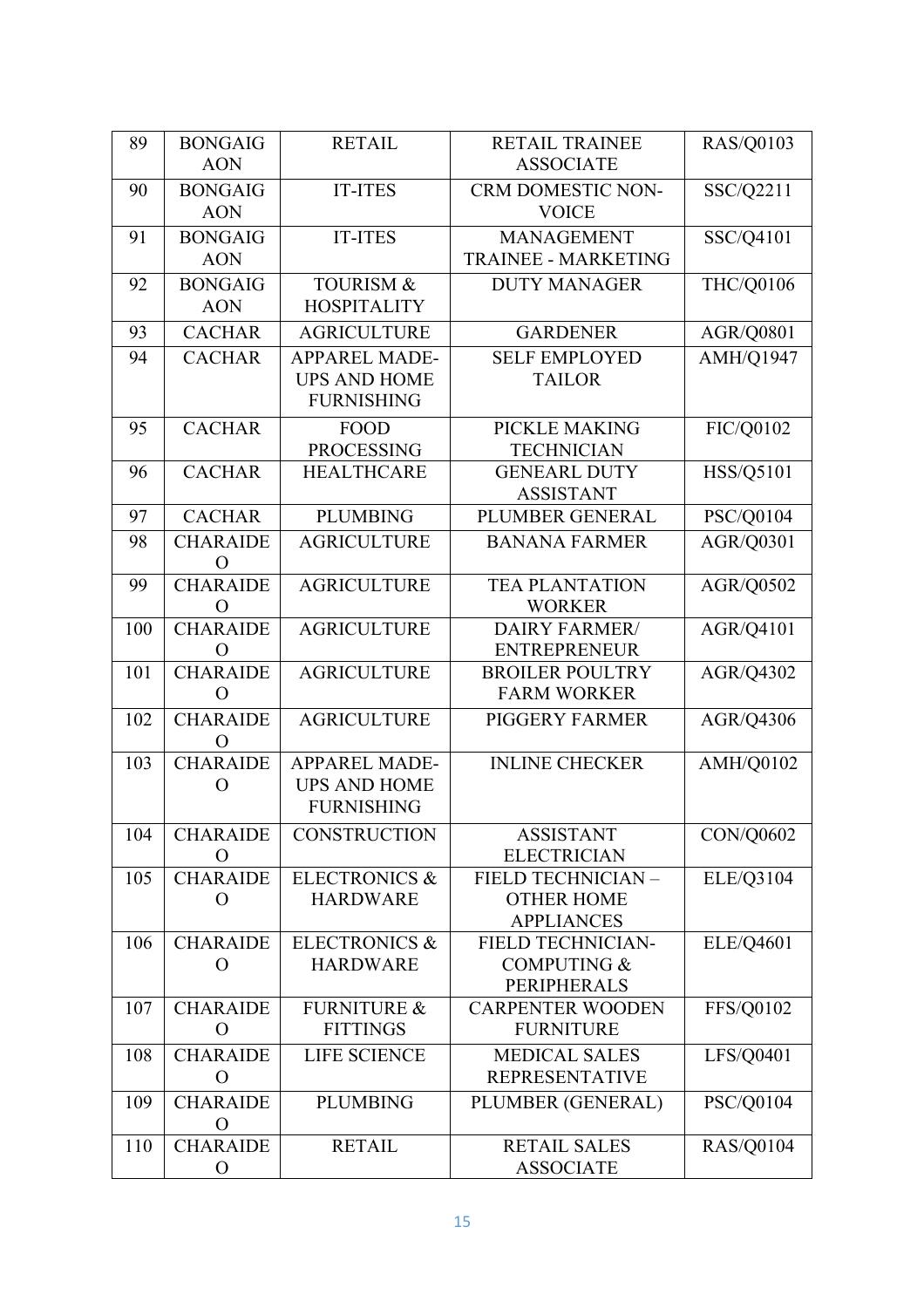| 89 | BONGAIGAON | RETAIL | RETAIL TRAINEE ASSOCIATE | RAS/Q0103 |
|---|---|---|---|---|
| 90 | BONGAIGAON | IT-ITES | CRM DOMESTIC NON-VOICE | SSC/Q2211 |
| 91 | BONGAIGAON | IT-ITES | MANAGEMENT TRAINEE - MARKETING | SSC/Q4101 |
| 92 | BONGAIGAON | TOURISM & HOSPITALITY | DUTY MANAGER | THC/Q0106 |
| 93 | CACHAR | AGRICULTURE | GARDENER | AGR/Q0801 |
| 94 | CACHAR | APPAREL MADE-UPS AND HOME FURNISHING | SELF EMPLOYED TAILOR | AMH/Q1947 |
| 95 | CACHAR | FOOD PROCESSING | PICKLE MAKING TECHNICIAN | FIC/Q0102 |
| 96 | CACHAR | HEALTHCARE | GENEARL DUTY ASSISTANT | HSS/Q5101 |
| 97 | CACHAR | PLUMBING | PLUMBER GENERAL | PSC/Q0104 |
| 98 | CHARAIDEO | AGRICULTURE | BANANA FARMER | AGR/Q0301 |
| 99 | CHARAIDEO | AGRICULTURE | TEA PLANTATION WORKER | AGR/Q0502 |
| 100 | CHARAIDEO | AGRICULTURE | DAIRY FARMER/ ENTREPRENEUR | AGR/Q4101 |
| 101 | CHARAIDEO | AGRICULTURE | BROILER POULTRY FARM WORKER | AGR/Q4302 |
| 102 | CHARAIDEO | AGRICULTURE | PIGGERY FARMER | AGR/Q4306 |
| 103 | CHARAIDEO | APPAREL MADE-UPS AND HOME FURNISHING | INLINE CHECKER | AMH/Q0102 |
| 104 | CHARAIDEO | CONSTRUCTION | ASSISTANT ELECTRICIAN | CON/Q0602 |
| 105 | CHARAIDEO | ELECTRONICS & HARDWARE | FIELD TECHNICIAN – OTHER HOME APPLIANCES | ELE/Q3104 |
| 106 | CHARAIDEO | ELECTRONICS & HARDWARE | FIELD TECHNICIAN-COMPUTING & PERIPHERALS | ELE/Q4601 |
| 107 | CHARAIDEO | FURNITURE & FITTINGS | CARPENTER WOODEN FURNITURE | FFS/Q0102 |
| 108 | CHARAIDEO | LIFE SCIENCE | MEDICAL SALES REPRESENTATIVE | LFS/Q0401 |
| 109 | CHARAIDEO | PLUMBING | PLUMBER (GENERAL) | PSC/Q0104 |
| 110 | CHARAIDEO | RETAIL | RETAIL SALES ASSOCIATE | RAS/Q0104 |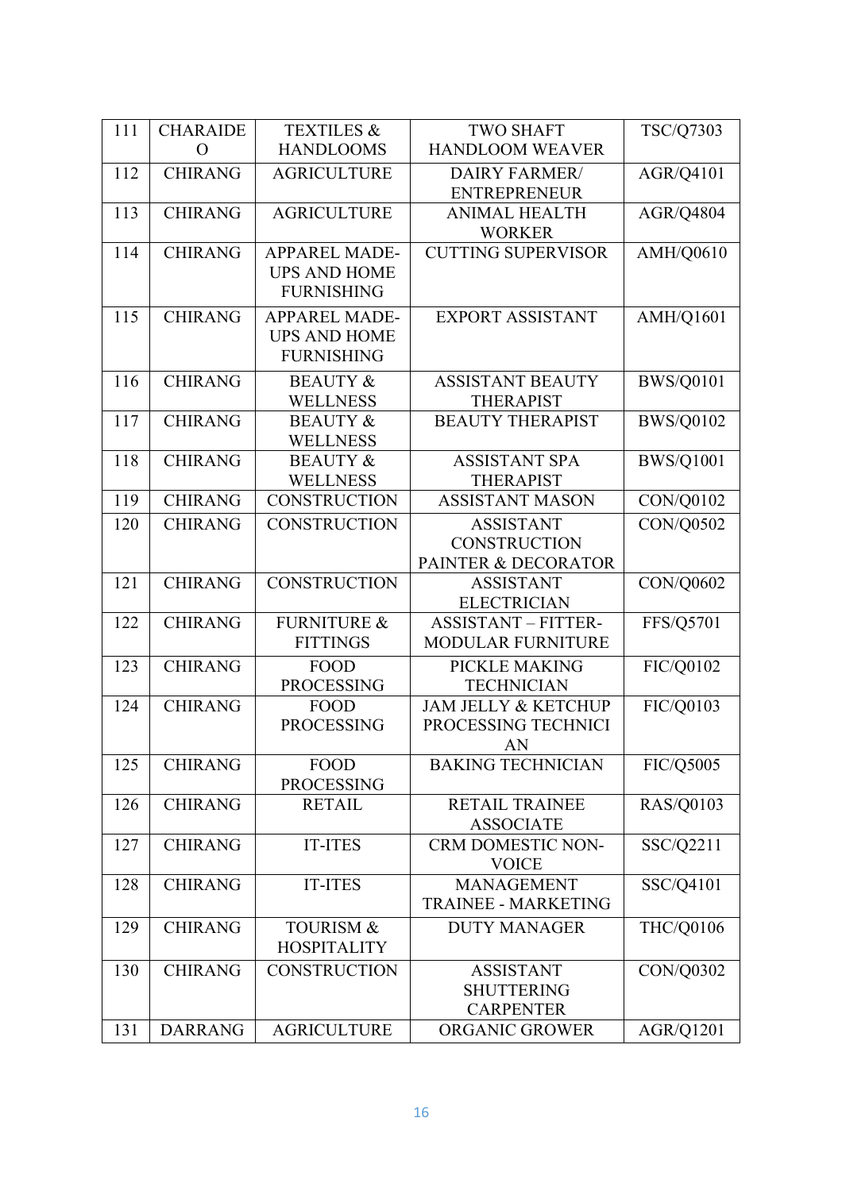| 111 | CHARAIDEO | TEXTILES & HANDLOOMS | TWO SHAFT HANDLOOM WEAVER | TSC/Q7303 |
|---|---|---|---|---|
| 112 | CHIRANG | AGRICULTURE | DAIRY FARMER/ ENTREPRENEUR | AGR/Q4101 |
| 113 | CHIRANG | AGRICULTURE | ANIMAL HEALTH WORKER | AGR/Q4804 |
| 114 | CHIRANG | APPAREL MADE-UPS AND HOME FURNISHING | CUTTING SUPERVISOR | AMH/Q0610 |
| 115 | CHIRANG | APPAREL MADE-UPS AND HOME FURNISHING | EXPORT ASSISTANT | AMH/Q1601 |
| 116 | CHIRANG | BEAUTY & WELLNESS | ASSISTANT BEAUTY THERAPIST | BWS/Q0101 |
| 117 | CHIRANG | BEAUTY & WELLNESS | BEAUTY THERAPIST | BWS/Q0102 |
| 118 | CHIRANG | BEAUTY & WELLNESS | ASSISTANT SPA THERAPIST | BWS/Q1001 |
| 119 | CHIRANG | CONSTRUCTION | ASSISTANT MASON | CON/Q0102 |
| 120 | CHIRANG | CONSTRUCTION | ASSISTANT CONSTRUCTION PAINTER & DECORATOR | CON/Q0502 |
| 121 | CHIRANG | CONSTRUCTION | ASSISTANT ELECTRICIAN | CON/Q0602 |
| 122 | CHIRANG | FURNITURE & FITTINGS | ASSISTANT – FITTER-MODULAR FURNITURE | FFS/Q5701 |
| 123 | CHIRANG | FOOD PROCESSING | PICKLE MAKING TECHNICIAN | FIC/Q0102 |
| 124 | CHIRANG | FOOD PROCESSING | JAM JELLY & KETCHUP PROCESSING TECHNICIAN | FIC/Q0103 |
| 125 | CHIRANG | FOOD PROCESSING | BAKING TECHNICIAN | FIC/Q5005 |
| 126 | CHIRANG | RETAIL | RETAIL TRAINEE ASSOCIATE | RAS/Q0103 |
| 127 | CHIRANG | IT-ITES | CRM DOMESTIC NON-VOICE | SSC/Q2211 |
| 128 | CHIRANG | IT-ITES | MANAGEMENT TRAINEE - MARKETING | SSC/Q4101 |
| 129 | CHIRANG | TOURISM & HOSPITALITY | DUTY MANAGER | THC/Q0106 |
| 130 | CHIRANG | CONSTRUCTION | ASSISTANT SHUTTERING CARPENTER | CON/Q0302 |
| 131 | DARRANG | AGRICULTURE | ORGANIC GROWER | AGR/Q1201 |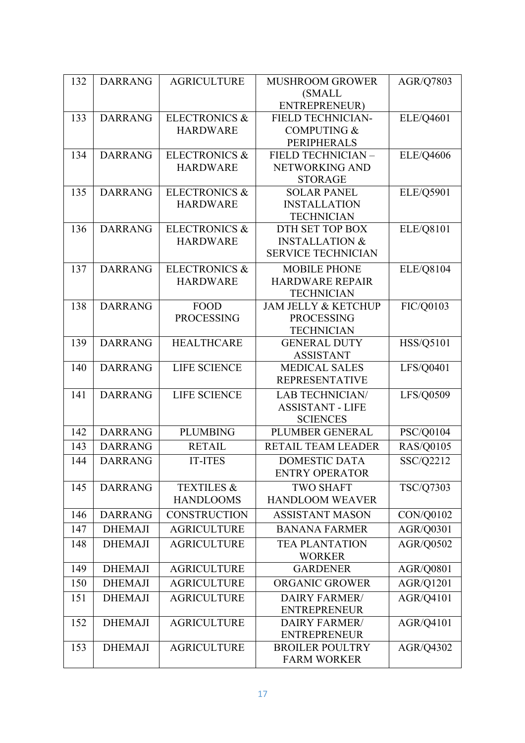| 132 | DARRANG | AGRICULTURE | MUSHROOM GROWER (SMALL ENTREPRENEUR) | AGR/Q7803 |
|---|---|---|---|---|
| 133 | DARRANG | ELECTRONICS & HARDWARE | FIELD TECHNICIAN-COMPUTING & PERIPHERALS | ELE/Q4601 |
| 134 | DARRANG | ELECTRONICS & HARDWARE | FIELD TECHNICIAN – NETWORKING AND STORAGE | ELE/Q4606 |
| 135 | DARRANG | ELECTRONICS & HARDWARE | SOLAR PANEL INSTALLATION TECHNICIAN | ELE/Q5901 |
| 136 | DARRANG | ELECTRONICS & HARDWARE | DTH SET TOP BOX INSTALLATION & SERVICE TECHNICIAN | ELE/Q8101 |
| 137 | DARRANG | ELECTRONICS & HARDWARE | MOBILE PHONE HARDWARE REPAIR TECHNICIAN | ELE/Q8104 |
| 138 | DARRANG | FOOD PROCESSING | JAM JELLY & KETCHUP PROCESSING TECHNICIAN | FIC/Q0103 |
| 139 | DARRANG | HEALTHCARE | GENERAL DUTY ASSISTANT | HSS/Q5101 |
| 140 | DARRANG | LIFE SCIENCE | MEDICAL SALES REPRESENTATIVE | LFS/Q0401 |
| 141 | DARRANG | LIFE SCIENCE | LAB TECHNICIAN/ ASSISTANT - LIFE SCIENCES | LFS/Q0509 |
| 142 | DARRANG | PLUMBING | PLUMBER GENERAL | PSC/Q0104 |
| 143 | DARRANG | RETAIL | RETAIL TEAM LEADER | RAS/Q0105 |
| 144 | DARRANG | IT-ITES | DOMESTIC DATA ENTRY OPERATOR | SSC/Q2212 |
| 145 | DARRANG | TEXTILES & HANDLOOMS | TWO SHAFT HANDLOOM WEAVER | TSC/Q7303 |
| 146 | DARRANG | CONSTRUCTION | ASSISTANT MASON | CON/Q0102 |
| 147 | DHEMAJI | AGRICULTURE | BANANA FARMER | AGR/Q0301 |
| 148 | DHEMAJI | AGRICULTURE | TEA PLANTATION WORKER | AGR/Q0502 |
| 149 | DHEMAJI | AGRICULTURE | GARDENER | AGR/Q0801 |
| 150 | DHEMAJI | AGRICULTURE | ORGANIC GROWER | AGR/Q1201 |
| 151 | DHEMAJI | AGRICULTURE | DAIRY FARMER/ ENTREPRENEUR | AGR/Q4101 |
| 152 | DHEMAJI | AGRICULTURE | DAIRY FARMER/ ENTREPRENEUR | AGR/Q4101 |
| 153 | DHEMAJI | AGRICULTURE | BROILER POULTRY FARM WORKER | AGR/Q4302 |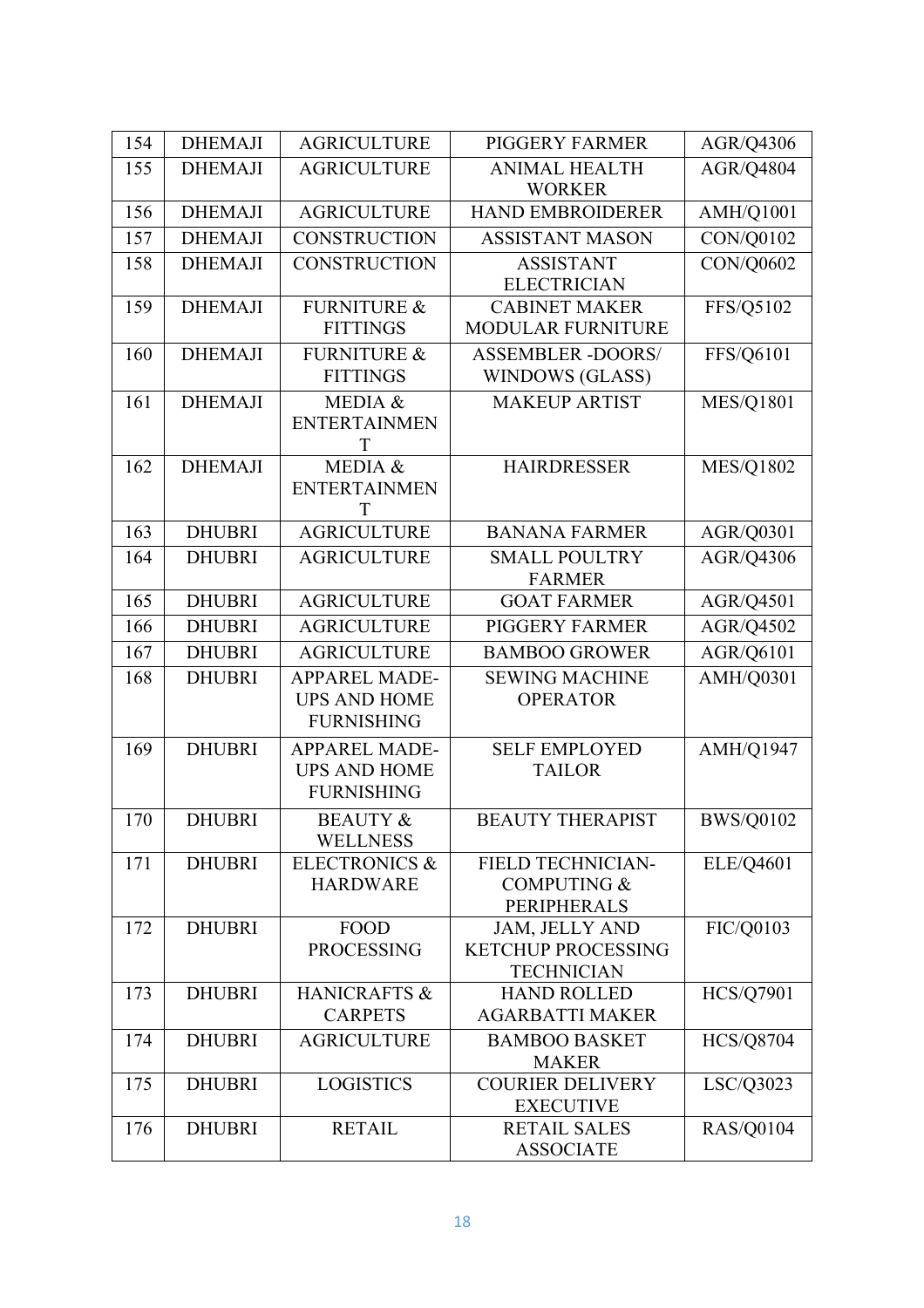| 154 | DHEMAJI | AGRICULTURE | PIGGERY FARMER | AGR/Q4306 |
|---|---|---|---|---|
| 155 | DHEMAJI | AGRICULTURE | ANIMAL HEALTH WORKER | AGR/Q4804 |
| 156 | DHEMAJI | AGRICULTURE | HAND EMBROIDERER | AMH/Q1001 |
| 157 | DHEMAJI | CONSTRUCTION | ASSISTANT MASON | CON/Q0102 |
| 158 | DHEMAJI | CONSTRUCTION | ASSISTANT ELECTRICIAN | CON/Q0602 |
| 159 | DHEMAJI | FURNITURE & FITTINGS | CABINET MAKER MODULAR FURNITURE | FFS/Q5102 |
| 160 | DHEMAJI | FURNITURE & FITTINGS | ASSEMBLER -DOORS/ WINDOWS (GLASS) | FFS/Q6101 |
| 161 | DHEMAJI | MEDIA & ENTERTAINMENT | MAKEUP ARTIST | MES/Q1801 |
| 162 | DHEMAJI | MEDIA & ENTERTAINMENT | HAIRDRESSER | MES/Q1802 |
| 163 | DHUBRI | AGRICULTURE | BANANA FARMER | AGR/Q0301 |
| 164 | DHUBRI | AGRICULTURE | SMALL POULTRY FARMER | AGR/Q4306 |
| 165 | DHUBRI | AGRICULTURE | GOAT FARMER | AGR/Q4501 |
| 166 | DHUBRI | AGRICULTURE | PIGGERY FARMER | AGR/Q4502 |
| 167 | DHUBRI | AGRICULTURE | BAMBOO GROWER | AGR/Q6101 |
| 168 | DHUBRI | APPAREL MADE-UPS AND HOME FURNISHING | SEWING MACHINE OPERATOR | AMH/Q0301 |
| 169 | DHUBRI | APPAREL MADE-UPS AND HOME FURNISHING | SELF EMPLOYED TAILOR | AMH/Q1947 |
| 170 | DHUBRI | BEAUTY & WELLNESS | BEAUTY THERAPIST | BWS/Q0102 |
| 171 | DHUBRI | ELECTRONICS & HARDWARE | FIELD TECHNICIAN-COMPUTING & PERIPHERALS | ELE/Q4601 |
| 172 | DHUBRI | FOOD PROCESSING | JAM, JELLY AND KETCHUP PROCESSING TECHNICIAN | FIC/Q0103 |
| 173 | DHUBRI | HANICRAFTS & CARPETS | HAND ROLLED AGARBATTI MAKER | HCS/Q7901 |
| 174 | DHUBRI | AGRICULTURE | BAMBOO BASKET MAKER | HCS/Q8704 |
| 175 | DHUBRI | LOGISTICS | COURIER DELIVERY EXECUTIVE | LSC/Q3023 |
| 176 | DHUBRI | RETAIL | RETAIL SALES ASSOCIATE | RAS/Q0104 |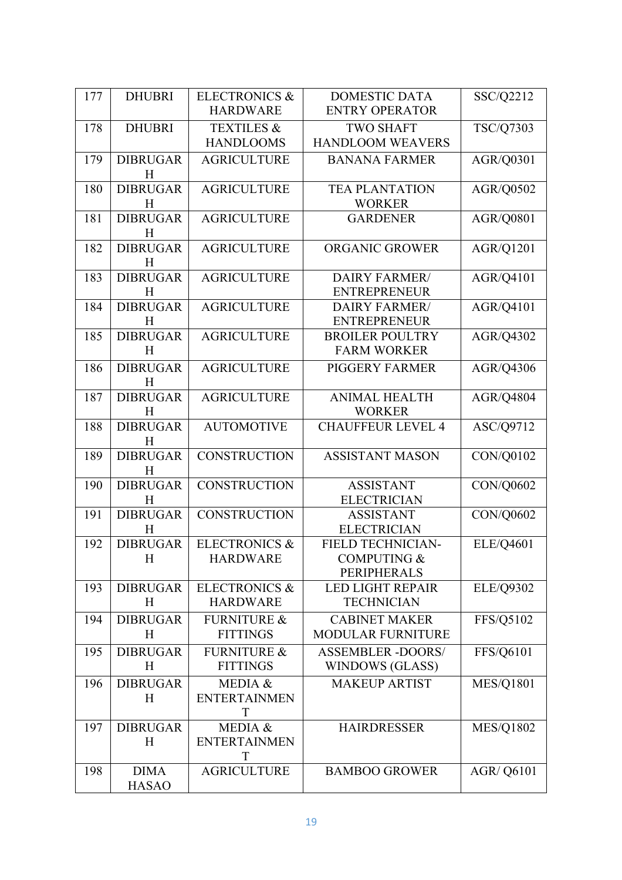| 177 | DHUBRI | ELECTRONICS & HARDWARE | DOMESTIC DATA ENTRY OPERATOR | SSC/Q2212 |
|---|---|---|---|---|
| 178 | DHUBRI | TEXTILES & HANDLOOMS | TWO SHAFT HANDLOOM WEAVERS | TSC/Q7303 |
| 179 | DIBRUGARH | AGRICULTURE | BANANA FARMER | AGR/Q0301 |
| 180 | DIBRUGARH | AGRICULTURE | TEA PLANTATION WORKER | AGR/Q0502 |
| 181 | DIBRUGARH | AGRICULTURE | GARDENER | AGR/Q0801 |
| 182 | DIBRUGARH | AGRICULTURE | ORGANIC GROWER | AGR/Q1201 |
| 183 | DIBRUGARH | AGRICULTURE | DAIRY FARMER/ ENTREPRENEUR | AGR/Q4101 |
| 184 | DIBRUGARH | AGRICULTURE | DAIRY FARMER/ ENTREPRENEUR | AGR/Q4101 |
| 185 | DIBRUGARH | AGRICULTURE | BROILER POULTRY FARM WORKER | AGR/Q4302 |
| 186 | DIBRUGARH | AGRICULTURE | PIGGERY FARMER | AGR/Q4306 |
| 187 | DIBRUGARH | AGRICULTURE | ANIMAL HEALTH WORKER | AGR/Q4804 |
| 188 | DIBRUGARH | AUTOMOTIVE | CHAUFFEUR LEVEL 4 | ASC/Q9712 |
| 189 | DIBRUGARH | CONSTRUCTION | ASSISTANT MASON | CON/Q0102 |
| 190 | DIBRUGARH | CONSTRUCTION | ASSISTANT ELECTRICIAN | CON/Q0602 |
| 191 | DIBRUGARH | CONSTRUCTION | ASSISTANT ELECTRICIAN | CON/Q0602 |
| 192 | DIBRUGARH | ELECTRONICS & HARDWARE | FIELD TECHNICIAN-COMPUTING & PERIPHERALS | ELE/Q4601 |
| 193 | DIBRUGARH | ELECTRONICS & HARDWARE | LED LIGHT REPAIR TECHNICIAN | ELE/Q9302 |
| 194 | DIBRUGARH | FURNITURE & FITTINGS | CABINET MAKER MODULAR FURNITURE | FFS/Q5102 |
| 195 | DIBRUGARH | FURNITURE & FITTINGS | ASSEMBLER -DOORS/ WINDOWS (GLASS) | FFS/Q6101 |
| 196 | DIBRUGARH | MEDIA & ENTERTAINMENT | MAKEUP ARTIST | MES/Q1801 |
| 197 | DIBRUGARH | MEDIA & ENTERTAINMENT | HAIRDRESSER | MES/Q1802 |
| 198 | DIMA HASAO | AGRICULTURE | BAMBOO GROWER | AGR/ Q6101 |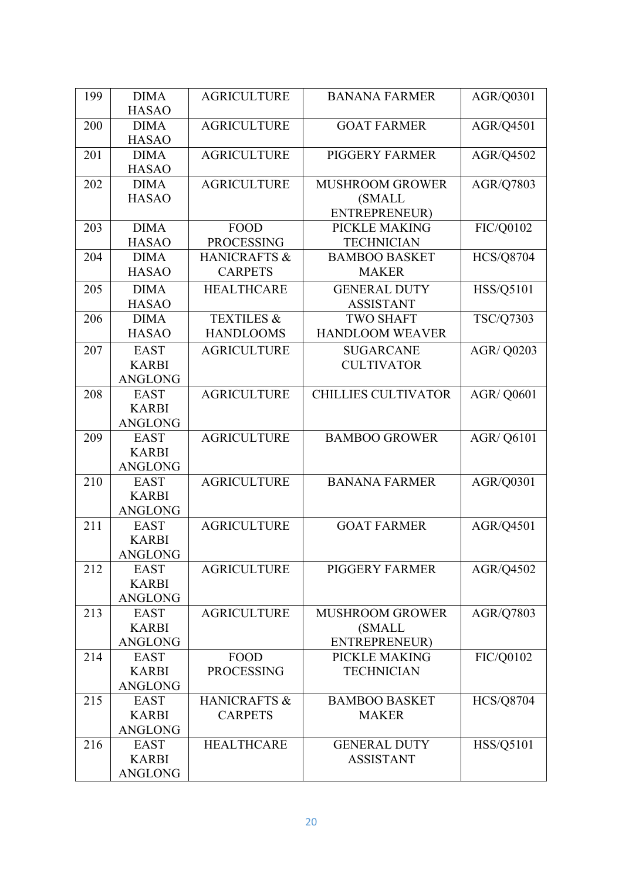| 199 | DIMA HASAO | AGRICULTURE | BANANA FARMER | AGR/Q0301 |
|---|---|---|---|---|
| 200 | DIMA HASAO | AGRICULTURE | GOAT FARMER | AGR/Q4501 |
| 201 | DIMA HASAO | AGRICULTURE | PIGGERY FARMER | AGR/Q4502 |
| 202 | DIMA HASAO | AGRICULTURE | MUSHROOM GROWER (SMALL ENTREPRENEUR) | AGR/Q7803 |
| 203 | DIMA HASAO | FOOD PROCESSING | PICKLE MAKING TECHNICIAN | FIC/Q0102 |
| 204 | DIMA HASAO | HANICRAFTS & CARPETS | BAMBOO BASKET MAKER | HCS/Q8704 |
| 205 | DIMA HASAO | HEALTHCARE | GENERAL DUTY ASSISTANT | HSS/Q5101 |
| 206 | DIMA HASAO | TEXTILES & HANDLOOMS | TWO SHAFT HANDLOOM WEAVER | TSC/Q7303 |
| 207 | EAST KARBI ANGLONG | AGRICULTURE | SUGARCANE CULTIVATOR | AGR/ Q0203 |
| 208 | EAST KARBI ANGLONG | AGRICULTURE | CHILLIES CULTIVATOR | AGR/ Q0601 |
| 209 | EAST KARBI ANGLONG | AGRICULTURE | BAMBOO GROWER | AGR/ Q6101 |
| 210 | EAST KARBI ANGLONG | AGRICULTURE | BANANA FARMER | AGR/Q0301 |
| 211 | EAST KARBI ANGLONG | AGRICULTURE | GOAT FARMER | AGR/Q4501 |
| 212 | EAST KARBI ANGLONG | AGRICULTURE | PIGGERY FARMER | AGR/Q4502 |
| 213 | EAST KARBI ANGLONG | AGRICULTURE | MUSHROOM GROWER (SMALL ENTREPRENEUR) | AGR/Q7803 |
| 214 | EAST KARBI ANGLONG | FOOD PROCESSING | PICKLE MAKING TECHNICIAN | FIC/Q0102 |
| 215 | EAST KARBI ANGLONG | HANICRAFTS & CARPETS | BAMBOO BASKET MAKER | HCS/Q8704 |
| 216 | EAST KARBI ANGLONG | HEALTHCARE | GENERAL DUTY ASSISTANT | HSS/Q5101 |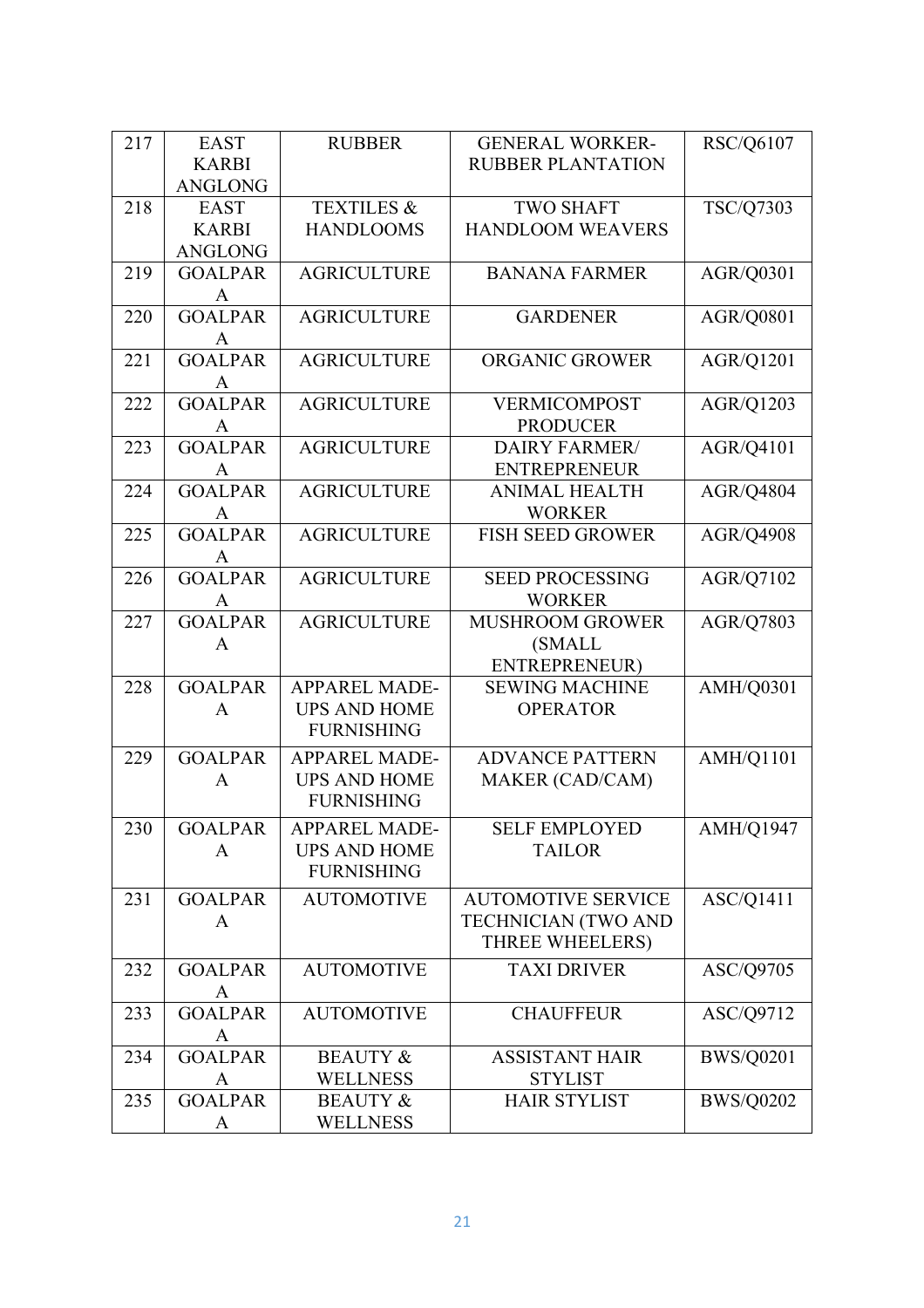| 217 | EAST KARBI ANGLONG | RUBBER | GENERAL WORKER-RUBBER PLANTATION | RSC/Q6107 |
|---|---|---|---|---|
| 218 | EAST KARBI ANGLONG | TEXTILES & HANDLOOMS | TWO SHAFT HANDLOOM WEAVERS | TSC/Q7303 |
| 219 | GOALPARA | AGRICULTURE | BANANA FARMER | AGR/Q0301 |
| 220 | GOALPARA | AGRICULTURE | GARDENER | AGR/Q0801 |
| 221 | GOALPARA | AGRICULTURE | ORGANIC GROWER | AGR/Q1201 |
| 222 | GOALPARA | AGRICULTURE | VERMICOMPOST PRODUCER | AGR/Q1203 |
| 223 | GOALPARA | AGRICULTURE | DAIRY FARMER/ ENTREPRENEUR | AGR/Q4101 |
| 224 | GOALPARA | AGRICULTURE | ANIMAL HEALTH WORKER | AGR/Q4804 |
| 225 | GOALPARA | AGRICULTURE | FISH SEED GROWER | AGR/Q4908 |
| 226 | GOALPARA | AGRICULTURE | SEED PROCESSING WORKER | AGR/Q7102 |
| 227 | GOALPARA | AGRICULTURE | MUSHROOM GROWER (SMALL ENTREPRENEUR) | AGR/Q7803 |
| 228 | GOALPARA | APPAREL MADE-UPS AND HOME FURNISHING | SEWING MACHINE OPERATOR | AMH/Q0301 |
| 229 | GOALPARA | APPAREL MADE-UPS AND HOME FURNISHING | ADVANCE PATTERN MAKER (CAD/CAM) | AMH/Q1101 |
| 230 | GOALPARA | APPAREL MADE-UPS AND HOME FURNISHING | SELF EMPLOYED TAILOR | AMH/Q1947 |
| 231 | GOALPARA | AUTOMOTIVE | AUTOMOTIVE SERVICE TECHNICIAN (TWO AND THREE WHEELERS) | ASC/Q1411 |
| 232 | GOALPARA | AUTOMOTIVE | TAXI DRIVER | ASC/Q9705 |
| 233 | GOALPARA | AUTOMOTIVE | CHAUFFEUR | ASC/Q9712 |
| 234 | GOALPARA | BEAUTY & WELLNESS | ASSISTANT HAIR STYLIST | BWS/Q0201 |
| 235 | GOALPARA | BEAUTY & WELLNESS | HAIR STYLIST | BWS/Q0202 |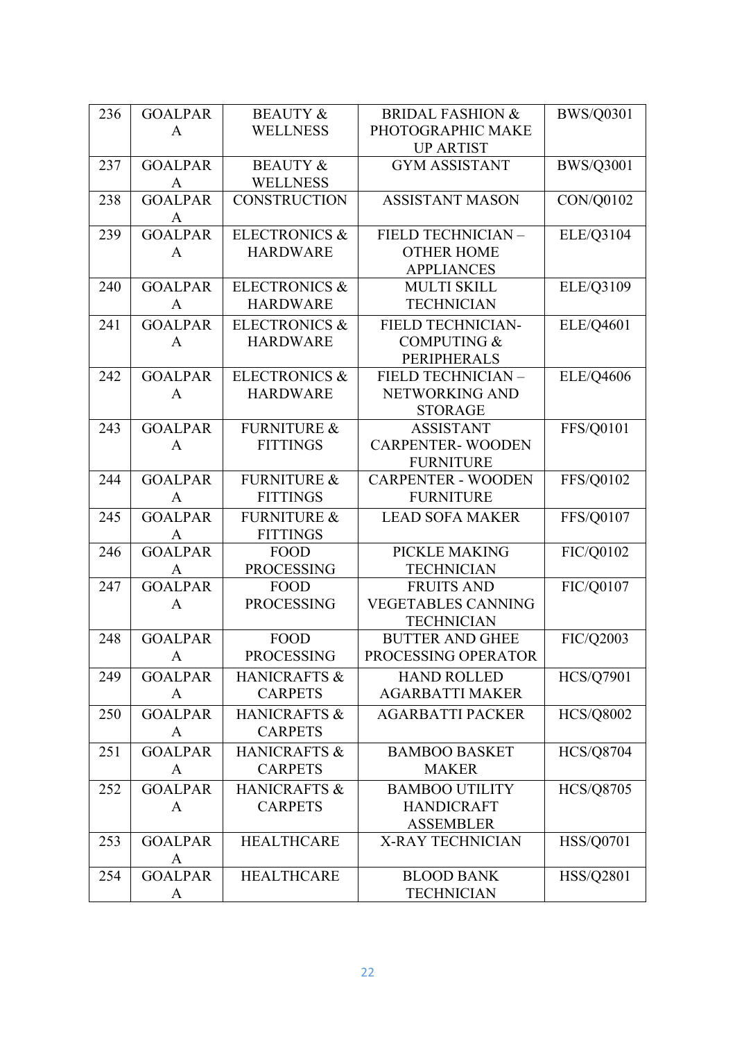| 236 | GOALPARA | BEAUTY & WELLNESS | BRIDAL FASHION & PHOTOGRAPHIC MAKE UP ARTIST | BWS/Q0301 |
|---|---|---|---|---|
| 237 | GOALPARA | BEAUTY & WELLNESS | GYM ASSISTANT | BWS/Q3001 |
| 238 | GOALPARA | CONSTRUCTION | ASSISTANT MASON | CON/Q0102 |
| 239 | GOALPARA | ELECTRONICS & HARDWARE | FIELD TECHNICIAN – OTHER HOME APPLIANCES | ELE/Q3104 |
| 240 | GOALPARA | ELECTRONICS & HARDWARE | MULTI SKILL TECHNICIAN | ELE/Q3109 |
| 241 | GOALPARA | ELECTRONICS & HARDWARE | FIELD TECHNICIAN- COMPUTING & PERIPHERALS | ELE/Q4601 |
| 242 | GOALPARA | ELECTRONICS & HARDWARE | FIELD TECHNICIAN – NETWORKING AND STORAGE | ELE/Q4606 |
| 243 | GOALPARA | FURNITURE & FITTINGS | ASSISTANT CARPENTER- WOODEN FURNITURE | FFS/Q0101 |
| 244 | GOALPARA | FURNITURE & FITTINGS | CARPENTER - WOODEN FURNITURE | FFS/Q0102 |
| 245 | GOALPARA | FURNITURE & FITTINGS | LEAD SOFA MAKER | FFS/Q0107 |
| 246 | GOALPARA | FOOD PROCESSING | PICKLE MAKING TECHNICIAN | FIC/Q0102 |
| 247 | GOALPARA | FOOD PROCESSING | FRUITS AND VEGETABLES CANNING TECHNICIAN | FIC/Q0107 |
| 248 | GOALPARA | FOOD PROCESSING | BUTTER AND GHEE PROCESSING OPERATOR | FIC/Q2003 |
| 249 | GOALPARA | HANICRAFTS & CARPETS | HAND ROLLED AGARBATTI MAKER | HCS/Q7901 |
| 250 | GOALPARA | HANICRAFTS & CARPETS | AGARBATTI PACKER | HCS/Q8002 |
| 251 | GOALPARA | HANICRAFTS & CARPETS | BAMBOO BASKET MAKER | HCS/Q8704 |
| 252 | GOALPARA | HANICRAFTS & CARPETS | BAMBOO UTILITY HANDICRAFT ASSEMBLER | HCS/Q8705 |
| 253 | GOALPARA | HEALTHCARE | X-RAY TECHNICIAN | HSS/Q0701 |
| 254 | GOALPARA | HEALTHCARE | BLOOD BANK TECHNICIAN | HSS/Q2801 |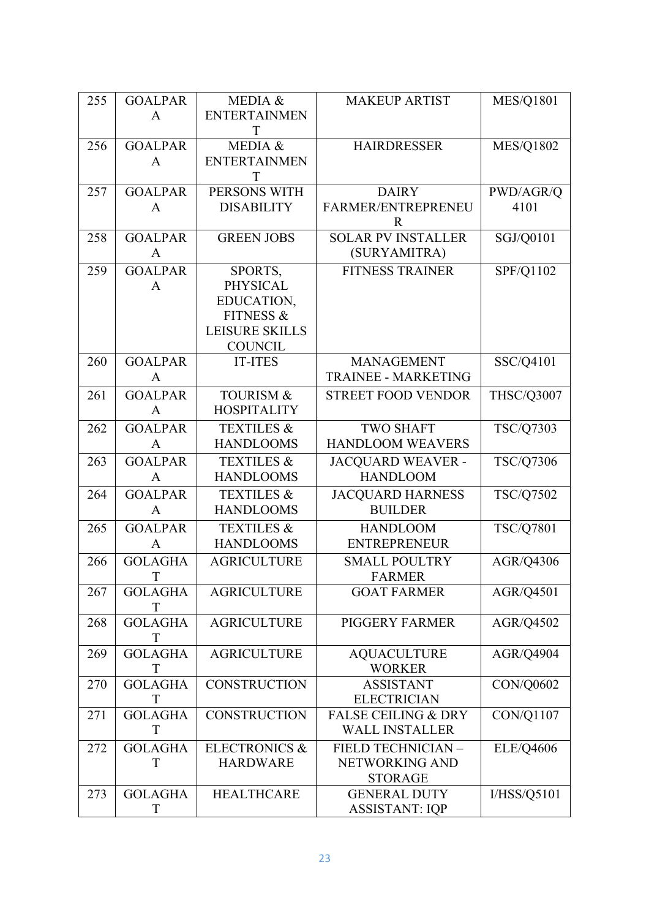| 255 | GOALPARA | MEDIA & ENTERTAINMENT | MAKEUP ARTIST | MES/Q1801 |
|---|---|---|---|---|
| 256 | GOALPARA | MEDIA & ENTERTAINMENT | HAIRDRESSER | MES/Q1802 |
| 257 | GOALPARA | PERSONS WITH DISABILITY | DAIRY FARMER/ENTREPRENEUR | PWD/AGR/Q 4101 |
| 258 | GOALPARA | GREEN JOBS | SOLAR PV INSTALLER (SURYAMITRA) | SGJ/Q0101 |
| 259 | GOALPARA | SPORTS, PHYSICAL EDUCATION, FITNESS & LEISURE SKILLS COUNCIL | FITNESS TRAINER | SPF/Q1102 |
| 260 | GOALPARA | IT-ITES | MANAGEMENT TRAINEE - MARKETING | SSC/Q4101 |
| 261 | GOALPARA | TOURISM & HOSPITALITY | STREET FOOD VENDOR | THSC/Q3007 |
| 262 | GOALPARA | TEXTILES & HANDLOOMS | TWO SHAFT HANDLOOM WEAVERS | TSC/Q7303 |
| 263 | GOALPARA | TEXTILES & HANDLOOMS | JACQUARD WEAVER - HANDLOOM | TSC/Q7306 |
| 264 | GOALPARA | TEXTILES & HANDLOOMS | JACQUARD HARNESS BUILDER | TSC/Q7502 |
| 265 | GOALPARA | TEXTILES & HANDLOOMS | HANDLOOM ENTREPRENEUR | TSC/Q7801 |
| 266 | GOLAGHAT | AGRICULTURE | SMALL POULTRY FARMER | AGR/Q4306 |
| 267 | GOLAGHAT | AGRICULTURE | GOAT FARMER | AGR/Q4501 |
| 268 | GOLAGHAT | AGRICULTURE | PIGGERY FARMER | AGR/Q4502 |
| 269 | GOLAGHAT | AGRICULTURE | AQUACULTURE WORKER | AGR/Q4904 |
| 270 | GOLAGHAT | CONSTRUCTION | ASSISTANT ELECTRICIAN | CON/Q0602 |
| 271 | GOLAGHAT | CONSTRUCTION | FALSE CEILING & DRY WALL INSTALLER | CON/Q1107 |
| 272 | GOLAGHAT | ELECTRONICS & HARDWARE | FIELD TECHNICIAN – NETWORKING AND STORAGE | ELE/Q4606 |
| 273 | GOLAGHAT | HEALTHCARE | GENERAL DUTY ASSISTANT: IQP | I/HSS/Q5101 |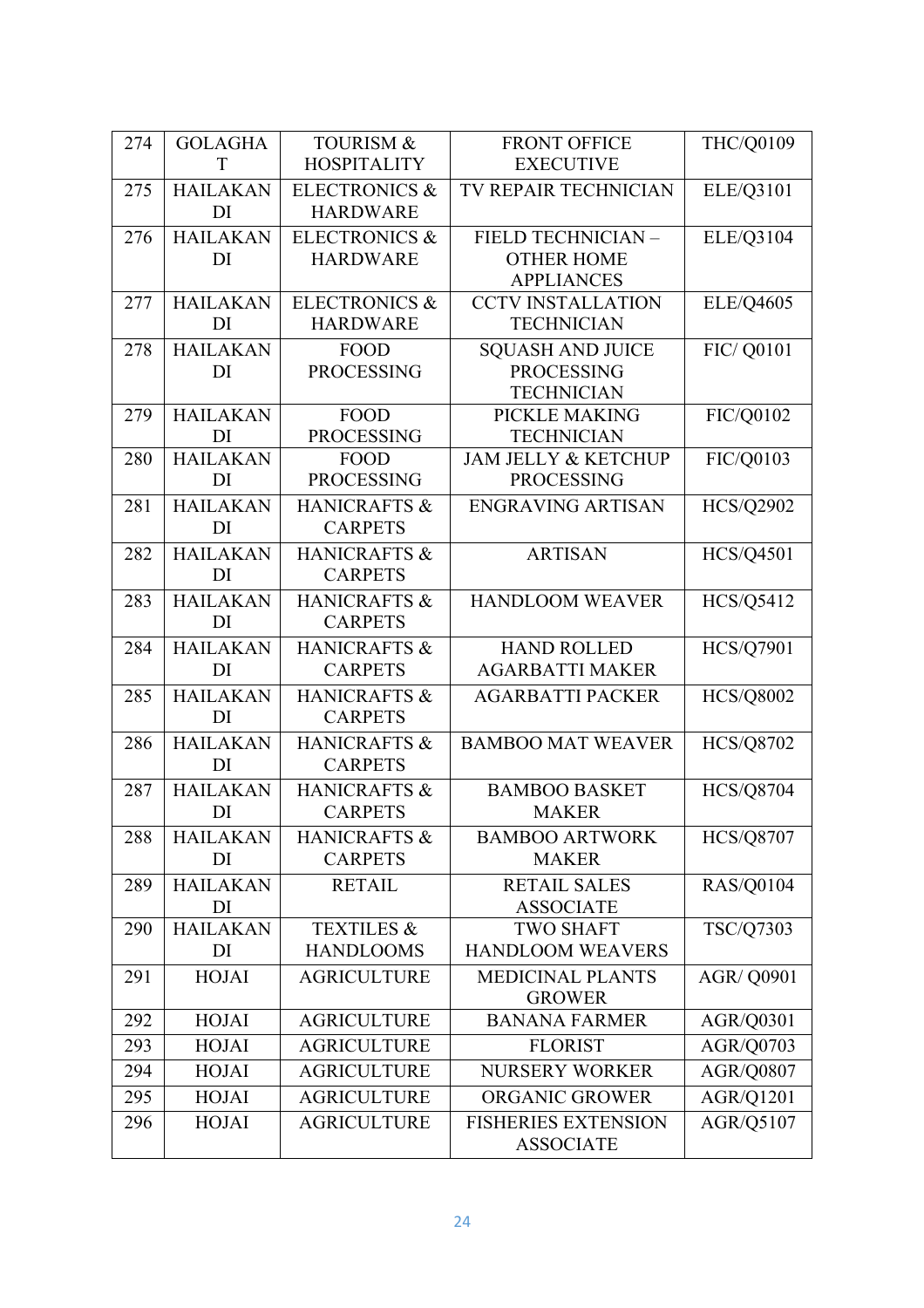| 274 | GOLAGHAT | TOURISM & HOSPITALITY | FRONT OFFICE EXECUTIVE | THC/Q0109 |
|---|---|---|---|---|
| 275 | HAILAKANDI | ELECTRONICS & HARDWARE | TV REPAIR TECHNICIAN | ELE/Q3101 |
| 276 | HAILAKANDI | ELECTRONICS & HARDWARE | FIELD TECHNICIAN – OTHER HOME APPLIANCES | ELE/Q3104 |
| 277 | HAILAKANDI | ELECTRONICS & HARDWARE | CCTV INSTALLATION TECHNICIAN | ELE/Q4605 |
| 278 | HAILAKANDI | FOOD PROCESSING | SQUASH AND JUICE PROCESSING TECHNICIAN | FIC/ Q0101 |
| 279 | HAILAKANDI | FOOD PROCESSING | PICKLE MAKING TECHNICIAN | FIC/Q0102 |
| 280 | HAILAKANDI | FOOD PROCESSING | JAM JELLY & KETCHUP PROCESSING | FIC/Q0103 |
| 281 | HAILAKANDI | HANICRAFTS & CARPETS | ENGRAVING ARTISAN | HCS/Q2902 |
| 282 | HAILAKANDI | HANICRAFTS & CARPETS | ARTISAN | HCS/Q4501 |
| 283 | HAILAKANDI | HANICRAFTS & CARPETS | HANDLOOM WEAVER | HCS/Q5412 |
| 284 | HAILAKANDI | HANICRAFTS & CARPETS | HAND ROLLED AGARBATTI MAKER | HCS/Q7901 |
| 285 | HAILAKANDI | HANICRAFTS & CARPETS | AGARBATTI PACKER | HCS/Q8002 |
| 286 | HAILAKANDI | HANICRAFTS & CARPETS | BAMBOO MAT WEAVER | HCS/Q8702 |
| 287 | HAILAKANDI | HANICRAFTS & CARPETS | BAMBOO BASKET MAKER | HCS/Q8704 |
| 288 | HAILAKANDI | HANICRAFTS & CARPETS | BAMBOO ARTWORK MAKER | HCS/Q8707 |
| 289 | HAILAKANDI | RETAIL | RETAIL SALES ASSOCIATE | RAS/Q0104 |
| 290 | HAILAKANDI | TEXTILES & HANDLOOMS | TWO SHAFT HANDLOOM WEAVERS | TSC/Q7303 |
| 291 | HOJAI | AGRICULTURE | MEDICINAL PLANTS GROWER | AGR/ Q0901 |
| 292 | HOJAI | AGRICULTURE | BANANA FARMER | AGR/Q0301 |
| 293 | HOJAI | AGRICULTURE | FLORIST | AGR/Q0703 |
| 294 | HOJAI | AGRICULTURE | NURSERY WORKER | AGR/Q0807 |
| 295 | HOJAI | AGRICULTURE | ORGANIC GROWER | AGR/Q1201 |
| 296 | HOJAI | AGRICULTURE | FISHERIES EXTENSION ASSOCIATE | AGR/Q5107 |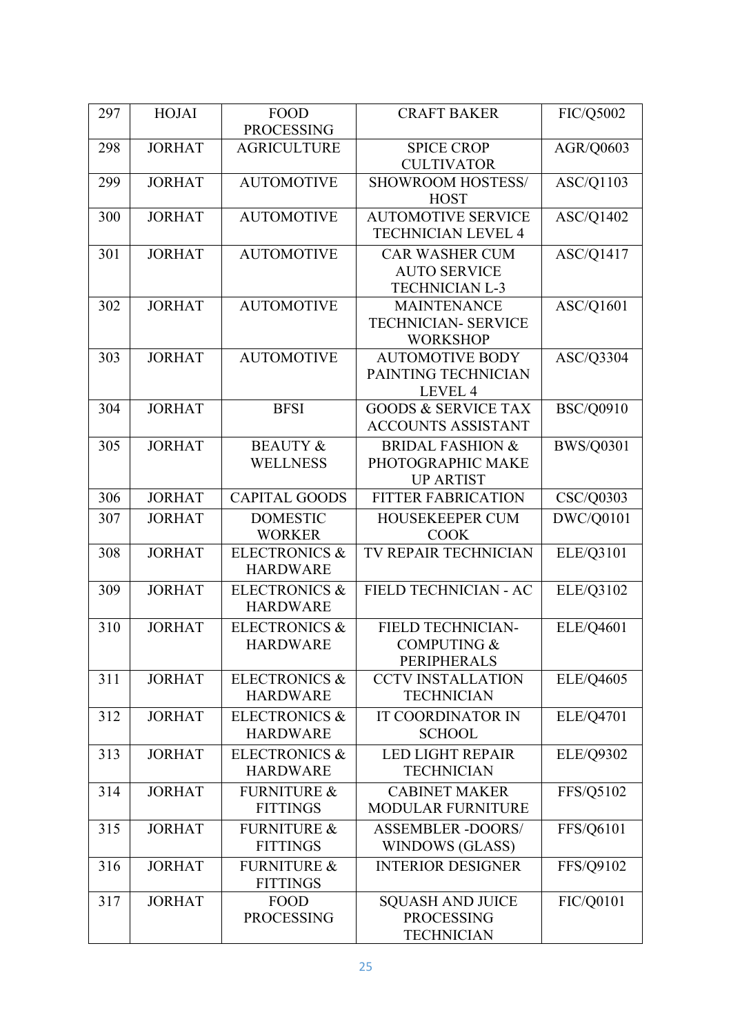| 297 | HOJAI | FOOD PROCESSING | CRAFT BAKER | FIC/Q5002 |
|---|---|---|---|---|
| 298 | JORHAT | AGRICULTURE | SPICE CROP CULTIVATOR | AGR/Q0603 |
| 299 | JORHAT | AUTOMOTIVE | SHOWROOM HOSTESS/ HOST | ASC/Q1103 |
| 300 | JORHAT | AUTOMOTIVE | AUTOMOTIVE SERVICE TECHNICIAN LEVEL 4 | ASC/Q1402 |
| 301 | JORHAT | AUTOMOTIVE | CAR WASHER CUM AUTO SERVICE TECHNICIAN L-3 | ASC/Q1417 |
| 302 | JORHAT | AUTOMOTIVE | MAINTENANCE TECHNICIAN- SERVICE WORKSHOP | ASC/Q1601 |
| 303 | JORHAT | AUTOMOTIVE | AUTOMOTIVE BODY PAINTING TECHNICIAN LEVEL 4 | ASC/Q3304 |
| 304 | JORHAT | BFSI | GOODS & SERVICE TAX ACCOUNTS ASSISTANT | BSC/Q0910 |
| 305 | JORHAT | BEAUTY & WELLNESS | BRIDAL FASHION & PHOTOGRAPHIC MAKE UP ARTIST | BWS/Q0301 |
| 306 | JORHAT | CAPITAL GOODS | FITTER FABRICATION | CSC/Q0303 |
| 307 | JORHAT | DOMESTIC WORKER | HOUSEKEEPER CUM COOK | DWC/Q0101 |
| 308 | JORHAT | ELECTRONICS & HARDWARE | TV REPAIR TECHNICIAN | ELE/Q3101 |
| 309 | JORHAT | ELECTRONICS & HARDWARE | FIELD TECHNICIAN - AC | ELE/Q3102 |
| 310 | JORHAT | ELECTRONICS & HARDWARE | FIELD TECHNICIAN- COMPUTING & PERIPHERALS | ELE/Q4601 |
| 311 | JORHAT | ELECTRONICS & HARDWARE | CCTV INSTALLATION TECHNICIAN | ELE/Q4605 |
| 312 | JORHAT | ELECTRONICS & HARDWARE | IT COORDINATOR IN SCHOOL | ELE/Q4701 |
| 313 | JORHAT | ELECTRONICS & HARDWARE | LED LIGHT REPAIR TECHNICIAN | ELE/Q9302 |
| 314 | JORHAT | FURNITURE & FITTINGS | CABINET MAKER MODULAR FURNITURE | FFS/Q5102 |
| 315 | JORHAT | FURNITURE & FITTINGS | ASSEMBLER -DOORS/ WINDOWS (GLASS) | FFS/Q6101 |
| 316 | JORHAT | FURNITURE & FITTINGS | INTERIOR DESIGNER | FFS/Q9102 |
| 317 | JORHAT | FOOD PROCESSING | SQUASH AND JUICE PROCESSING TECHNICIAN | FIC/Q0101 |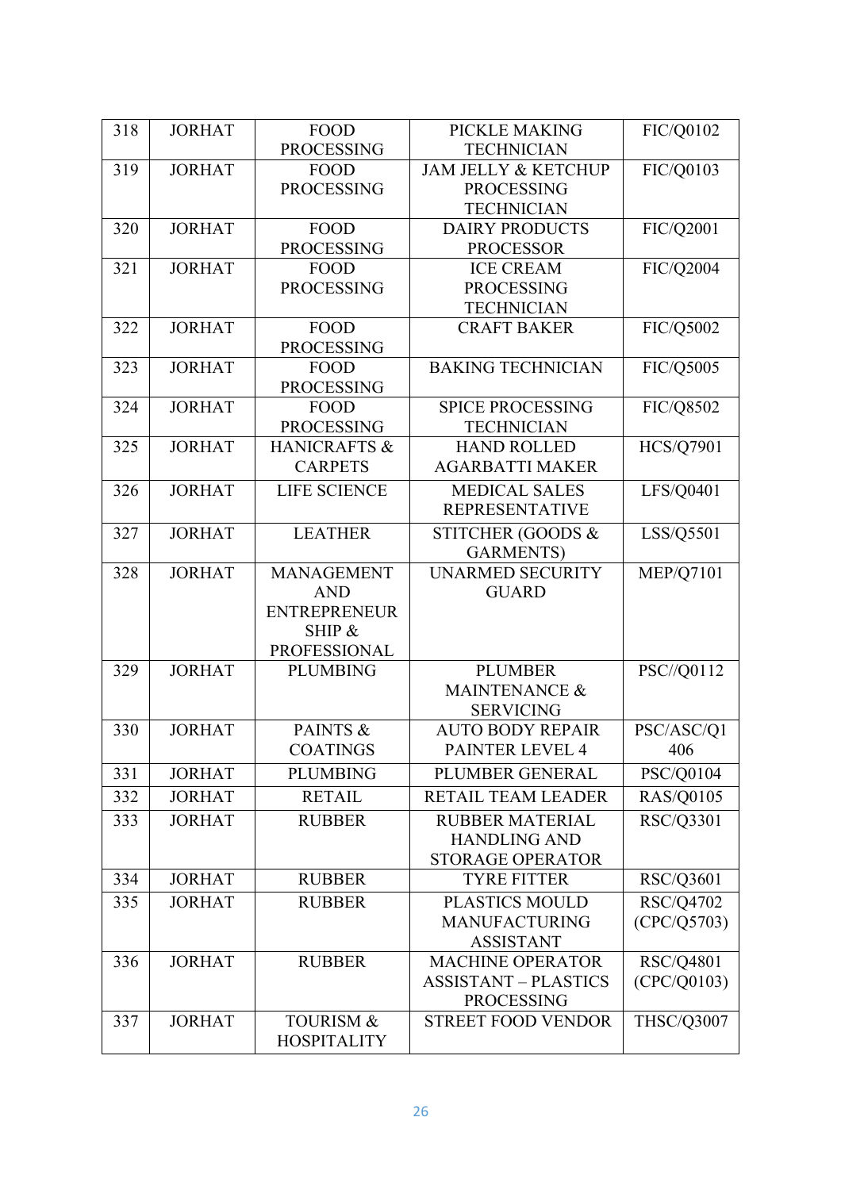| 318 | JORHAT | FOOD PROCESSING | PICKLE MAKING TECHNICIAN | FIC/Q0102 |
|---|---|---|---|---|
| 319 | JORHAT | FOOD PROCESSING | JAM JELLY & KETCHUP PROCESSING TECHNICIAN | FIC/Q0103 |
| 320 | JORHAT | FOOD PROCESSING | DAIRY PRODUCTS PROCESSOR | FIC/Q2001 |
| 321 | JORHAT | FOOD PROCESSING | ICE CREAM PROCESSING TECHNICIAN | FIC/Q2004 |
| 322 | JORHAT | FOOD PROCESSING | CRAFT BAKER | FIC/Q5002 |
| 323 | JORHAT | FOOD PROCESSING | BAKING TECHNICIAN | FIC/Q5005 |
| 324 | JORHAT | FOOD PROCESSING | SPICE PROCESSING TECHNICIAN | FIC/Q8502 |
| 325 | JORHAT | HANICRAFTS & CARPETS | HAND ROLLED AGARBATTI MAKER | HCS/Q7901 |
| 326 | JORHAT | LIFE SCIENCE | MEDICAL SALES REPRESENTATIVE | LFS/Q0401 |
| 327 | JORHAT | LEATHER | STITCHER (GOODS & GARMENTS) | LSS/Q5501 |
| 328 | JORHAT | MANAGEMENT AND ENTREPRENEUR SHIP & PROFESSIONAL | UNARMED SECURITY GUARD | MEP/Q7101 |
| 329 | JORHAT | PLUMBING | PLUMBER MAINTENANCE & SERVICING | PSC//Q0112 |
| 330 | JORHAT | PAINTS & COATINGS | AUTO BODY REPAIR PAINTER LEVEL 4 | PSC/ASC/Q1 406 |
| 331 | JORHAT | PLUMBING | PLUMBER GENERAL | PSC/Q0104 |
| 332 | JORHAT | RETAIL | RETAIL TEAM LEADER | RAS/Q0105 |
| 333 | JORHAT | RUBBER | RUBBER MATERIAL HANDLING AND STORAGE OPERATOR | RSC/Q3301 |
| 334 | JORHAT | RUBBER | TYRE FITTER | RSC/Q3601 |
| 335 | JORHAT | RUBBER | PLASTICS MOULD MANUFACTURING ASSISTANT | RSC/Q4702 (CPC/Q5703) |
| 336 | JORHAT | RUBBER | MACHINE OPERATOR ASSISTANT – PLASTICS PROCESSING | RSC/Q4801 (CPC/Q0103) |
| 337 | JORHAT | TOURISM & HOSPITALITY | STREET FOOD VENDOR | THSC/Q3007 |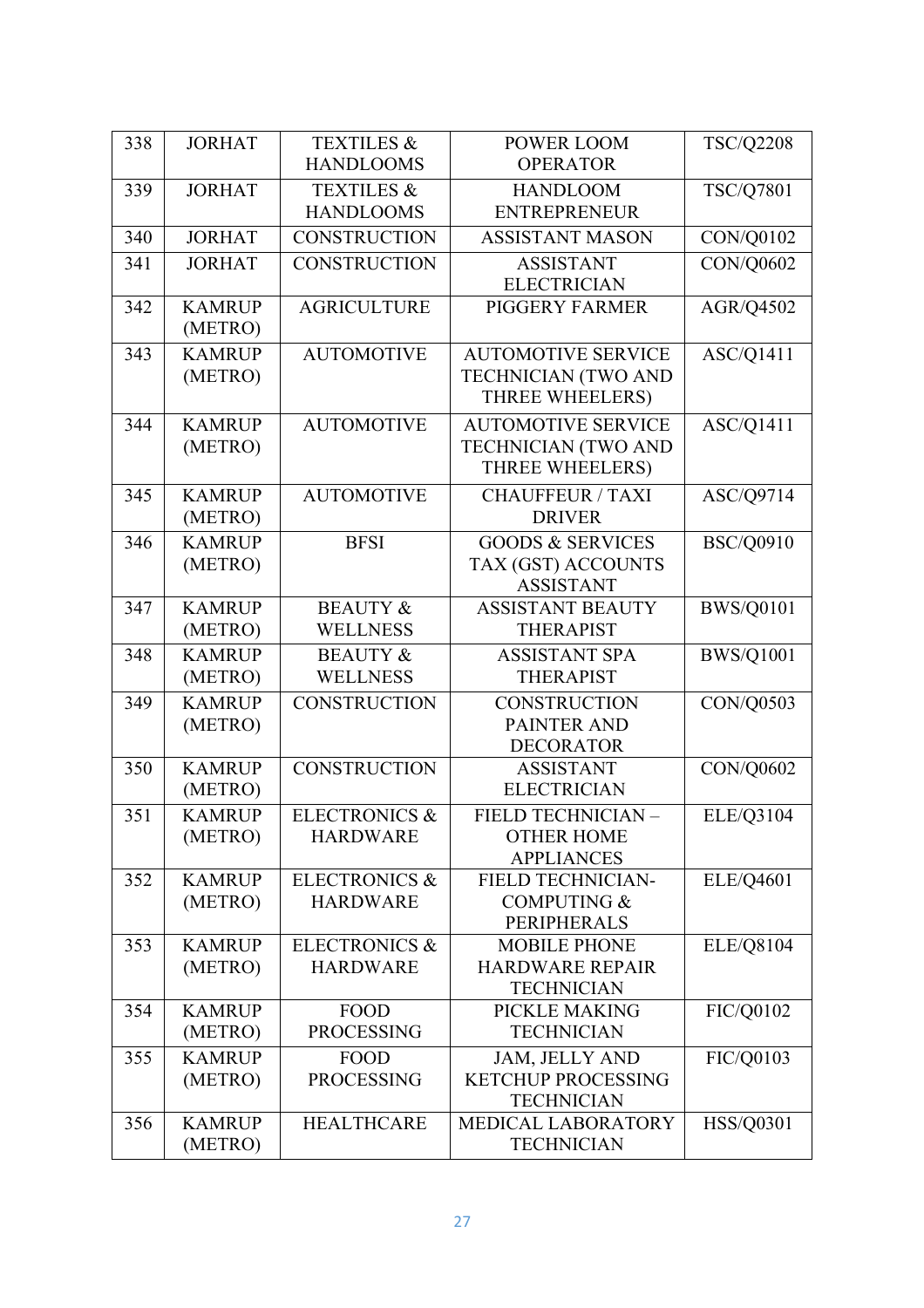| 338 | JORHAT | TEXTILES & HANDLOOMS | POWER LOOM OPERATOR | TSC/Q2208 |
|---|---|---|---|---|
| 339 | JORHAT | TEXTILES & HANDLOOMS | HANDLOOM ENTREPRENEUR | TSC/Q7801 |
| 340 | JORHAT | CONSTRUCTION | ASSISTANT MASON | CON/Q0102 |
| 341 | JORHAT | CONSTRUCTION | ASSISTANT ELECTRICIAN | CON/Q0602 |
| 342 | KAMRUP (METRO) | AGRICULTURE | PIGGERY FARMER | AGR/Q4502 |
| 343 | KAMRUP (METRO) | AUTOMOTIVE | AUTOMOTIVE SERVICE TECHNICIAN (TWO AND THREE WHEELERS) | ASC/Q1411 |
| 344 | KAMRUP (METRO) | AUTOMOTIVE | AUTOMOTIVE SERVICE TECHNICIAN (TWO AND THREE WHEELERS) | ASC/Q1411 |
| 345 | KAMRUP (METRO) | AUTOMOTIVE | CHAUFFEUR / TAXI DRIVER | ASC/Q9714 |
| 346 | KAMRUP (METRO) | BFSI | GOODS & SERVICES TAX (GST) ACCOUNTS ASSISTANT | BSC/Q0910 |
| 347 | KAMRUP (METRO) | BEAUTY & WELLNESS | ASSISTANT BEAUTY THERAPIST | BWS/Q0101 |
| 348 | KAMRUP (METRO) | BEAUTY & WELLNESS | ASSISTANT SPA THERAPIST | BWS/Q1001 |
| 349 | KAMRUP (METRO) | CONSTRUCTION | CONSTRUCTION PAINTER AND DECORATOR | CON/Q0503 |
| 350 | KAMRUP (METRO) | CONSTRUCTION | ASSISTANT ELECTRICIAN | CON/Q0602 |
| 351 | KAMRUP (METRO) | ELECTRONICS & HARDWARE | FIELD TECHNICIAN – OTHER HOME APPLIANCES | ELE/Q3104 |
| 352 | KAMRUP (METRO) | ELECTRONICS & HARDWARE | FIELD TECHNICIAN-COMPUTING & PERIPHERALS | ELE/Q4601 |
| 353 | KAMRUP (METRO) | ELECTRONICS & HARDWARE | MOBILE PHONE HARDWARE REPAIR TECHNICIAN | ELE/Q8104 |
| 354 | KAMRUP (METRO) | FOOD PROCESSING | PICKLE MAKING TECHNICIAN | FIC/Q0102 |
| 355 | KAMRUP (METRO) | FOOD PROCESSING | JAM, JELLY AND KETCHUP PROCESSING TECHNICIAN | FIC/Q0103 |
| 356 | KAMRUP (METRO) | HEALTHCARE | MEDICAL LABORATORY TECHNICIAN | HSS/Q0301 |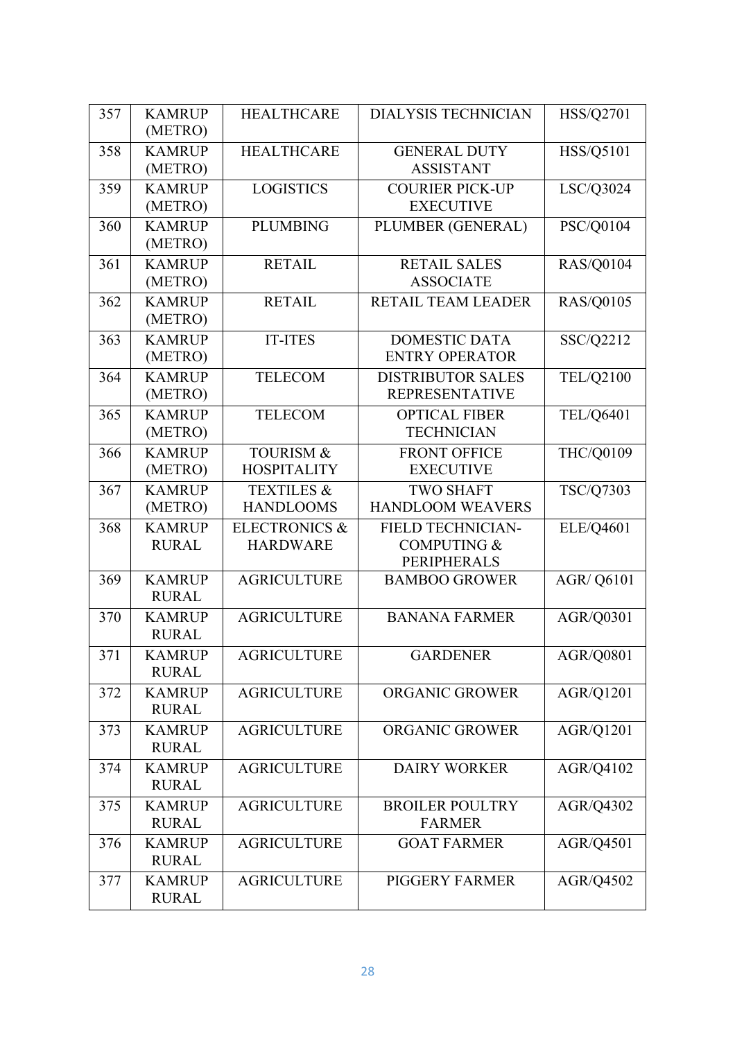| 357 | KAMRUP (METRO) | HEALTHCARE | DIALYSIS TECHNICIAN | HSS/Q2701 |
|---|---|---|---|---|
| 358 | KAMRUP (METRO) | HEALTHCARE | GENERAL DUTY ASSISTANT | HSS/Q5101 |
| 359 | KAMRUP (METRO) | LOGISTICS | COURIER PICK-UP EXECUTIVE | LSC/Q3024 |
| 360 | KAMRUP (METRO) | PLUMBING | PLUMBER (GENERAL) | PSC/Q0104 |
| 361 | KAMRUP (METRO) | RETAIL | RETAIL SALES ASSOCIATE | RAS/Q0104 |
| 362 | KAMRUP (METRO) | RETAIL | RETAIL TEAM LEADER | RAS/Q0105 |
| 363 | KAMRUP (METRO) | IT-ITES | DOMESTIC DATA ENTRY OPERATOR | SSC/Q2212 |
| 364 | KAMRUP (METRO) | TELECOM | DISTRIBUTOR SALES REPRESENTATIVE | TEL/Q2100 |
| 365 | KAMRUP (METRO) | TELECOM | OPTICAL FIBER TECHNICIAN | TEL/Q6401 |
| 366 | KAMRUP (METRO) | TOURISM & HOSPITALITY | FRONT OFFICE EXECUTIVE | THC/Q0109 |
| 367 | KAMRUP (METRO) | TEXTILES & HANDLOOMS | TWO SHAFT HANDLOOM WEAVERS | TSC/Q7303 |
| 368 | KAMRUP RURAL | ELECTRONICS & HARDWARE | FIELD TECHNICIAN-COMPUTING & PERIPHERALS | ELE/Q4601 |
| 369 | KAMRUP RURAL | AGRICULTURE | BAMBOO GROWER | AGR/ Q6101 |
| 370 | KAMRUP RURAL | AGRICULTURE | BANANA FARMER | AGR/Q0301 |
| 371 | KAMRUP RURAL | AGRICULTURE | GARDENER | AGR/Q0801 |
| 372 | KAMRUP RURAL | AGRICULTURE | ORGANIC GROWER | AGR/Q1201 |
| 373 | KAMRUP RURAL | AGRICULTURE | ORGANIC GROWER | AGR/Q1201 |
| 374 | KAMRUP RURAL | AGRICULTURE | DAIRY WORKER | AGR/Q4102 |
| 375 | KAMRUP RURAL | AGRICULTURE | BROILER POULTRY FARMER | AGR/Q4302 |
| 376 | KAMRUP RURAL | AGRICULTURE | GOAT FARMER | AGR/Q4501 |
| 377 | KAMRUP RURAL | AGRICULTURE | PIGGERY FARMER | AGR/Q4502 |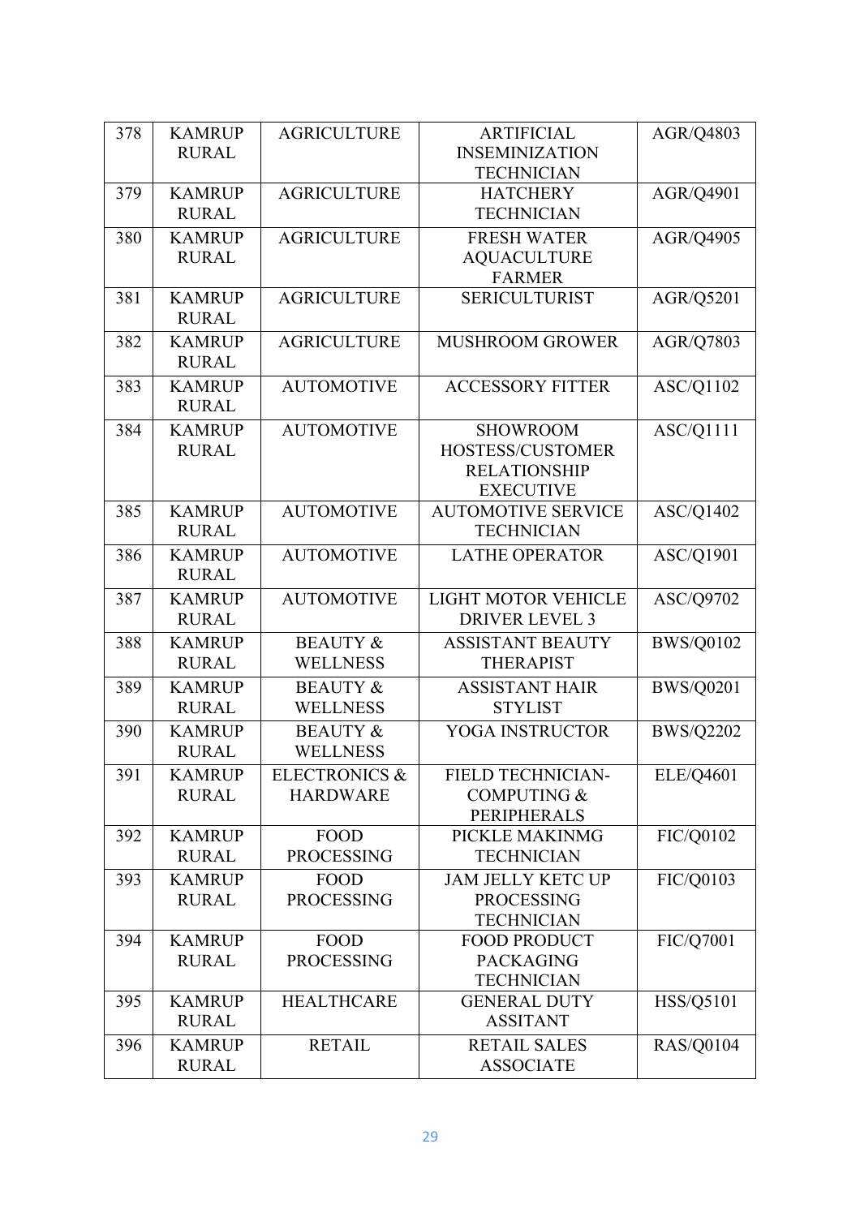| 378 | KAMRUP RURAL | AGRICULTURE | ARTIFICIAL INSEMINIZATION TECHNICIAN | AGR/Q4803 |
|---|---|---|---|---|
| 379 | KAMRUP RURAL | AGRICULTURE | HATCHERY TECHNICIAN | AGR/Q4901 |
| 380 | KAMRUP RURAL | AGRICULTURE | FRESH WATER AQUACULTURE FARMER | AGR/Q4905 |
| 381 | KAMRUP RURAL | AGRICULTURE | SERICULTURIST | AGR/Q5201 |
| 382 | KAMRUP RURAL | AGRICULTURE | MUSHROOM GROWER | AGR/Q7803 |
| 383 | KAMRUP RURAL | AUTOMOTIVE | ACCESSORY FITTER | ASC/Q1102 |
| 384 | KAMRUP RURAL | AUTOMOTIVE | SHOWROOM HOSTESS/CUSTOMER RELATIONSHIP EXECUTIVE | ASC/Q1111 |
| 385 | KAMRUP RURAL | AUTOMOTIVE | AUTOMOTIVE SERVICE TECHNICIAN | ASC/Q1402 |
| 386 | KAMRUP RURAL | AUTOMOTIVE | LATHE OPERATOR | ASC/Q1901 |
| 387 | KAMRUP RURAL | AUTOMOTIVE | LIGHT MOTOR VEHICLE DRIVER LEVEL 3 | ASC/Q9702 |
| 388 | KAMRUP RURAL | BEAUTY & WELLNESS | ASSISTANT BEAUTY THERAPIST | BWS/Q0102 |
| 389 | KAMRUP RURAL | BEAUTY & WELLNESS | ASSISTANT HAIR STYLIST | BWS/Q0201 |
| 390 | KAMRUP RURAL | BEAUTY & WELLNESS | YOGA INSTRUCTOR | BWS/Q2202 |
| 391 | KAMRUP RURAL | ELECTRONICS & HARDWARE | FIELD TECHNICIAN-COMPUTING & PERIPHERALS | ELE/Q4601 |
| 392 | KAMRUP RURAL | FOOD PROCESSING | PICKLE MAKINMG TECHNICIAN | FIC/Q0102 |
| 393 | KAMRUP RURAL | FOOD PROCESSING | JAM JELLY KETC UP PROCESSING TECHNICIAN | FIC/Q0103 |
| 394 | KAMRUP RURAL | FOOD PROCESSING | FOOD PRODUCT PACKAGING TECHNICIAN | FIC/Q7001 |
| 395 | KAMRUP RURAL | HEALTHCARE | GENERAL DUTY ASSITANT | HSS/Q5101 |
| 396 | KAMRUP RURAL | RETAIL | RETAIL SALES ASSOCIATE | RAS/Q0104 |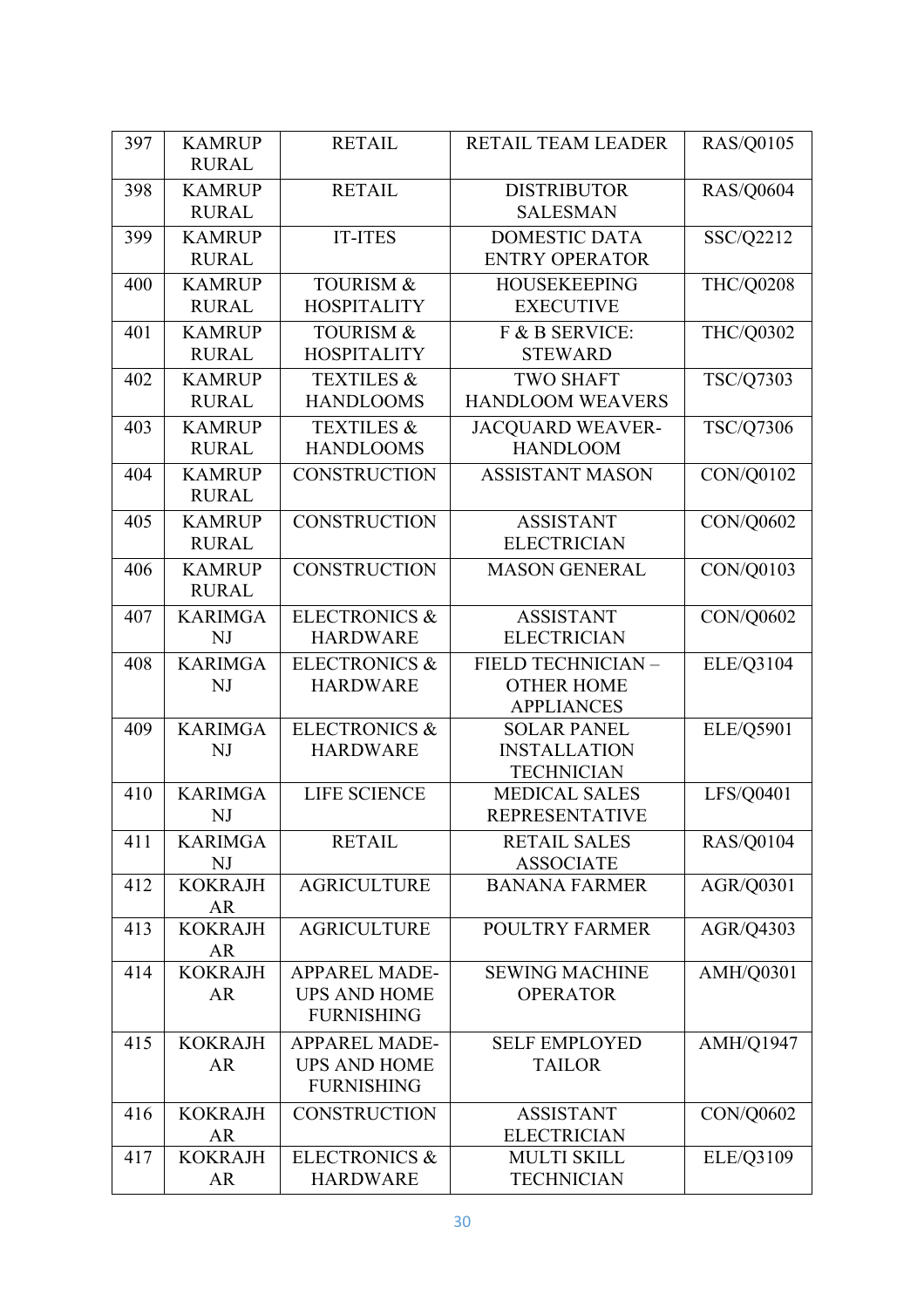| 397 | KAMRUP RURAL | RETAIL | RETAIL TEAM LEADER | RAS/Q0105 |
|---|---|---|---|---|
| 398 | KAMRUP RURAL | RETAIL | DISTRIBUTOR SALESMAN | RAS/Q0604 |
| 399 | KAMRUP RURAL | IT-ITES | DOMESTIC DATA ENTRY OPERATOR | SSC/Q2212 |
| 400 | KAMRUP RURAL | TOURISM & HOSPITALITY | HOUSEKEEPING EXECUTIVE | THC/Q0208 |
| 401 | KAMRUP RURAL | TOURISM & HOSPITALITY | F & B SERVICE: STEWARD | THC/Q0302 |
| 402 | KAMRUP RURAL | TEXTILES & HANDLOOMS | TWO SHAFT HANDLOOM WEAVERS | TSC/Q7303 |
| 403 | KAMRUP RURAL | TEXTILES & HANDLOOMS | JACQUARD WEAVER-HANDLOOM | TSC/Q7306 |
| 404 | KAMRUP RURAL | CONSTRUCTION | ASSISTANT MASON | CON/Q0102 |
| 405 | KAMRUP RURAL | CONSTRUCTION | ASSISTANT ELECTRICIAN | CON/Q0602 |
| 406 | KAMRUP RURAL | CONSTRUCTION | MASON GENERAL | CON/Q0103 |
| 407 | KARIMGANJ | ELECTRONICS & HARDWARE | ASSISTANT ELECTRICIAN | CON/Q0602 |
| 408 | KARIMGANJ | ELECTRONICS & HARDWARE | FIELD TECHNICIAN – OTHER HOME APPLIANCES | ELE/Q3104 |
| 409 | KARIMGANJ | ELECTRONICS & HARDWARE | SOLAR PANEL INSTALLATION TECHNICIAN | ELE/Q5901 |
| 410 | KARIMGANJ | LIFE SCIENCE | MEDICAL SALES REPRESENTATIVE | LFS/Q0401 |
| 411 | KARIMGANJ | RETAIL | RETAIL SALES ASSOCIATE | RAS/Q0104 |
| 412 | KOKRAJHAR | AGRICULTURE | BANANA FARMER | AGR/Q0301 |
| 413 | KOKRAJHAR | AGRICULTURE | POULTRY FARMER | AGR/Q4303 |
| 414 | KOKRAJHAR | APPAREL MADE-UPS AND HOME FURNISHING | SEWING MACHINE OPERATOR | AMH/Q0301 |
| 415 | KOKRAJHAR | APPAREL MADE-UPS AND HOME FURNISHING | SELF EMPLOYED TAILOR | AMH/Q1947 |
| 416 | KOKRAJHAR | CONSTRUCTION | ASSISTANT ELECTRICIAN | CON/Q0602 |
| 417 | KOKRAJHAR | ELECTRONICS & HARDWARE | MULTI SKILL TECHNICIAN | ELE/Q3109 |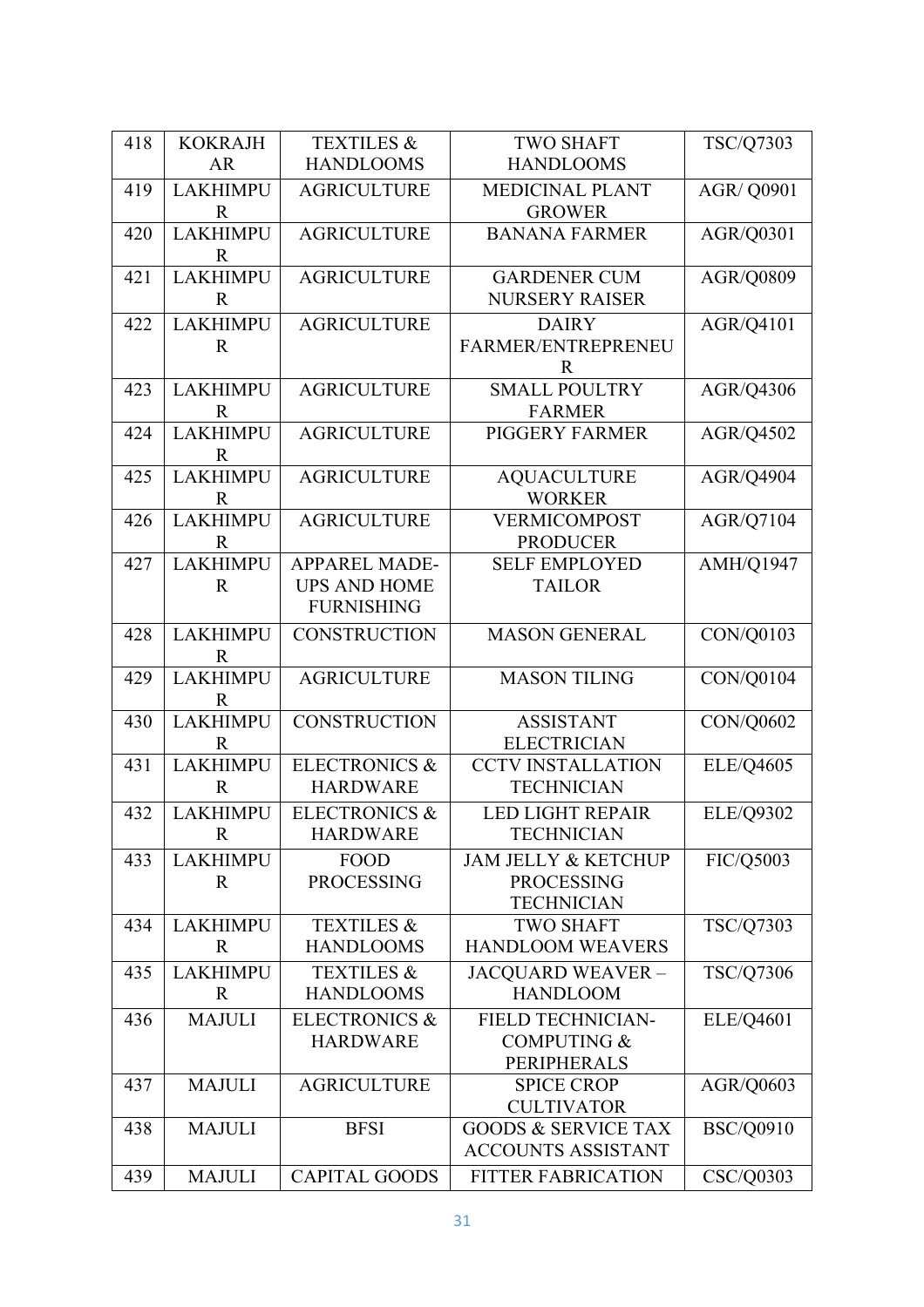| 418 | KOKRAJHAR | TEXTILES & HANDLOOMS | TWO SHAFT HANDLOOMS | TSC/Q7303 |
|---|---|---|---|---|
| 419 | LAKHIMPUR | AGRICULTURE | MEDICINAL PLANT GROWER | AGR/ Q0901 |
| 420 | LAKHIMPUR | AGRICULTURE | BANANA FARMER | AGR/Q0301 |
| 421 | LAKHIMPUR | AGRICULTURE | GARDENER CUM NURSERY RAISER | AGR/Q0809 |
| 422 | LAKHIMPUR | AGRICULTURE | DAIRY FARMER/ENTREPRENEUR | AGR/Q4101 |
| 423 | LAKHIMPUR | AGRICULTURE | SMALL POULTRY FARMER | AGR/Q4306 |
| 424 | LAKHIMPUR | AGRICULTURE | PIGGERY FARMER | AGR/Q4502 |
| 425 | LAKHIMPUR | AGRICULTURE | AQUACULTURE WORKER | AGR/Q4904 |
| 426 | LAKHIMPUR | AGRICULTURE | VERMICOMPOST PRODUCER | AGR/Q7104 |
| 427 | LAKHIMPUR | APPAREL MADE-UPS AND HOME FURNISHING | SELF EMPLOYED TAILOR | AMH/Q1947 |
| 428 | LAKHIMPUR | CONSTRUCTION | MASON GENERAL | CON/Q0103 |
| 429 | LAKHIMPUR | AGRICULTURE | MASON TILING | CON/Q0104 |
| 430 | LAKHIMPUR | CONSTRUCTION | ASSISTANT ELECTRICIAN | CON/Q0602 |
| 431 | LAKHIMPUR | ELECTRONICS & HARDWARE | CCTV INSTALLATION TECHNICIAN | ELE/Q4605 |
| 432 | LAKHIMPUR | ELECTRONICS & HARDWARE | LED LIGHT REPAIR TECHNICIAN | ELE/Q9302 |
| 433 | LAKHIMPUR | FOOD PROCESSING | JAM JELLY & KETCHUP PROCESSING TECHNICIAN | FIC/Q5003 |
| 434 | LAKHIMPUR | TEXTILES & HANDLOOMS | TWO SHAFT HANDLOOM WEAVERS | TSC/Q7303 |
| 435 | LAKHIMPUR | TEXTILES & HANDLOOMS | JACQUARD WEAVER – HANDLOOM | TSC/Q7306 |
| 436 | MAJULI | ELECTRONICS & HARDWARE | FIELD TECHNICIAN-COMPUTING & PERIPHERALS | ELE/Q4601 |
| 437 | MAJULI | AGRICULTURE | SPICE CROP CULTIVATOR | AGR/Q0603 |
| 438 | MAJULI | BFSI | GOODS & SERVICE TAX ACCOUNTS ASSISTANT | BSC/Q0910 |
| 439 | MAJULI | CAPITAL GOODS | FITTER FABRICATION | CSC/Q0303 |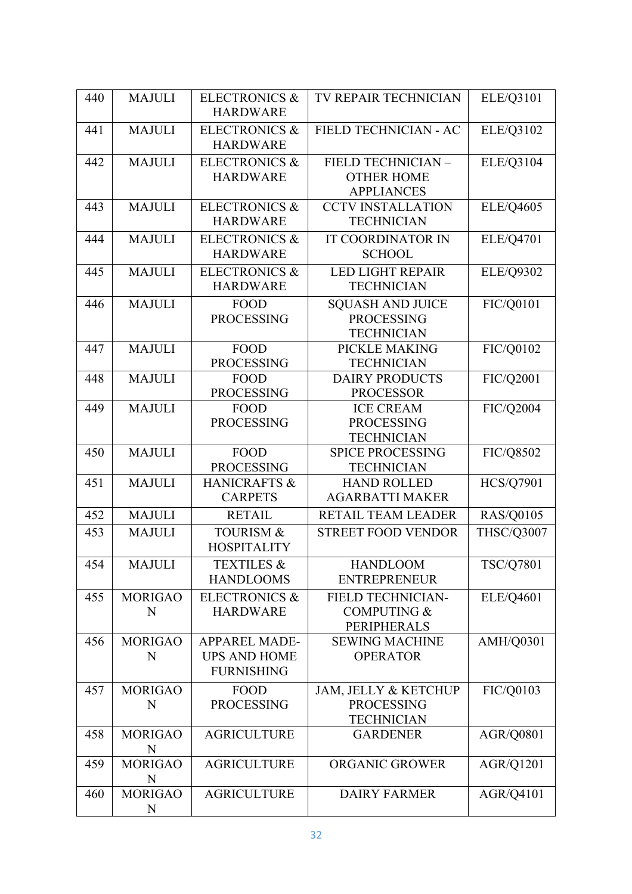| 440 | MAJULI | ELECTRONICS & HARDWARE | TV REPAIR TECHNICIAN | ELE/Q3101 |
|---|---|---|---|---|
| 441 | MAJULI | ELECTRONICS & HARDWARE | FIELD TECHNICIAN - AC | ELE/Q3102 |
| 442 | MAJULI | ELECTRONICS & HARDWARE | FIELD TECHNICIAN – OTHER HOME APPLIANCES | ELE/Q3104 |
| 443 | MAJULI | ELECTRONICS & HARDWARE | CCTV INSTALLATION TECHNICIAN | ELE/Q4605 |
| 444 | MAJULI | ELECTRONICS & HARDWARE | IT COORDINATOR IN SCHOOL | ELE/Q4701 |
| 445 | MAJULI | ELECTRONICS & HARDWARE | LED LIGHT REPAIR TECHNICIAN | ELE/Q9302 |
| 446 | MAJULI | FOOD PROCESSING | SQUASH AND JUICE PROCESSING TECHNICIAN | FIC/Q0101 |
| 447 | MAJULI | FOOD PROCESSING | PICKLE MAKING TECHNICIAN | FIC/Q0102 |
| 448 | MAJULI | FOOD PROCESSING | DAIRY PRODUCTS PROCESSOR | FIC/Q2001 |
| 449 | MAJULI | FOOD PROCESSING | ICE CREAM PROCESSING TECHNICIAN | FIC/Q2004 |
| 450 | MAJULI | FOOD PROCESSING | SPICE PROCESSING TECHNICIAN | FIC/Q8502 |
| 451 | MAJULI | HANICRAFTS & CARPETS | HAND ROLLED AGARBATTI MAKER | HCS/Q7901 |
| 452 | MAJULI | RETAIL | RETAIL TEAM LEADER | RAS/Q0105 |
| 453 | MAJULI | TOURISM & HOSPITALITY | STREET FOOD VENDOR | THSC/Q3007 |
| 454 | MAJULI | TEXTILES & HANDLOOMS | HANDLOOM ENTREPRENEUR | TSC/Q7801 |
| 455 | MORIGAON | ELECTRONICS & HARDWARE | FIELD TECHNICIAN-COMPUTING & PERIPHERALS | ELE/Q4601 |
| 456 | MORIGAON | APPAREL MADE-UPS AND HOME FURNISHING | SEWING MACHINE OPERATOR | AMH/Q0301 |
| 457 | MORIGAON | FOOD PROCESSING | JAM, JELLY & KETCHUP PROCESSING TECHNICIAN | FIC/Q0103 |
| 458 | MORIGAON | AGRICULTURE | GARDENER | AGR/Q0801 |
| 459 | MORIGAON | AGRICULTURE | ORGANIC GROWER | AGR/Q1201 |
| 460 | MORIGAON | AGRICULTURE | DAIRY FARMER | AGR/Q4101 |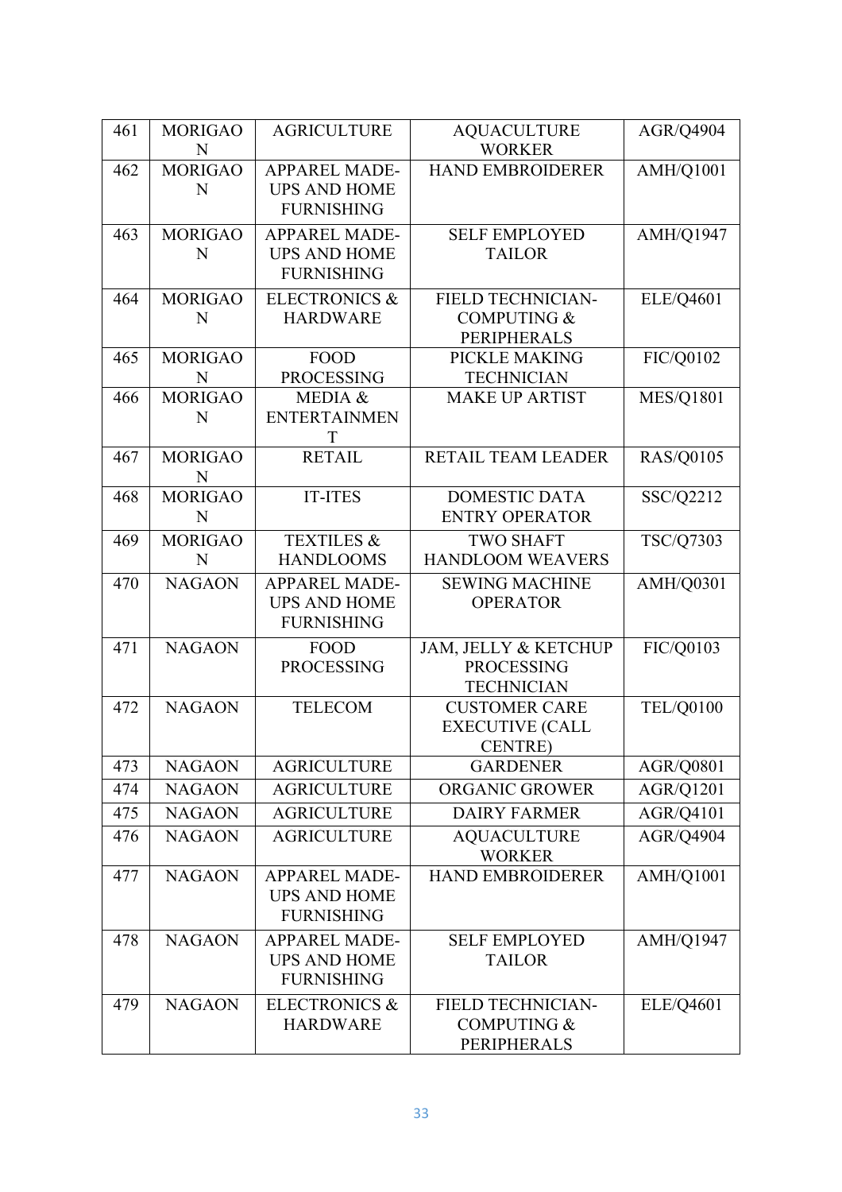| 461 | MORIGAON | AGRICULTURE | AQUACULTURE WORKER | AGR/Q4904 |
|---|---|---|---|---|
| 462 | MORIGAON | APPAREL MADE-UPS AND HOME FURNISHING | HAND EMBROIDERER | AMH/Q1001 |
| 463 | MORIGAON | APPAREL MADE-UPS AND HOME FURNISHING | SELF EMPLOYED TAILOR | AMH/Q1947 |
| 464 | MORIGAON | ELECTRONICS & HARDWARE | FIELD TECHNICIAN-COMPUTING & PERIPHERALS | ELE/Q4601 |
| 465 | MORIGAON | FOOD PROCESSING | PICKLE MAKING TECHNICIAN | FIC/Q0102 |
| 466 | MORIGAON | MEDIA & ENTERTAINMENT | MAKE UP ARTIST | MES/Q1801 |
| 467 | MORIGAON | RETAIL | RETAIL TEAM LEADER | RAS/Q0105 |
| 468 | MORIGAON | IT-ITES | DOMESTIC DATA ENTRY OPERATOR | SSC/Q2212 |
| 469 | MORIGAON | TEXTILES & HANDLOOMS | TWO SHAFT HANDLOOM WEAVERS | TSC/Q7303 |
| 470 | NAGAON | APPAREL MADE-UPS AND HOME FURNISHING | SEWING MACHINE OPERATOR | AMH/Q0301 |
| 471 | NAGAON | FOOD PROCESSING | JAM, JELLY & KETCHUP PROCESSING TECHNICIAN | FIC/Q0103 |
| 472 | NAGAON | TELECOM | CUSTOMER CARE EXECUTIVE (CALL CENTRE) | TEL/Q0100 |
| 473 | NAGAON | AGRICULTURE | GARDENER | AGR/Q0801 |
| 474 | NAGAON | AGRICULTURE | ORGANIC GROWER | AGR/Q1201 |
| 475 | NAGAON | AGRICULTURE | DAIRY FARMER | AGR/Q4101 |
| 476 | NAGAON | AGRICULTURE | AQUACULTURE WORKER | AGR/Q4904 |
| 477 | NAGAON | APPAREL MADE-UPS AND HOME FURNISHING | HAND EMBROIDERER | AMH/Q1001 |
| 478 | NAGAON | APPAREL MADE-UPS AND HOME FURNISHING | SELF EMPLOYED TAILOR | AMH/Q1947 |
| 479 | NAGAON | ELECTRONICS & HARDWARE | FIELD TECHNICIAN-COMPUTING & PERIPHERALS | ELE/Q4601 |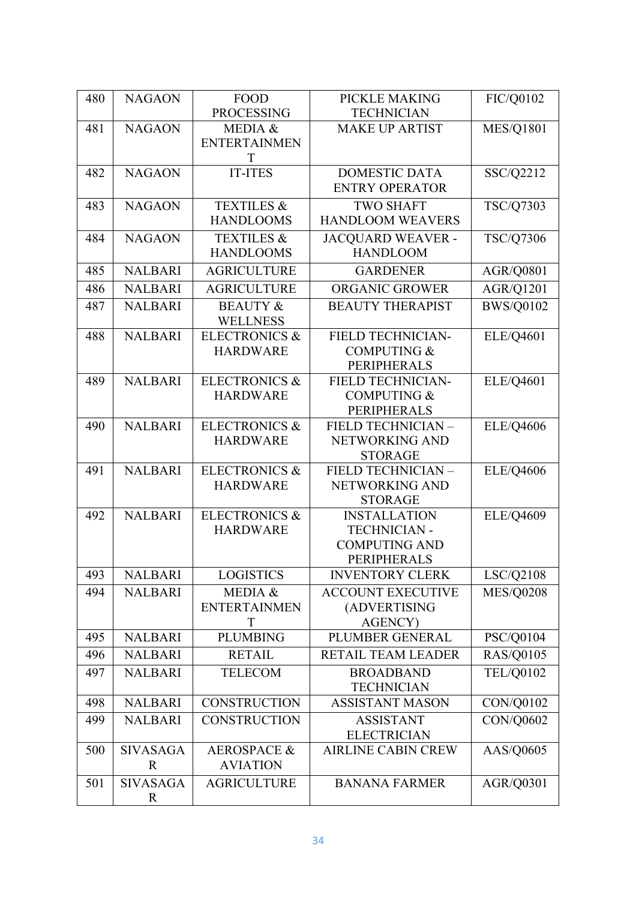| 480 | NAGAON | FOOD PROCESSING | PICKLE MAKING TECHNICIAN | FIC/Q0102 |
|---|---|---|---|---|
| 481 | NAGAON | MEDIA & ENTERTAINMENT | MAKE UP ARTIST | MES/Q1801 |
| 482 | NAGAON | IT-ITES | DOMESTIC DATA ENTRY OPERATOR | SSC/Q2212 |
| 483 | NAGAON | TEXTILES & HANDLOOMS | TWO SHAFT HANDLOOM WEAVERS | TSC/Q7303 |
| 484 | NAGAON | TEXTILES & HANDLOOMS | JACQUARD WEAVER - HANDLOOM | TSC/Q7306 |
| 485 | NALBARI | AGRICULTURE | GARDENER | AGR/Q0801 |
| 486 | NALBARI | AGRICULTURE | ORGANIC GROWER | AGR/Q1201 |
| 487 | NALBARI | BEAUTY & WELLNESS | BEAUTY THERAPIST | BWS/Q0102 |
| 488 | NALBARI | ELECTRONICS & HARDWARE | FIELD TECHNICIAN-COMPUTING & PERIPHERALS | ELE/Q4601 |
| 489 | NALBARI | ELECTRONICS & HARDWARE | FIELD TECHNICIAN-COMPUTING & PERIPHERALS | ELE/Q4601 |
| 490 | NALBARI | ELECTRONICS & HARDWARE | FIELD TECHNICIAN – NETWORKING AND STORAGE | ELE/Q4606 |
| 491 | NALBARI | ELECTRONICS & HARDWARE | FIELD TECHNICIAN – NETWORKING AND STORAGE | ELE/Q4606 |
| 492 | NALBARI | ELECTRONICS & HARDWARE | INSTALLATION TECHNICIAN - COMPUTING AND PERIPHERALS | ELE/Q4609 |
| 493 | NALBARI | LOGISTICS | INVENTORY CLERK | LSC/Q2108 |
| 494 | NALBARI | MEDIA & ENTERTAINMENT | ACCOUNT EXECUTIVE (ADVERTISING AGENCY) | MES/Q0208 |
| 495 | NALBARI | PLUMBING | PLUMBER GENERAL | PSC/Q0104 |
| 496 | NALBARI | RETAIL | RETAIL TEAM LEADER | RAS/Q0105 |
| 497 | NALBARI | TELECOM | BROADBAND TECHNICIAN | TEL/Q0102 |
| 498 | NALBARI | CONSTRUCTION | ASSISTANT MASON | CON/Q0102 |
| 499 | NALBARI | CONSTRUCTION | ASSISTANT ELECTRICIAN | CON/Q0602 |
| 500 | SIVASAGAR | AEROSPACE & AVIATION | AIRLINE CABIN CREW | AAS/Q0605 |
| 501 | SIVASAGAR | AGRICULTURE | BANANA FARMER | AGR/Q0301 |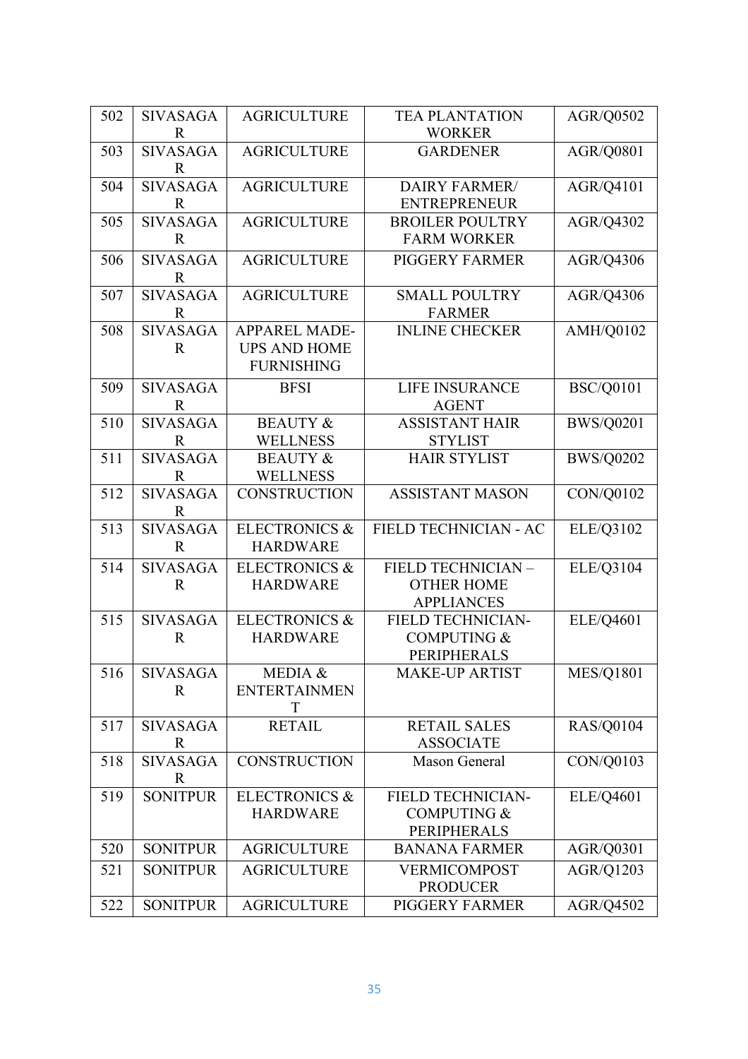| 502 | SIVASAGAR | AGRICULTURE | TEA PLANTATION WORKER | AGR/Q0502 |
|---|---|---|---|---|
| 503 | SIVASAGAR | AGRICULTURE | GARDENER | AGR/Q0801 |
| 504 | SIVASAGAR | AGRICULTURE | DAIRY FARMER/ ENTREPRENEUR | AGR/Q4101 |
| 505 | SIVASAGAR | AGRICULTURE | BROILER POULTRY FARM WORKER | AGR/Q4302 |
| 506 | SIVASAGAR | AGRICULTURE | PIGGERY FARMER | AGR/Q4306 |
| 507 | SIVASAGAR | AGRICULTURE | SMALL POULTRY FARMER | AGR/Q4306 |
| 508 | SIVASAGAR | APPAREL MADE-UPS AND HOME FURNISHING | INLINE CHECKER | AMH/Q0102 |
| 509 | SIVASAGAR | BFSI | LIFE INSURANCE AGENT | BSC/Q0101 |
| 510 | SIVASAGAR | BEAUTY & WELLNESS | ASSISTANT HAIR STYLIST | BWS/Q0201 |
| 511 | SIVASAGAR | BEAUTY & WELLNESS | HAIR STYLIST | BWS/Q0202 |
| 512 | SIVASAGAR | CONSTRUCTION | ASSISTANT MASON | CON/Q0102 |
| 513 | SIVASAGAR | ELECTRONICS & HARDWARE | FIELD TECHNICIAN - AC | ELE/Q3102 |
| 514 | SIVASAGAR | ELECTRONICS & HARDWARE | FIELD TECHNICIAN – OTHER HOME APPLIANCES | ELE/Q3104 |
| 515 | SIVASAGAR | ELECTRONICS & HARDWARE | FIELD TECHNICIAN-COMPUTING & PERIPHERALS | ELE/Q4601 |
| 516 | SIVASAGAR | MEDIA & ENTERTAINMENT | MAKE-UP ARTIST | MES/Q1801 |
| 517 | SIVASAGAR | RETAIL | RETAIL SALES ASSOCIATE | RAS/Q0104 |
| 518 | SIVASAGAR | CONSTRUCTION | Mason General | CON/Q0103 |
| 519 | SONITPUR | ELECTRONICS & HARDWARE | FIELD TECHNICIAN-COMPUTING & PERIPHERALS | ELE/Q4601 |
| 520 | SONITPUR | AGRICULTURE | BANANA FARMER | AGR/Q0301 |
| 521 | SONITPUR | AGRICULTURE | VERMICOMPOST PRODUCER | AGR/Q1203 |
| 522 | SONITPUR | AGRICULTURE | PIGGERY FARMER | AGR/Q4502 |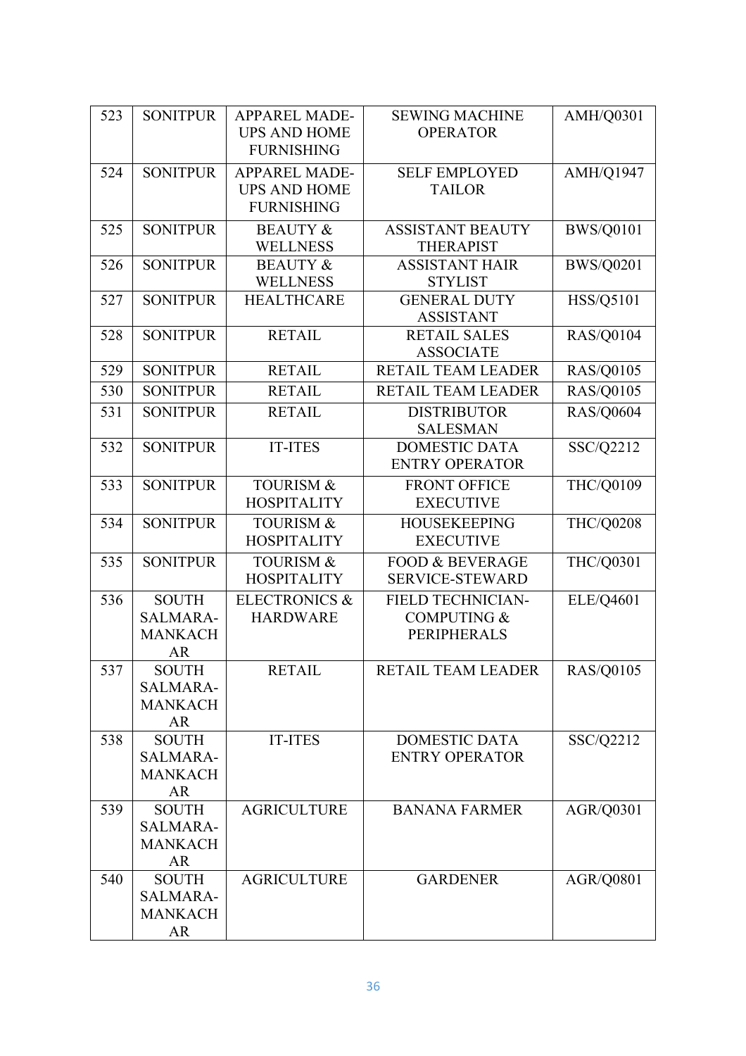| 523 | SONITPUR | APPAREL MADE-UPS AND HOME FURNISHING | SEWING MACHINE OPERATOR | AMH/Q0301 |
|---|---|---|---|---|
| 524 | SONITPUR | APPAREL MADE-UPS AND HOME FURNISHING | SELF EMPLOYED TAILOR | AMH/Q1947 |
| 525 | SONITPUR | BEAUTY & WELLNESS | ASSISTANT BEAUTY THERAPIST | BWS/Q0101 |
| 526 | SONITPUR | BEAUTY & WELLNESS | ASSISTANT HAIR STYLIST | BWS/Q0201 |
| 527 | SONITPUR | HEALTHCARE | GENERAL DUTY ASSISTANT | HSS/Q5101 |
| 528 | SONITPUR | RETAIL | RETAIL SALES ASSOCIATE | RAS/Q0104 |
| 529 | SONITPUR | RETAIL | RETAIL TEAM LEADER | RAS/Q0105 |
| 530 | SONITPUR | RETAIL | RETAIL TEAM LEADER | RAS/Q0105 |
| 531 | SONITPUR | RETAIL | DISTRIBUTOR SALESMAN | RAS/Q0604 |
| 532 | SONITPUR | IT-ITES | DOMESTIC DATA ENTRY OPERATOR | SSC/Q2212 |
| 533 | SONITPUR | TOURISM & HOSPITALITY | FRONT OFFICE EXECUTIVE | THC/Q0109 |
| 534 | SONITPUR | TOURISM & HOSPITALITY | HOUSEKEEPING EXECUTIVE | THC/Q0208 |
| 535 | SONITPUR | TOURISM & HOSPITALITY | FOOD & BEVERAGE SERVICE-STEWARD | THC/Q0301 |
| 536 | SOUTH SALMARA-MANKACHAR | ELECTRONICS & HARDWARE | FIELD TECHNICIAN-COMPUTING & PERIPHERALS | ELE/Q4601 |
| 537 | SOUTH SALMARA-MANKACHAR | RETAIL | RETAIL TEAM LEADER | RAS/Q0105 |
| 538 | SOUTH SALMARA-MANKACHAR | IT-ITES | DOMESTIC DATA ENTRY OPERATOR | SSC/Q2212 |
| 539 | SOUTH SALMARA-MANKACHAR | AGRICULTURE | BANANA FARMER | AGR/Q0301 |
| 540 | SOUTH SALMARA-MANKACHAR | AGRICULTURE | GARDENER | AGR/Q0801 |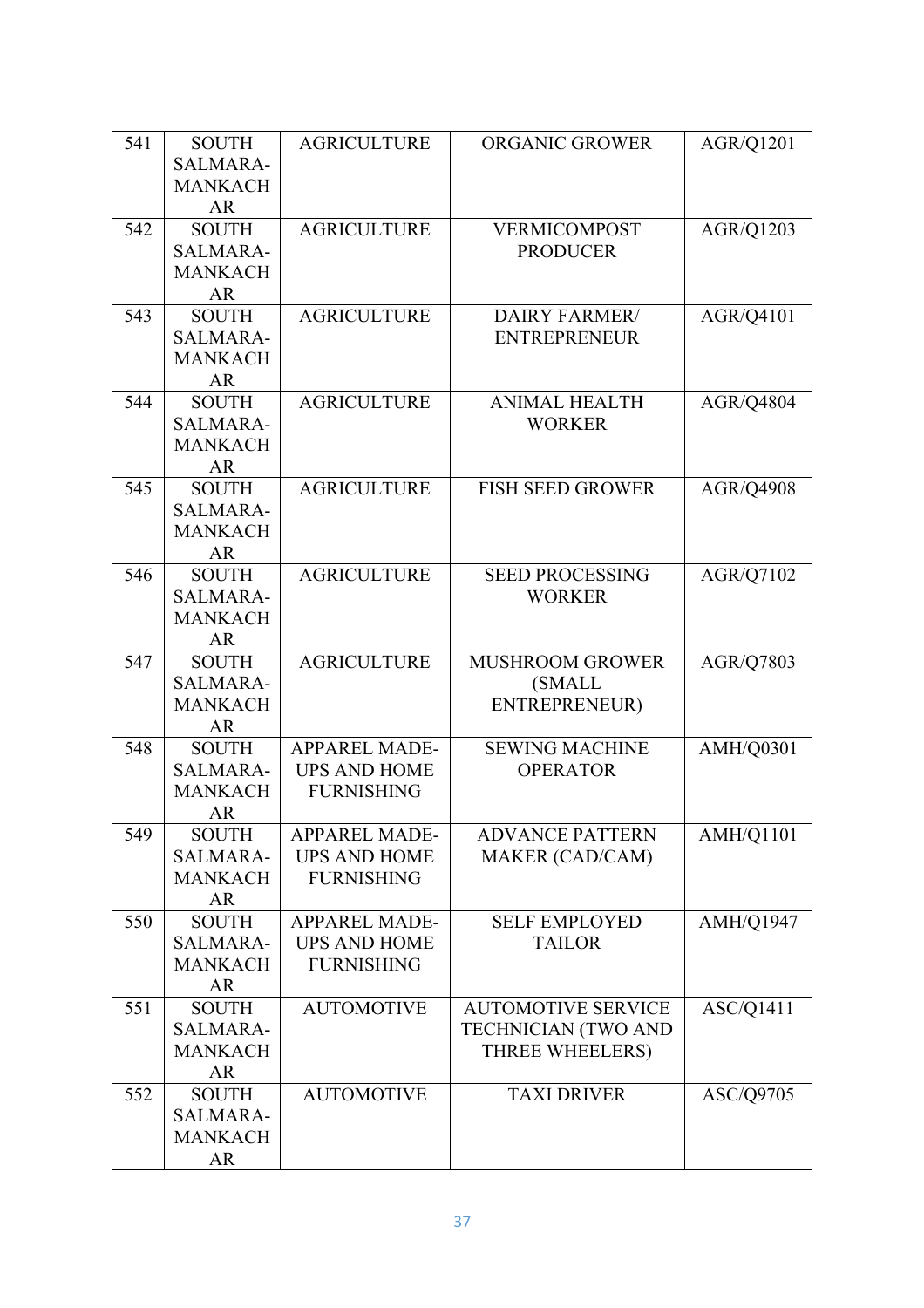| 541 | SOUTH SALMARA-MANKACHAR | AGRICULTURE | ORGANIC GROWER | AGR/Q1201 |
|---|---|---|---|---|
| 542 | SOUTH SALMARA-MANKACHAR | AGRICULTURE | VERMICOMPOST PRODUCER | AGR/Q1203 |
| 543 | SOUTH SALMARA-MANKACHAR | AGRICULTURE | DAIRY FARMER/ ENTREPRENEUR | AGR/Q4101 |
| 544 | SOUTH SALMARA-MANKACHAR | AGRICULTURE | ANIMAL HEALTH WORKER | AGR/Q4804 |
| 545 | SOUTH SALMARA-MANKACHAR | AGRICULTURE | FISH SEED GROWER | AGR/Q4908 |
| 546 | SOUTH SALMARA-MANKACHAR | AGRICULTURE | SEED PROCESSING WORKER | AGR/Q7102 |
| 547 | SOUTH SALMARA-MANKACHAR | AGRICULTURE | MUSHROOM GROWER (SMALL ENTREPRENEUR) | AGR/Q7803 |
| 548 | SOUTH SALMARA-MANKACHAR | APPAREL MADE-UPS AND HOME FURNISHING | SEWING MACHINE OPERATOR | AMH/Q0301 |
| 549 | SOUTH SALMARA-MANKACHAR | APPAREL MADE-UPS AND HOME FURNISHING | ADVANCE PATTERN MAKER (CAD/CAM) | AMH/Q1101 |
| 550 | SOUTH SALMARA-MANKACHAR | APPAREL MADE-UPS AND HOME FURNISHING | SELF EMPLOYED TAILOR | AMH/Q1947 |
| 551 | SOUTH SALMARA-MANKACHAR | AUTOMOTIVE | AUTOMOTIVE SERVICE TECHNICIAN (TWO AND THREE WHEELERS) | ASC/Q1411 |
| 552 | SOUTH SALMARA-MANKACHAR | AUTOMOTIVE | TAXI DRIVER | ASC/Q9705 |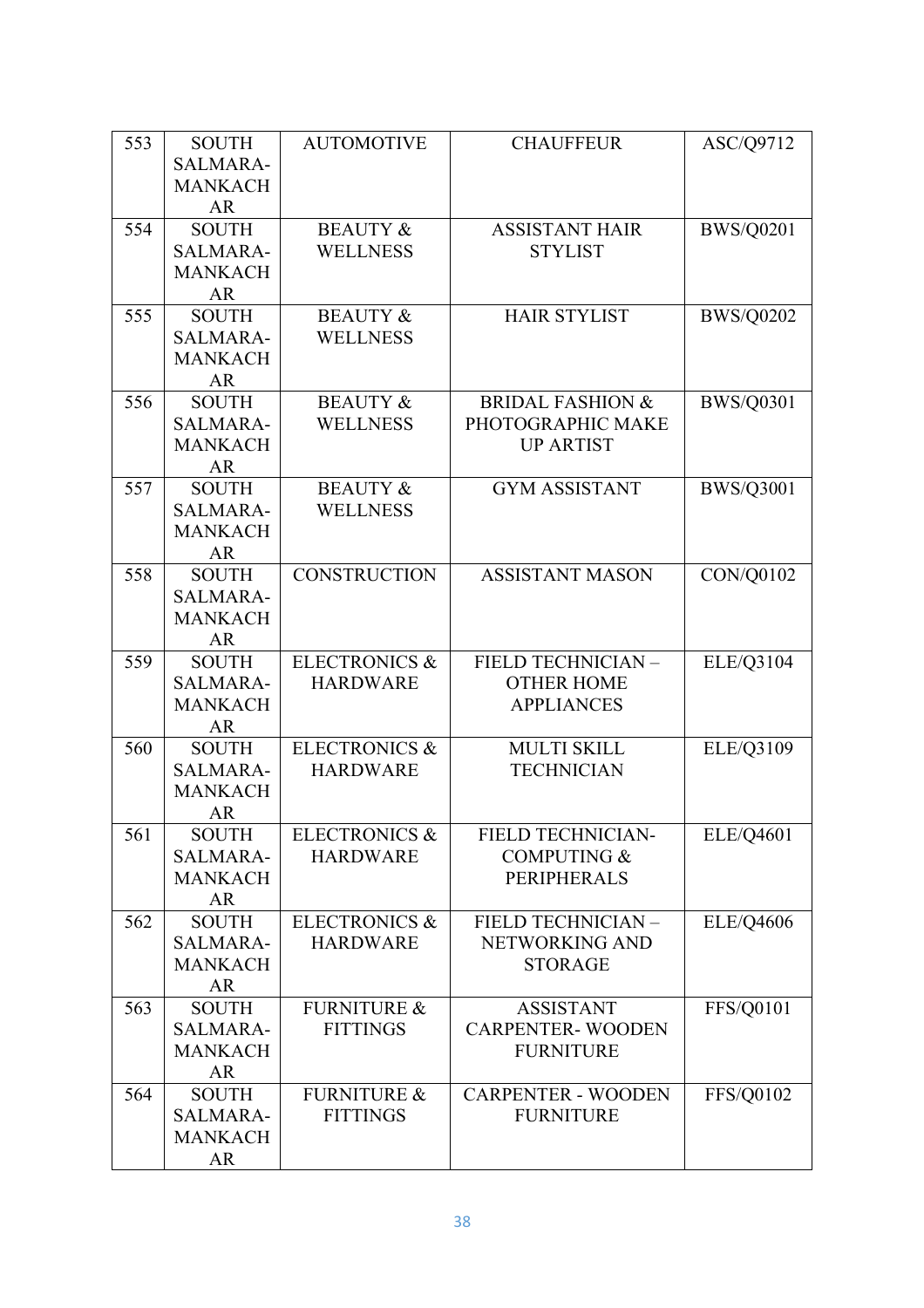| 553 | SOUTH SALMARA-MANKACHAR | AUTOMOTIVE | CHAUFFEUR | ASC/Q9712 |
|---|---|---|---|---|
| 554 | SOUTH SALMARA-MANKACHAR | BEAUTY & WELLNESS | ASSISTANT HAIR STYLIST | BWS/Q0201 |
| 555 | SOUTH SALMARA-MANKACHAR | BEAUTY & WELLNESS | HAIR STYLIST | BWS/Q0202 |
| 556 | SOUTH SALMARA-MANKACHAR | BEAUTY & WELLNESS | BRIDAL FASHION & PHOTOGRAPHIC MAKE UP ARTIST | BWS/Q0301 |
| 557 | SOUTH SALMARA-MANKACHAR | BEAUTY & WELLNESS | GYM ASSISTANT | BWS/Q3001 |
| 558 | SOUTH SALMARA-MANKACHAR | CONSTRUCTION | ASSISTANT MASON | CON/Q0102 |
| 559 | SOUTH SALMARA-MANKACHAR | ELECTRONICS & HARDWARE | FIELD TECHNICIAN – OTHER HOME APPLIANCES | ELE/Q3104 |
| 560 | SOUTH SALMARA-MANKACHAR | ELECTRONICS & HARDWARE | MULTI SKILL TECHNICIAN | ELE/Q3109 |
| 561 | SOUTH SALMARA-MANKACHAR | ELECTRONICS & HARDWARE | FIELD TECHNICIAN-COMPUTING & PERIPHERALS | ELE/Q4601 |
| 562 | SOUTH SALMARA-MANKACHAR | ELECTRONICS & HARDWARE | FIELD TECHNICIAN – NETWORKING AND STORAGE | ELE/Q4606 |
| 563 | SOUTH SALMARA-MANKACHAR | FURNITURE & FITTINGS | ASSISTANT CARPENTER- WOODEN FURNITURE | FFS/Q0101 |
| 564 | SOUTH SALMARA-MANKACHAR | FURNITURE & FITTINGS | CARPENTER - WOODEN FURNITURE | FFS/Q0102 |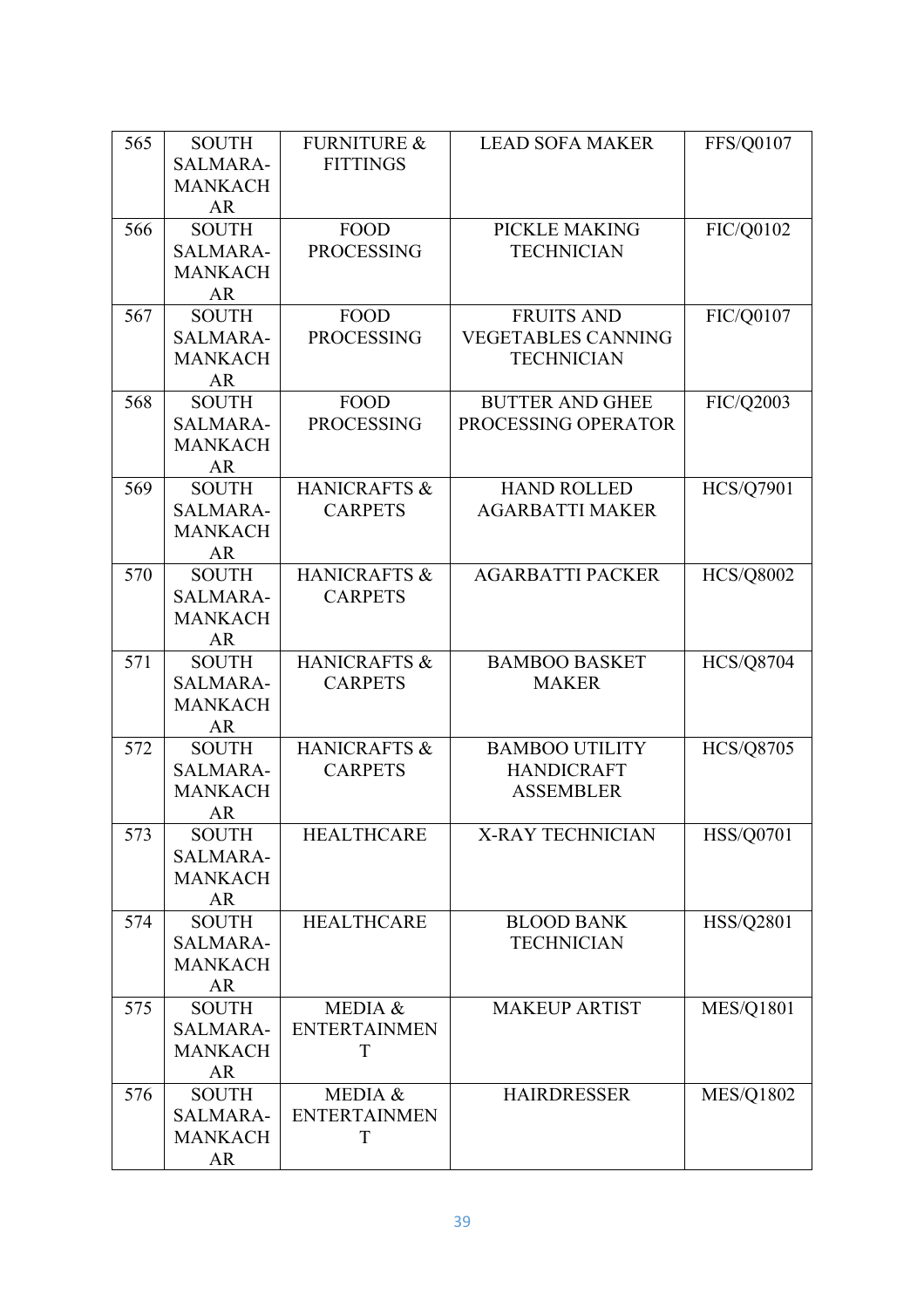| 565 | SOUTH SALMARA-MANKACHAR | FURNITURE & FITTINGS | LEAD SOFA MAKER | FFS/Q0107 |
|---|---|---|---|---|
| 566 | SOUTH SALMARA-MANKACHAR | FOOD PROCESSING | PICKLE MAKING TECHNICIAN | FIC/Q0102 |
| 567 | SOUTH SALMARA-MANKACHAR | FOOD PROCESSING | FRUITS AND VEGETABLES CANNING TECHNICIAN | FIC/Q0107 |
| 568 | SOUTH SALMARA-MANKACHAR | FOOD PROCESSING | BUTTER AND GHEE PROCESSING OPERATOR | FIC/Q2003 |
| 569 | SOUTH SALMARA-MANKACHAR | HANICRAFTS & CARPETS | HAND ROLLED AGARBATTI MAKER | HCS/Q7901 |
| 570 | SOUTH SALMARA-MANKACHAR | HANICRAFTS & CARPETS | AGARBATTI PACKER | HCS/Q8002 |
| 571 | SOUTH SALMARA-MANKACHAR | HANICRAFTS & CARPETS | BAMBOO BASKET MAKER | HCS/Q8704 |
| 572 | SOUTH SALMARA-MANKACHAR | HANICRAFTS & CARPETS | BAMBOO UTILITY HANDICRAFT ASSEMBLER | HCS/Q8705 |
| 573 | SOUTH SALMARA-MANKACHAR | HEALTHCARE | X-RAY TECHNICIAN | HSS/Q0701 |
| 574 | SOUTH SALMARA-MANKACHAR | HEALTHCARE | BLOOD BANK TECHNICIAN | HSS/Q2801 |
| 575 | SOUTH SALMARA-MANKACHAR | MEDIA & ENTERTAINMENT | MAKEUP ARTIST | MES/Q1801 |
| 576 | SOUTH SALMARA-MANKACHAR | MEDIA & ENTERTAINMENT | HAIRDRESSER | MES/Q1802 |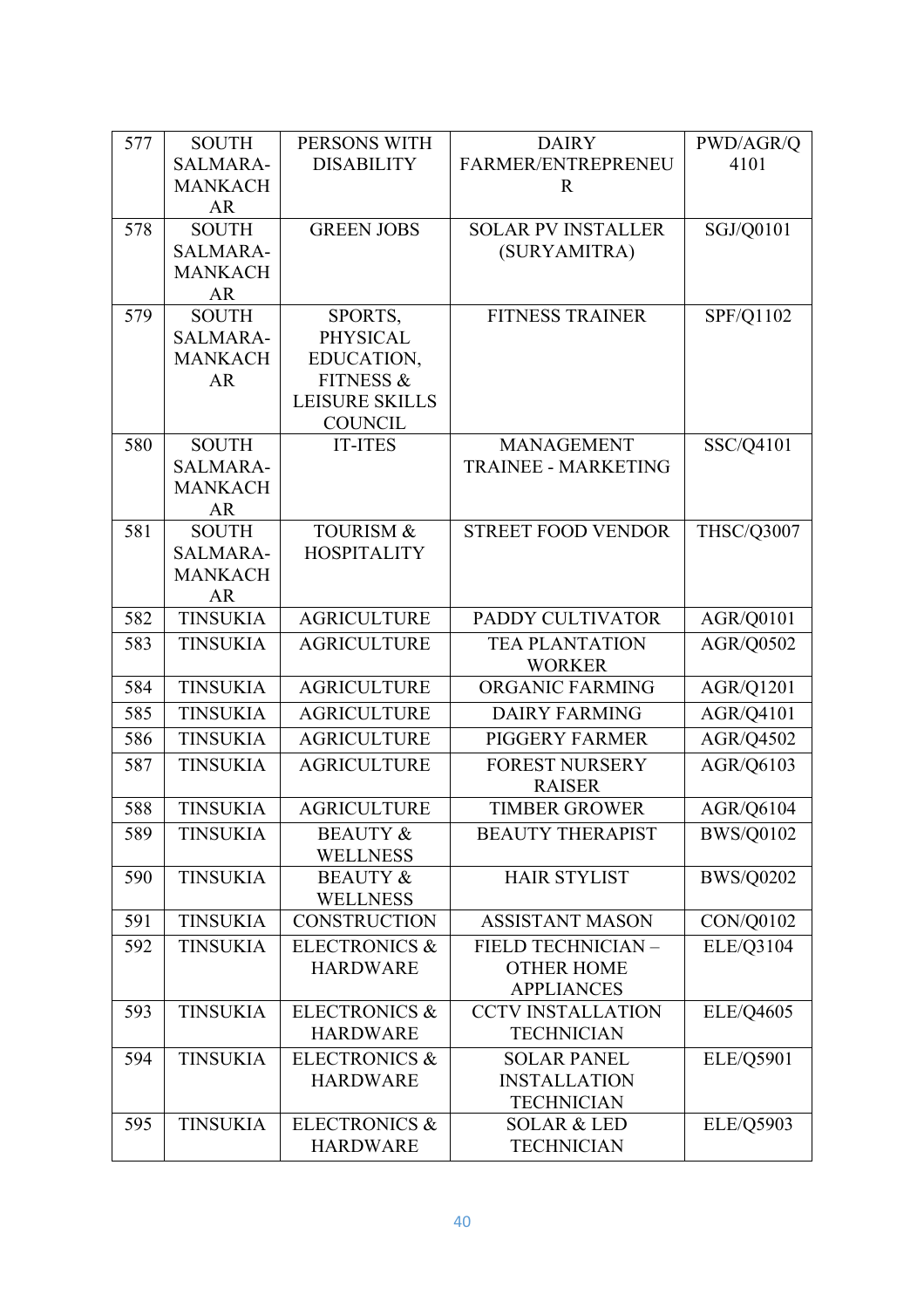| 577 | SOUTH SALMARA-MANKACHAR | PERSONS WITH DISABILITY | DAIRY FARMER/ENTREPRENEUR | PWD/AGR/Q4101 |
|---|---|---|---|---|
| 578 | SOUTH SALMARA-MANKACHAR | GREEN JOBS | SOLAR PV INSTALLER (SURYAMITRA) | SGJ/Q0101 |
| 579 | SOUTH SALMARA-MANKACHAR | SPORTS, PHYSICAL EDUCATION, FITNESS & LEISURE SKILLS COUNCIL | FITNESS TRAINER | SPF/Q1102 |
| 580 | SOUTH SALMARA-MANKACHAR | IT-ITES | MANAGEMENT TRAINEE - MARKETING | SSC/Q4101 |
| 581 | SOUTH SALMARA-MANKACHAR | TOURISM & HOSPITALITY | STREET FOOD VENDOR | THSC/Q3007 |
| 582 | TINSUKIA | AGRICULTURE | PADDY CULTIVATOR | AGR/Q0101 |
| 583 | TINSUKIA | AGRICULTURE | TEA PLANTATION WORKER | AGR/Q0502 |
| 584 | TINSUKIA | AGRICULTURE | ORGANIC FARMING | AGR/Q1201 |
| 585 | TINSUKIA | AGRICULTURE | DAIRY FARMING | AGR/Q4101 |
| 586 | TINSUKIA | AGRICULTURE | PIGGERY FARMER | AGR/Q4502 |
| 587 | TINSUKIA | AGRICULTURE | FOREST NURSERY RAISER | AGR/Q6103 |
| 588 | TINSUKIA | AGRICULTURE | TIMBER GROWER | AGR/Q6104 |
| 589 | TINSUKIA | BEAUTY & WELLNESS | BEAUTY THERAPIST | BWS/Q0102 |
| 590 | TINSUKIA | BEAUTY & WELLNESS | HAIR STYLIST | BWS/Q0202 |
| 591 | TINSUKIA | CONSTRUCTION | ASSISTANT MASON | CON/Q0102 |
| 592 | TINSUKIA | ELECTRONICS & HARDWARE | FIELD TECHNICIAN – OTHER HOME APPLIANCES | ELE/Q3104 |
| 593 | TINSUKIA | ELECTRONICS & HARDWARE | CCTV INSTALLATION TECHNICIAN | ELE/Q4605 |
| 594 | TINSUKIA | ELECTRONICS & HARDWARE | SOLAR PANEL INSTALLATION TECHNICIAN | ELE/Q5901 |
| 595 | TINSUKIA | ELECTRONICS & HARDWARE | SOLAR & LED TECHNICIAN | ELE/Q5903 |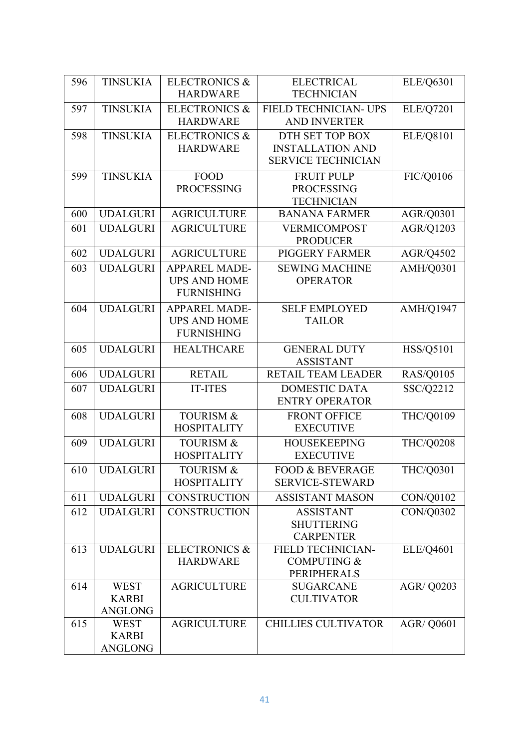| 596 | TINSUKIA | ELECTRONICS & HARDWARE | ELECTRICAL TECHNICIAN | ELE/Q6301 |
|---|---|---|---|---|
| 597 | TINSUKIA | ELECTRONICS & HARDWARE | FIELD TECHNICIAN- UPS AND INVERTER | ELE/Q7201 |
| 598 | TINSUKIA | ELECTRONICS & HARDWARE | DTH SET TOP BOX INSTALLATION AND SERVICE TECHNICIAN | ELE/Q8101 |
| 599 | TINSUKIA | FOOD PROCESSING | FRUIT PULP PROCESSING TECHNICIAN | FIC/Q0106 |
| 600 | UDALGURI | AGRICULTURE | BANANA FARMER | AGR/Q0301 |
| 601 | UDALGURI | AGRICULTURE | VERMICOMPOST PRODUCER | AGR/Q1203 |
| 602 | UDALGURI | AGRICULTURE | PIGGERY FARMER | AGR/Q4502 |
| 603 | UDALGURI | APPAREL MADE-UPS AND HOME FURNISHING | SEWING MACHINE OPERATOR | AMH/Q0301 |
| 604 | UDALGURI | APPAREL MADE-UPS AND HOME FURNISHING | SELF EMPLOYED TAILOR | AMH/Q1947 |
| 605 | UDALGURI | HEALTHCARE | GENERAL DUTY ASSISTANT | HSS/Q5101 |
| 606 | UDALGURI | RETAIL | RETAIL TEAM LEADER | RAS/Q0105 |
| 607 | UDALGURI | IT-ITES | DOMESTIC DATA ENTRY OPERATOR | SSC/Q2212 |
| 608 | UDALGURI | TOURISM & HOSPITALITY | FRONT OFFICE EXECUTIVE | THC/Q0109 |
| 609 | UDALGURI | TOURISM & HOSPITALITY | HOUSEKEEPING EXECUTIVE | THC/Q0208 |
| 610 | UDALGURI | TOURISM & HOSPITALITY | FOOD & BEVERAGE SERVICE-STEWARD | THC/Q0301 |
| 611 | UDALGURI | CONSTRUCTION | ASSISTANT MASON | CON/Q0102 |
| 612 | UDALGURI | CONSTRUCTION | ASSISTANT SHUTTERING CARPENTER | CON/Q0302 |
| 613 | UDALGURI | ELECTRONICS & HARDWARE | FIELD TECHNICIAN- COMPUTING & PERIPHERALS | ELE/Q4601 |
| 614 | WEST KARBI ANGLONG | AGRICULTURE | SUGARCANE CULTIVATOR | AGR/ Q0203 |
| 615 | WEST KARBI ANGLONG | AGRICULTURE | CHILLIES CULTIVATOR | AGR/ Q0601 |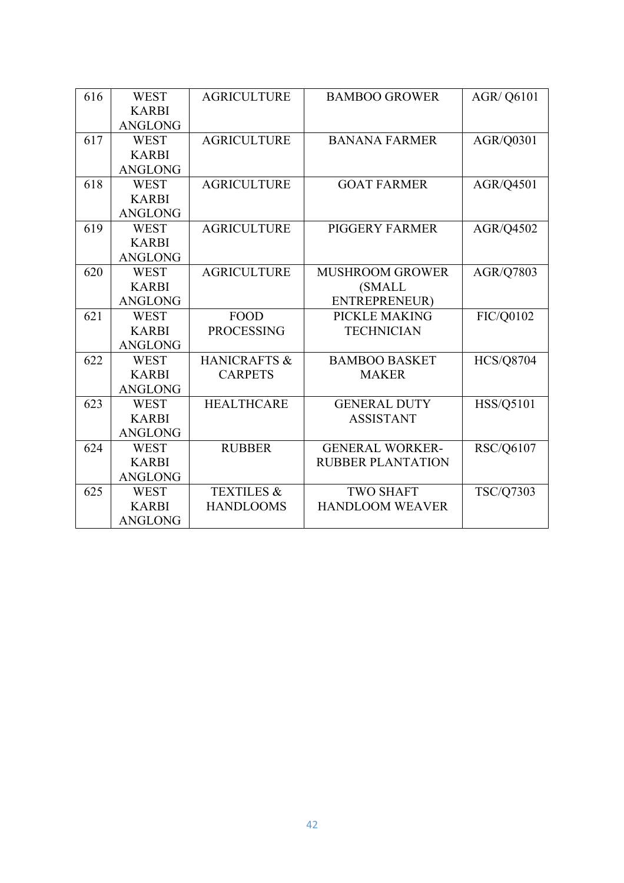| 616 | WEST KARBI ANGLONG | AGRICULTURE | BAMBOO GROWER | AGR/ Q6101 |
|---|---|---|---|---|
| 617 | WEST KARBI ANGLONG | AGRICULTURE | BANANA FARMER | AGR/Q0301 |
| 618 | WEST KARBI ANGLONG | AGRICULTURE | GOAT FARMER | AGR/Q4501 |
| 619 | WEST KARBI ANGLONG | AGRICULTURE | PIGGERY FARMER | AGR/Q4502 |
| 620 | WEST KARBI ANGLONG | AGRICULTURE | MUSHROOM GROWER (SMALL ENTREPRENEUR) | AGR/Q7803 |
| 621 | WEST KARBI ANGLONG | FOOD PROCESSING | PICKLE MAKING TECHNICIAN | FIC/Q0102 |
| 622 | WEST KARBI ANGLONG | HANICRAFTS & CARPETS | BAMBOO BASKET MAKER | HCS/Q8704 |
| 623 | WEST KARBI ANGLONG | HEALTHCARE | GENERAL DUTY ASSISTANT | HSS/Q5101 |
| 624 | WEST KARBI ANGLONG | RUBBER | GENERAL WORKER-RUBBER PLANTATION | RSC/Q6107 |
| 625 | WEST KARBI ANGLONG | TEXTILES & HANDLOOMS | TWO SHAFT HANDLOOM WEAVER | TSC/Q7303 |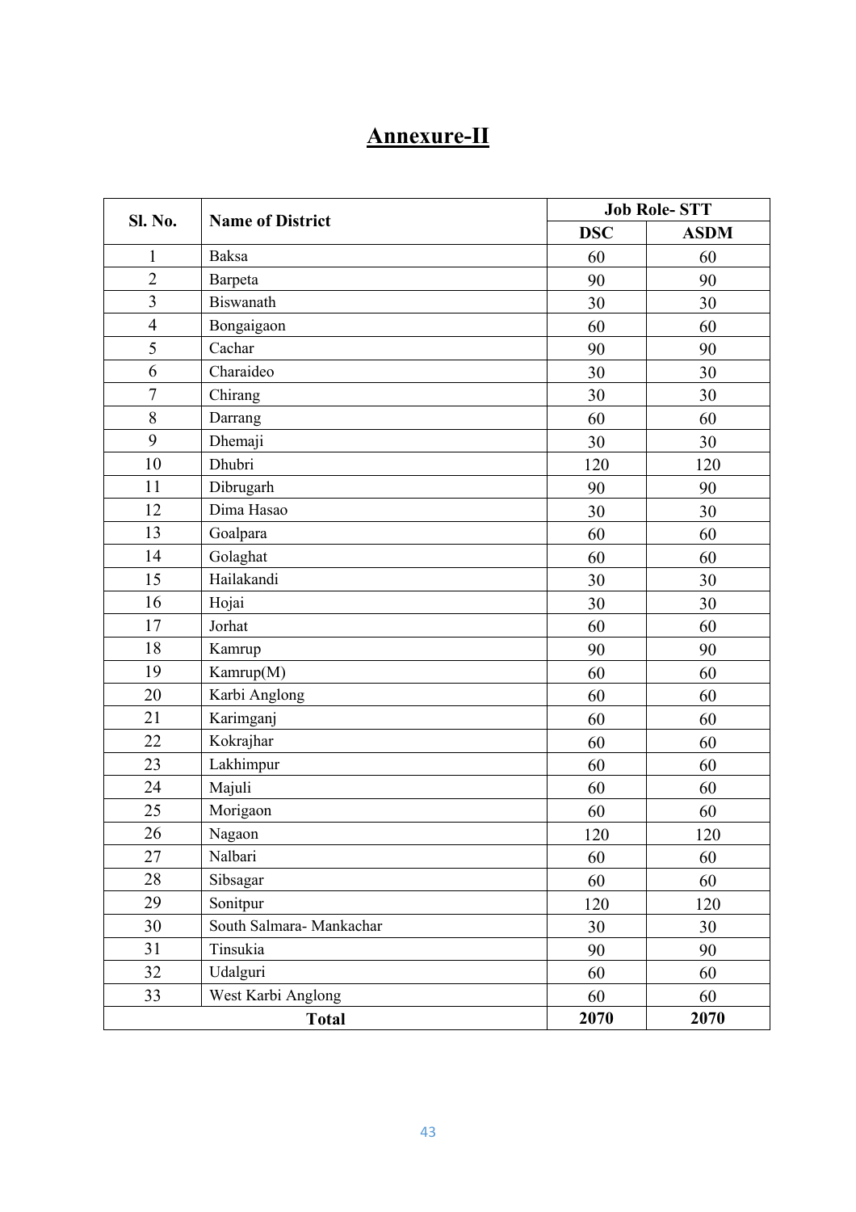# Annexure-II

| Sl. No. | Name of District | Job Role- STT | |
|---|---|---|---|
| | | DSC | ASDM |
| 1 | Baksa | 60 | 60 |
| 2 | Barpeta | 90 | 90 |
| 3 | Biswanath | 30 | 30 |
| 4 | Bongaigaon | 60 | 60 |
| 5 | Cachar | 90 | 90 |
| 6 | Charaideo | 30 | 30 |
| 7 | Chirang | 30 | 30 |
| 8 | Darrang | 60 | 60 |
| 9 | Dhemaji | 30 | 30 |
| 10 | Dhubri | 120 | 120 |
| 11 | Dibrugarh | 90 | 90 |
| 12 | Dima Hasao | 30 | 30 |
| 13 | Goalpara | 60 | 60 |
| 14 | Golaghat | 60 | 60 |
| 15 | Hailakandi | 30 | 30 |
| 16 | Hojai | 30 | 30 |
| 17 | Jorhat | 60 | 60 |
| 18 | Kamrup | 90 | 90 |
| 19 | Kamrup(M) | 60 | 60 |
| 20 | Karbi Anglong | 60 | 60 |
| 21 | Karimganj | 60 | 60 |
| 22 | Kokrajhar | 60 | 60 |
| 23 | Lakhimpur | 60 | 60 |
| 24 | Majuli | 60 | 60 |
| 25 | Morigaon | 60 | 60 |
| 26 | Nagaon | 120 | 120 |
| 27 | Nalbari | 60 | 60 |
| 28 | Sibsagar | 60 | 60 |
| 29 | Sonitpur | 120 | 120 |
| 30 | South Salmara- Mankachar | 30 | 30 |
| 31 | Tinsukia | 90 | 90 |
| 32 | Udalguri | 60 | 60 |
| 33 | West Karbi Anglong | 60 | 60 |
| **Total** | | **2070** | **2070** |